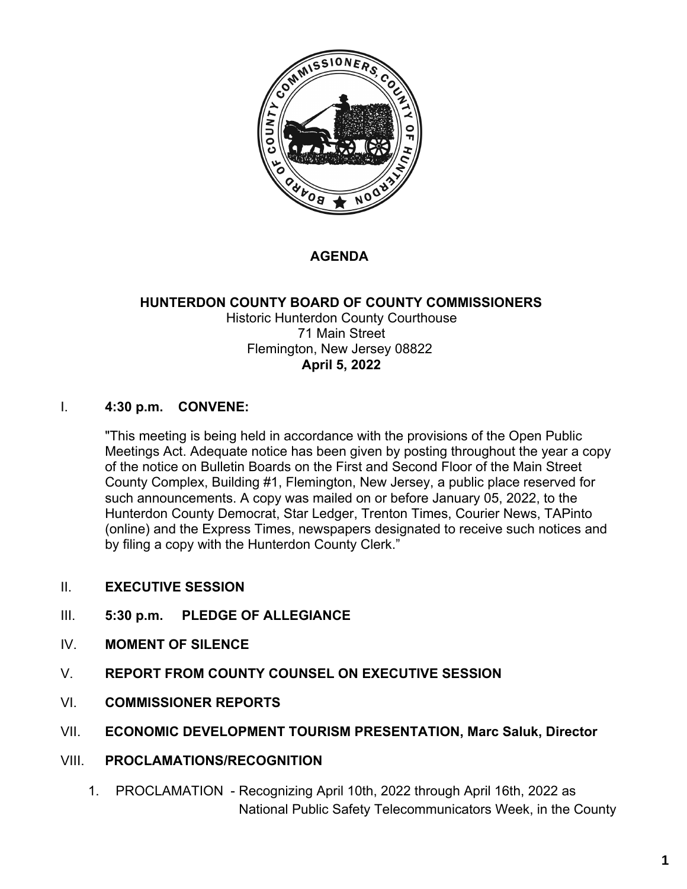# AGENDA

## HUNTERDON COUNTY BOARD OF COUNTY COMMISSIONERS

Historic Hunterdon County Courthouse
71 Main Street
Flemington, New Jersey 08822
**April 5, 2022**

I. **4:30 p.m. CONVENE:**

"This meeting is being held in accordance with the provisions of the Open Public Meetings Act. Adequate notice has been given by posting throughout the year a copy of the notice on Bulletin Boards on the First and Second Floor of the Main Street County Complex, Building #1, Flemington, New Jersey, a public place reserved for such announcements. A copy was mailed on or before January 05, 2022, to the Hunterdon County Democrat, Star Ledger, Trenton Times, Courier News, TAPinto (online) and the Express Times, newspapers designated to receive such notices and by filing a copy with the Hunterdon County Clerk."

II. **EXECUTIVE SESSION**

III. **5:30 p.m. PLEDGE OF ALLEGIANCE**

IV. **MOMENT OF SILENCE**

V. **REPORT FROM COUNTY COUNSEL ON EXECUTIVE SESSION**

VI. **COMMISSIONER REPORTS**

VII. **ECONOMIC DEVELOPMENT TOURISM PRESENTATION, Marc Saluk, Director**

VIII. **PROCLAMATIONS/RECOGNITION**

1. PROCLAMATION - Recognizing April 10th, 2022 through April 16th, 2022 as National Public Safety Telecommunicators Week, in the County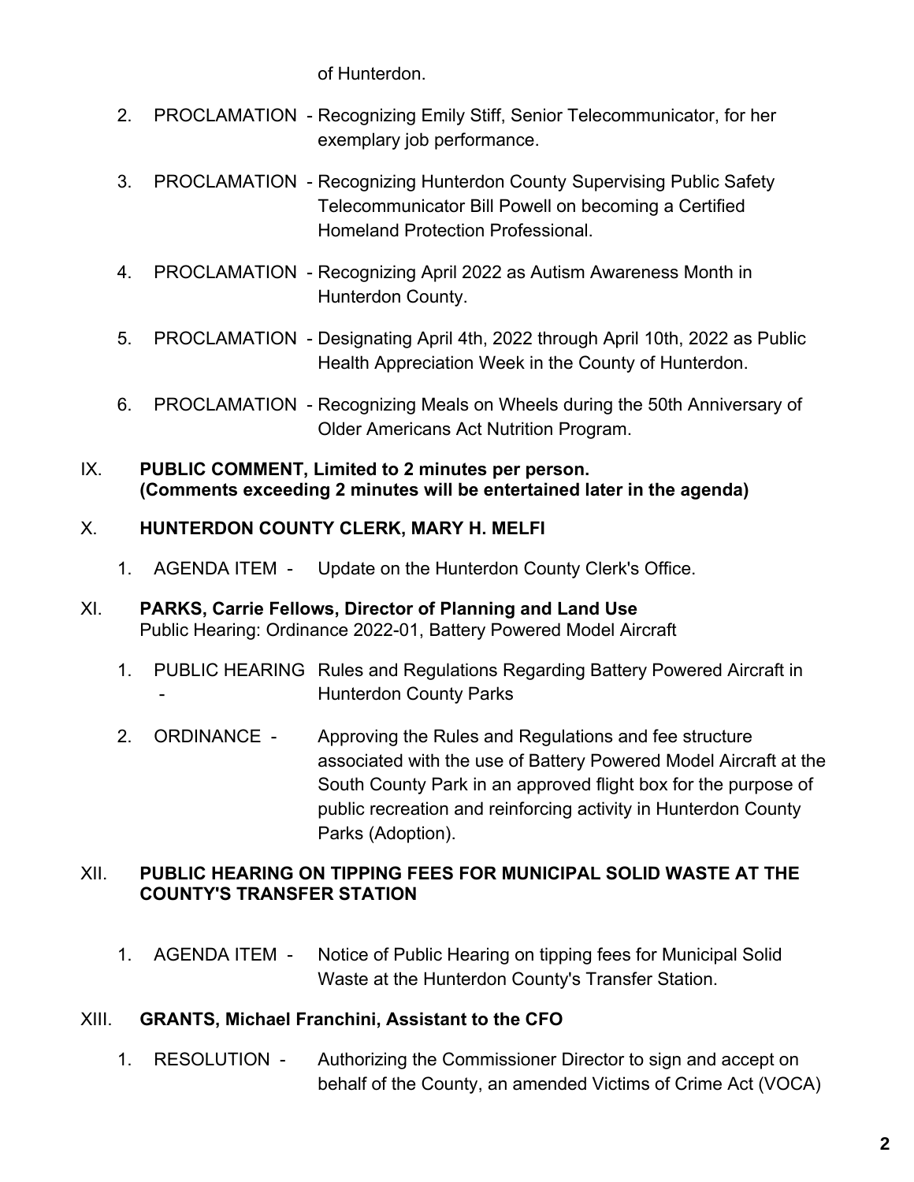of Hunterdon.

2. PROCLAMATION - Recognizing Emily Stiff, Senior Telecommunicator, for her exemplary job performance.

3. PROCLAMATION - Recognizing Hunterdon County Supervising Public Safety Telecommunicator Bill Powell on becoming a Certified Homeland Protection Professional.

4. PROCLAMATION - Recognizing April 2022 as Autism Awareness Month in Hunterdon County.

5. PROCLAMATION - Designating April 4th, 2022 through April 10th, 2022 as Public Health Appreciation Week in the County of Hunterdon.

6. PROCLAMATION - Recognizing Meals on Wheels during the 50th Anniversary of Older Americans Act Nutrition Program.

IX. **PUBLIC COMMENT, Limited to 2 minutes per person. (Comments exceeding 2 minutes will be entertained later in the agenda)**

X. **HUNTERDON COUNTY CLERK, MARY H. MELFI**

1. AGENDA ITEM - Update on the Hunterdon County Clerk's Office.

XI. **PARKS, Carrie Fellows, Director of Planning and Land Use**
Public Hearing: Ordinance 2022-01, Battery Powered Model Aircraft

1. PUBLIC HEARING - Rules and Regulations Regarding Battery Powered Aircraft in Hunterdon County Parks

2. ORDINANCE - Approving the Rules and Regulations and fee structure associated with the use of Battery Powered Model Aircraft at the South County Park in an approved flight box for the purpose of public recreation and reinforcing activity in Hunterdon County Parks (Adoption).

XII. **PUBLIC HEARING ON TIPPING FEES FOR MUNICIPAL SOLID WASTE AT THE COUNTY'S TRANSFER STATION**

1. AGENDA ITEM - Notice of Public Hearing on tipping fees for Municipal Solid Waste at the Hunterdon County's Transfer Station.

XIII. **GRANTS, Michael Franchini, Assistant to the CFO**

1. RESOLUTION - Authorizing the Commissioner Director to sign and accept on behalf of the County, an amended Victims of Crime Act (VOCA)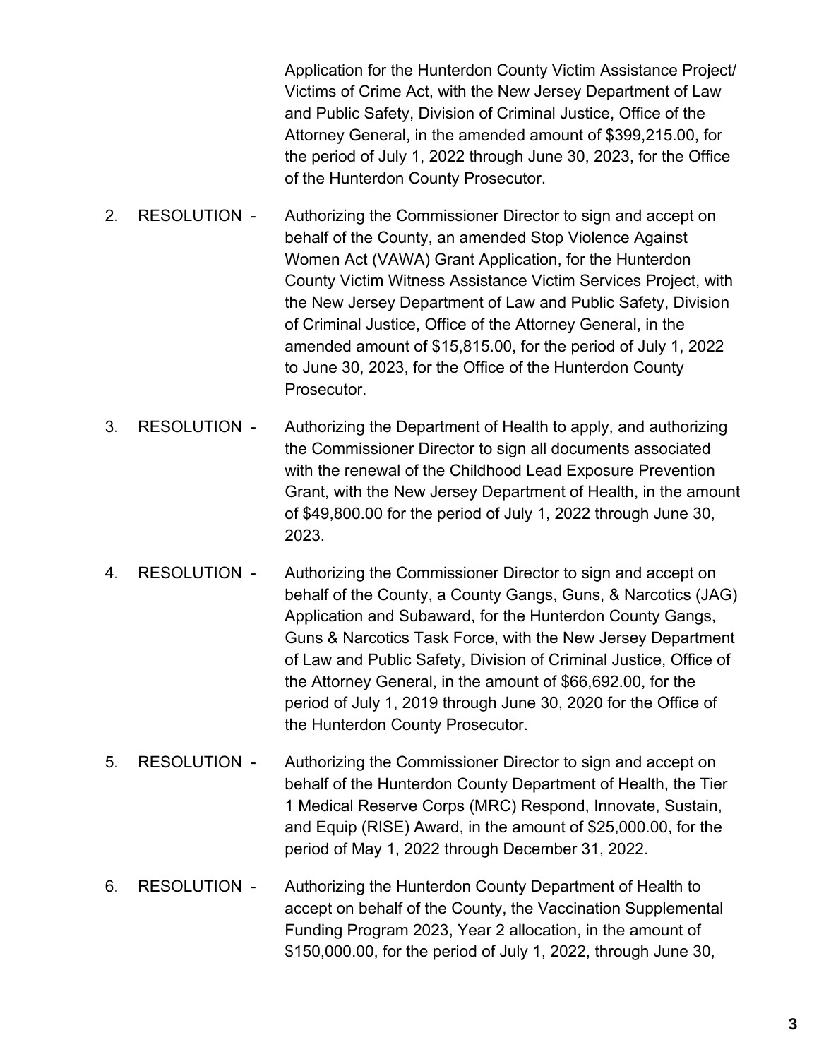Application for the Hunterdon County Victim Assistance Project/ Victims of Crime Act, with the New Jersey Department of Law and Public Safety, Division of Criminal Justice, Office of the Attorney General, in the amended amount of $399,215.00, for the period of July 1, 2022 through June 30, 2023, for the Office of the Hunterdon County Prosecutor.

2. RESOLUTION - Authorizing the Commissioner Director to sign and accept on behalf of the County, an amended Stop Violence Against Women Act (VAWA) Grant Application, for the Hunterdon County Victim Witness Assistance Victim Services Project, with the New Jersey Department of Law and Public Safety, Division of Criminal Justice, Office of the Attorney General, in the amended amount of $15,815.00, for the period of July 1, 2022 to June 30, 2023, for the Office of the Hunterdon County Prosecutor.

3. RESOLUTION - Authorizing the Department of Health to apply, and authorizing the Commissioner Director to sign all documents associated with the renewal of the Childhood Lead Exposure Prevention Grant, with the New Jersey Department of Health, in the amount of $49,800.00 for the period of July 1, 2022 through June 30, 2023.

4. RESOLUTION - Authorizing the Commissioner Director to sign and accept on behalf of the County, a County Gangs, Guns, & Narcotics (JAG) Application and Subaward, for the Hunterdon County Gangs, Guns & Narcotics Task Force, with the New Jersey Department of Law and Public Safety, Division of Criminal Justice, Office of the Attorney General, in the amount of $66,692.00, for the period of July 1, 2019 through June 30, 2020 for the Office of the Hunterdon County Prosecutor.

5. RESOLUTION - Authorizing the Commissioner Director to sign and accept on behalf of the Hunterdon County Department of Health, the Tier 1 Medical Reserve Corps (MRC) Respond, Innovate, Sustain, and Equip (RISE) Award, in the amount of $25,000.00, for the period of May 1, 2022 through December 31, 2022.

6. RESOLUTION - Authorizing the Hunterdon County Department of Health to accept on behalf of the County, the Vaccination Supplemental Funding Program 2023, Year 2 allocation, in the amount of $150,000.00, for the period of July 1, 2022, through June 30,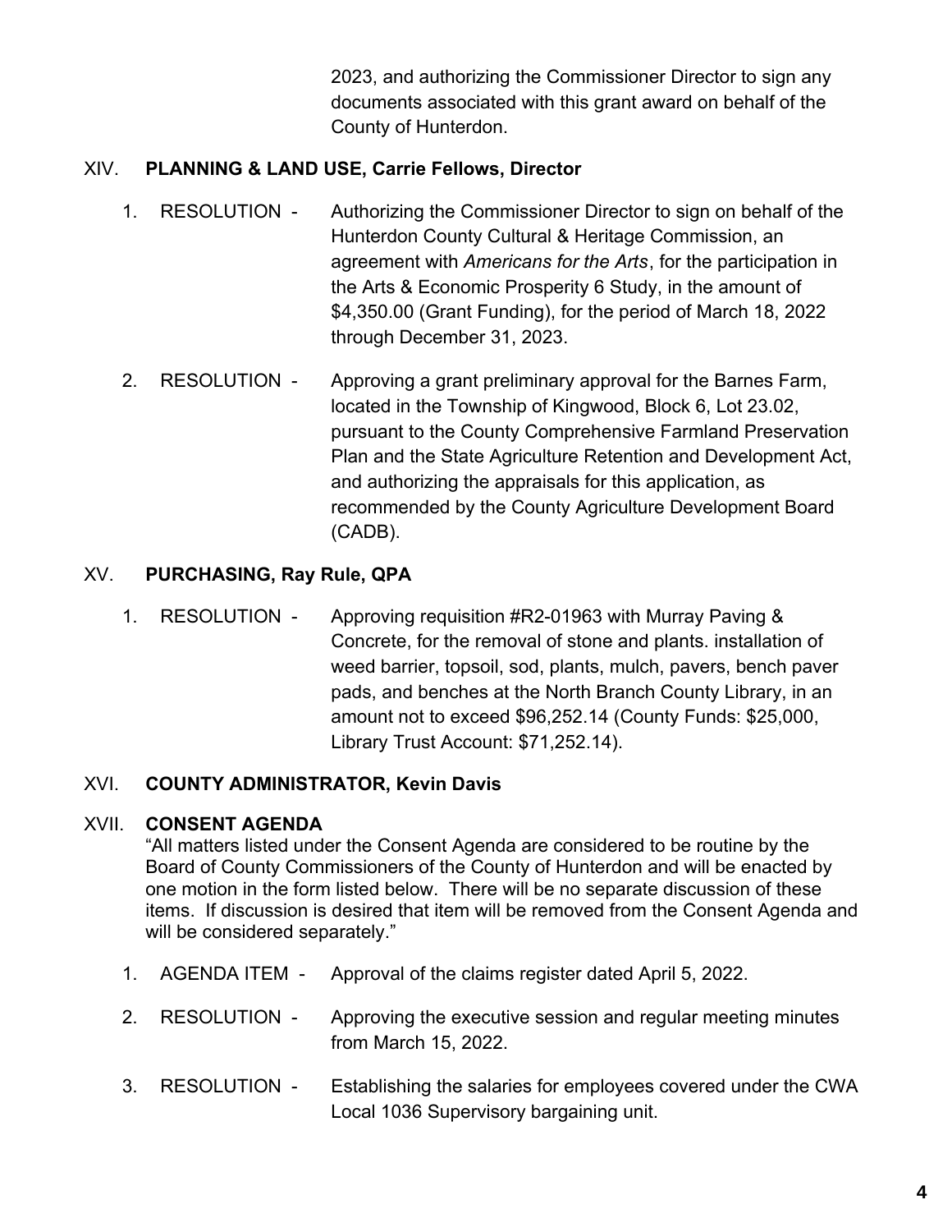2023, and authorizing the Commissioner Director to sign any documents associated with this grant award on behalf of the County of Hunterdon.

## XIV. PLANNING & LAND USE, Carrie Fellows, Director

1. RESOLUTION - Authorizing the Commissioner Director to sign on behalf of the Hunterdon County Cultural & Heritage Commission, an agreement with *Americans for the Arts*, for the participation in the Arts & Economic Prosperity 6 Study, in the amount of $4,350.00 (Grant Funding), for the period of March 18, 2022 through December 31, 2023.

2. RESOLUTION - Approving a grant preliminary approval for the Barnes Farm, located in the Township of Kingwood, Block 6, Lot 23.02, pursuant to the County Comprehensive Farmland Preservation Plan and the State Agriculture Retention and Development Act, and authorizing the appraisals for this application, as recommended by the County Agriculture Development Board (CADB).

## XV. PURCHASING, Ray Rule, QPA

1. RESOLUTION - Approving requisition #R2-01963 with Murray Paving & Concrete, for the removal of stone and plants. installation of weed barrier, topsoil, sod, plants, mulch, pavers, bench paver pads, and benches at the North Branch County Library, in an amount not to exceed $96,252.14 (County Funds: $25,000, Library Trust Account: $71,252.14).

## XVI. COUNTY ADMINISTRATOR, Kevin Davis

## XVII. CONSENT AGENDA

"All matters listed under the Consent Agenda are considered to be routine by the Board of County Commissioners of the County of Hunterdon and will be enacted by one motion in the form listed below. There will be no separate discussion of these items. If discussion is desired that item will be removed from the Consent Agenda and will be considered separately."

1. AGENDA ITEM - Approval of the claims register dated April 5, 2022.

2. RESOLUTION - Approving the executive session and regular meeting minutes from March 15, 2022.

3. RESOLUTION - Establishing the salaries for employees covered under the CWA Local 1036 Supervisory bargaining unit.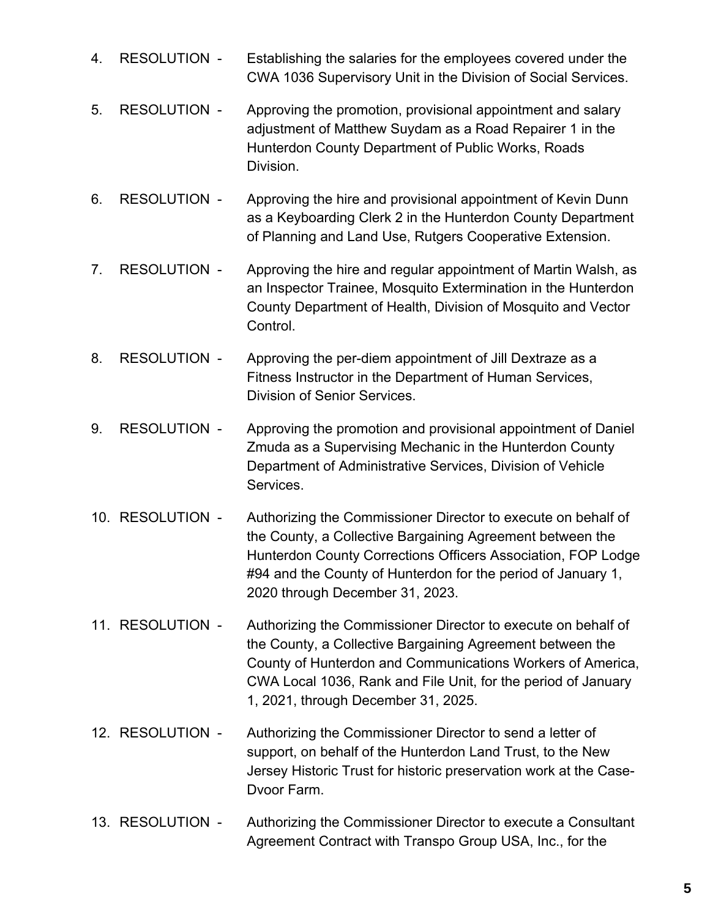4. RESOLUTION - Establishing the salaries for the employees covered under the CWA 1036 Supervisory Unit in the Division of Social Services.

5. RESOLUTION - Approving the promotion, provisional appointment and salary adjustment of Matthew Suydam as a Road Repairer 1 in the Hunterdon County Department of Public Works, Roads Division.

6. RESOLUTION - Approving the hire and provisional appointment of Kevin Dunn as a Keyboarding Clerk 2 in the Hunterdon County Department of Planning and Land Use, Rutgers Cooperative Extension.

7. RESOLUTION - Approving the hire and regular appointment of Martin Walsh, as an Inspector Trainee, Mosquito Extermination in the Hunterdon County Department of Health, Division of Mosquito and Vector Control.

8. RESOLUTION - Approving the per-diem appointment of Jill Dextraze as a Fitness Instructor in the Department of Human Services, Division of Senior Services.

9. RESOLUTION - Approving the promotion and provisional appointment of Daniel Zmuda as a Supervising Mechanic in the Hunterdon County Department of Administrative Services, Division of Vehicle Services.

10. RESOLUTION - Authorizing the Commissioner Director to execute on behalf of the County, a Collective Bargaining Agreement between the Hunterdon County Corrections Officers Association, FOP Lodge #94 and the County of Hunterdon for the period of January 1, 2020 through December 31, 2023.

11. RESOLUTION - Authorizing the Commissioner Director to execute on behalf of the County, a Collective Bargaining Agreement between the County of Hunterdon and Communications Workers of America, CWA Local 1036, Rank and File Unit, for the period of January 1, 2021, through December 31, 2025.

12. RESOLUTION - Authorizing the Commissioner Director to send a letter of support, on behalf of the Hunterdon Land Trust, to the New Jersey Historic Trust for historic preservation work at the Case-Dvoor Farm.

13. RESOLUTION - Authorizing the Commissioner Director to execute a Consultant Agreement Contract with Transpo Group USA, Inc., for the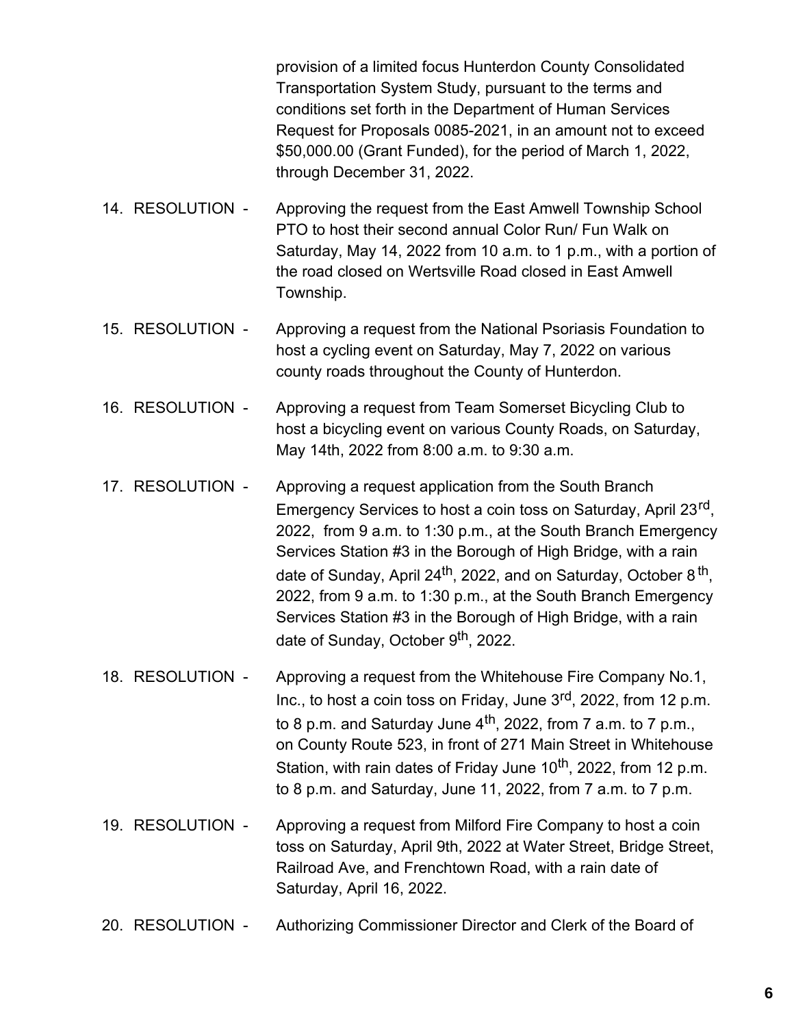provision of a limited focus Hunterdon County Consolidated Transportation System Study, pursuant to the terms and conditions set forth in the Department of Human Services Request for Proposals 0085-2021, in an amount not to exceed $50,000.00 (Grant Funded), for the period of March 1, 2022, through December 31, 2022.

14. RESOLUTION - Approving the request from the East Amwell Township School PTO to host their second annual Color Run/ Fun Walk on Saturday, May 14, 2022 from 10 a.m. to 1 p.m., with a portion of the road closed on Wertsville Road closed in East Amwell Township.

15. RESOLUTION - Approving a request from the National Psoriasis Foundation to host a cycling event on Saturday, May 7, 2022 on various county roads throughout the County of Hunterdon.

16. RESOLUTION - Approving a request from Team Somerset Bicycling Club to host a bicycling event on various County Roads, on Saturday, May 14th, 2022 from 8:00 a.m. to 9:30 a.m.

17. RESOLUTION - Approving a request application from the South Branch Emergency Services to host a coin toss on Saturday, April 23rd, 2022, from 9 a.m. to 1:30 p.m., at the South Branch Emergency Services Station #3 in the Borough of High Bridge, with a rain date of Sunday, April 24th, 2022, and on Saturday, October 8th, 2022, from 9 a.m. to 1:30 p.m., at the South Branch Emergency Services Station #3 in the Borough of High Bridge, with a rain date of Sunday, October 9th, 2022.

18. RESOLUTION - Approving a request from the Whitehouse Fire Company No.1, Inc., to host a coin toss on Friday, June 3rd, 2022, from 12 p.m. to 8 p.m. and Saturday June 4th, 2022, from 7 a.m. to 7 p.m., on County Route 523, in front of 271 Main Street in Whitehouse Station, with rain dates of Friday June 10th, 2022, from 12 p.m. to 8 p.m. and Saturday, June 11, 2022, from 7 a.m. to 7 p.m.

19. RESOLUTION - Approving a request from Milford Fire Company to host a coin toss on Saturday, April 9th, 2022 at Water Street, Bridge Street, Railroad Ave, and Frenchtown Road, with a rain date of Saturday, April 16, 2022.

20. RESOLUTION - Authorizing Commissioner Director and Clerk of the Board of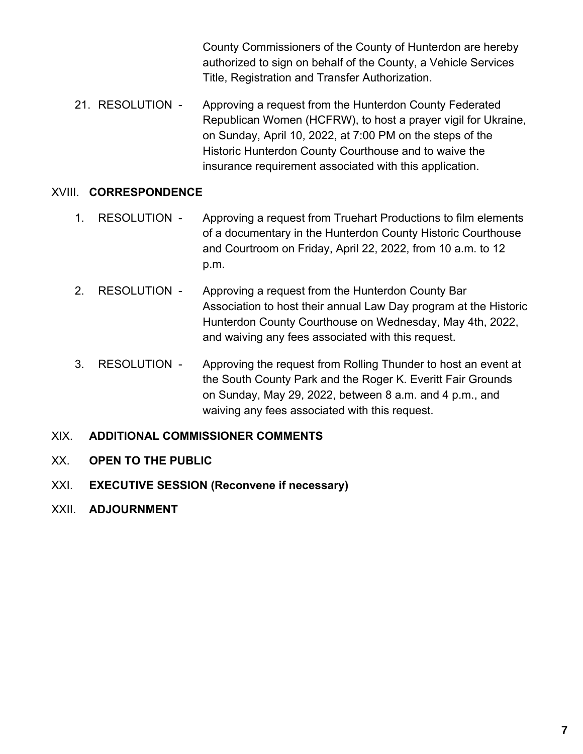County Commissioners of the County of Hunterdon are hereby authorized to sign on behalf of the County, a Vehicle Services Title, Registration and Transfer Authorization.

21. RESOLUTION - Approving a request from the Hunterdon County Federated Republican Women (HCFRW), to host a prayer vigil for Ukraine, on Sunday, April 10, 2022, at 7:00 PM on the steps of the Historic Hunterdon County Courthouse and to waive the insurance requirement associated with this application.

## XVIII. **CORRESPONDENCE**

1. RESOLUTION - Approving a request from Truehart Productions to film elements of a documentary in the Hunterdon County Historic Courthouse and Courtroom on Friday, April 22, 2022, from 10 a.m. to 12 p.m.

2. RESOLUTION - Approving a request from the Hunterdon County Bar Association to host their annual Law Day program at the Historic Hunterdon County Courthouse on Wednesday, May 4th, 2022, and waiving any fees associated with this request.

3. RESOLUTION - Approving the request from Rolling Thunder to host an event at the South County Park and the Roger K. Everitt Fair Grounds on Sunday, May 29, 2022, between 8 a.m. and 4 p.m., and waiving any fees associated with this request.

## XIX. **ADDITIONAL COMMISSIONER COMMENTS**

## XX. **OPEN TO THE PUBLIC**

## XXI. **EXECUTIVE SESSION (Reconvene if necessary)**

## XXII. **ADJOURNMENT**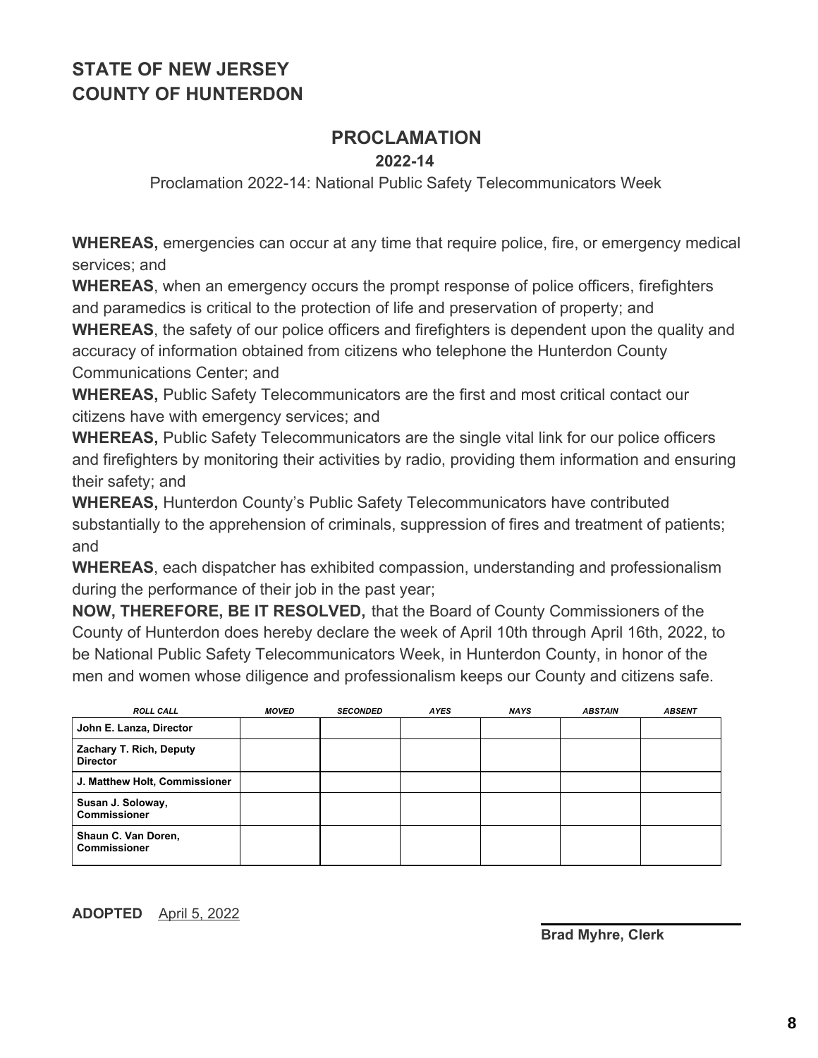## STATE OF NEW JERSEY
## COUNTY OF HUNTERDON

### PROCLAMATION

**2022-14**

Proclamation 2022-14: National Public Safety Telecommunicators Week

**WHEREAS,** emergencies can occur at any time that require police, fire, or emergency medical services; and

**WHEREAS**, when an emergency occurs the prompt response of police officers, firefighters and paramedics is critical to the protection of life and preservation of property; and

**WHEREAS**, the safety of our police officers and firefighters is dependent upon the quality and accuracy of information obtained from citizens who telephone the Hunterdon County Communications Center; and

**WHEREAS,** Public Safety Telecommunicators are the first and most critical contact our citizens have with emergency services; and

**WHEREAS,** Public Safety Telecommunicators are the single vital link for our police officers and firefighters by monitoring their activities by radio, providing them information and ensuring their safety; and

**WHEREAS,** Hunterdon County's Public Safety Telecommunicators have contributed substantially to the apprehension of criminals, suppression of fires and treatment of patients; and

**WHEREAS**, each dispatcher has exhibited compassion, understanding and professionalism during the performance of their job in the past year;

**NOW, THEREFORE, BE IT RESOLVED,** that the Board of County Commissioners of the County of Hunterdon does hereby declare the week of April 10th through April 16th, 2022, to be National Public Safety Telecommunicators Week, in Hunterdon County, in honor of the men and women whose diligence and professionalism keeps our County and citizens safe.

| ROLL CALL | MOVED | SECONDED | AYES | NAYS | ABSTAIN | ABSENT |
|---|---|---|---|---|---|---|
| **John E. Lanza, Director** | | | | | | |
| **Zachary T. Rich, Deputy Director** | | | | | | |
| **J. Matthew Holt, Commissioner** | | | | | | |
| **Susan J. Soloway, Commissioner** | | | | | | |
| **Shaun C. Van Doren, Commissioner** | | | | | | |

**ADOPTED** April 5, 2022

**Brad Myhre, Clerk**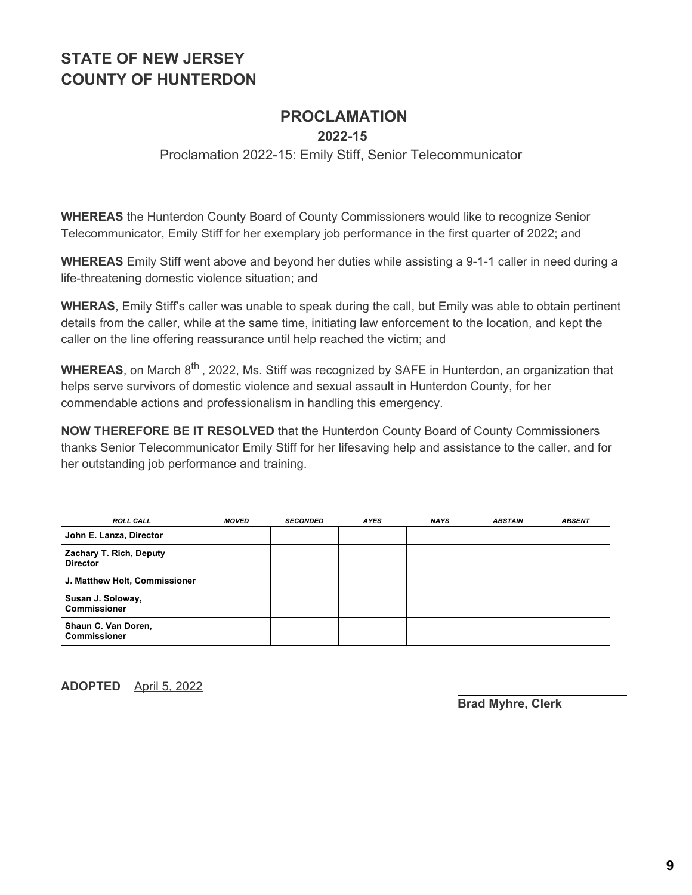# STATE OF NEW JERSEY
# COUNTY OF HUNTERDON

## PROCLAMATION

**2022-15**

Proclamation 2022-15: Emily Stiff, Senior Telecommunicator

**WHEREAS** the Hunterdon County Board of County Commissioners would like to recognize Senior Telecommunicator, Emily Stiff for her exemplary job performance in the first quarter of 2022; and

**WHEREAS** Emily Stiff went above and beyond her duties while assisting a 9-1-1 caller in need during a life-threatening domestic violence situation; and

**WHERAS**, Emily Stiff's caller was unable to speak during the call, but Emily was able to obtain pertinent details from the caller, while at the same time, initiating law enforcement to the location, and kept the caller on the line offering reassurance until help reached the victim; and

**WHEREAS**, on March 8th , 2022, Ms. Stiff was recognized by SAFE in Hunterdon, an organization that helps serve survivors of domestic violence and sexual assault in Hunterdon County, for her commendable actions and professionalism in handling this emergency.

**NOW THEREFORE BE IT RESOLVED** that the Hunterdon County Board of County Commissioners thanks Senior Telecommunicator Emily Stiff for her lifesaving help and assistance to the caller, and for her outstanding job performance and training.

| *ROLL CALL* | *MOVED* | *SECONDED* | *AYES* | *NAYS* | *ABSTAIN* | *ABSENT* |
|---|---|---|---|---|---|---|
| **John E. Lanza, Director** | | | | | | |
| **Zachary T. Rich, Deputy Director** | | | | | | |
| **J. Matthew Holt, Commissioner** | | | | | | |
| **Susan J. Soloway, Commissioner** | | | | | | |
| **Shaun C. Van Doren, Commissioner** | | | | | | |

**ADOPTED** April 5, 2022

**Brad Myhre, Clerk**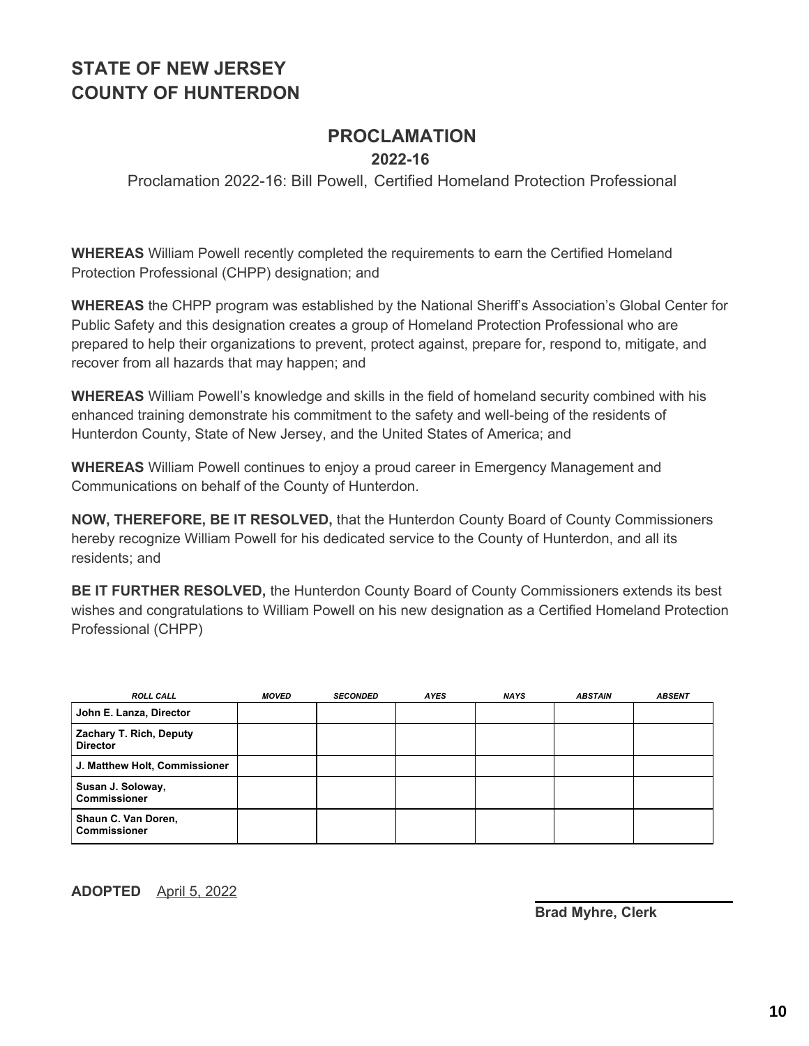# STATE OF NEW JERSEY
# COUNTY OF HUNTERDON

## PROCLAMATION

**2022-16**

Proclamation 2022-16: Bill Powell, Certified Homeland Protection Professional

**WHEREAS** William Powell recently completed the requirements to earn the Certified Homeland Protection Professional (CHPP) designation; and

**WHEREAS** the CHPP program was established by the National Sheriff's Association's Global Center for Public Safety and this designation creates a group of Homeland Protection Professional who are prepared to help their organizations to prevent, protect against, prepare for, respond to, mitigate, and recover from all hazards that may happen; and

**WHEREAS** William Powell's knowledge and skills in the field of homeland security combined with his enhanced training demonstrate his commitment to the safety and well-being of the residents of Hunterdon County, State of New Jersey, and the United States of America; and

**WHEREAS** William Powell continues to enjoy a proud career in Emergency Management and Communications on behalf of the County of Hunterdon.

**NOW, THEREFORE, BE IT RESOLVED,** that the Hunterdon County Board of County Commissioners hereby recognize William Powell for his dedicated service to the County of Hunterdon, and all its residents; and

**BE IT FURTHER RESOLVED,** the Hunterdon County Board of County Commissioners extends its best wishes and congratulations to William Powell on his new designation as a Certified Homeland Protection Professional (CHPP)

| ROLL CALL | MOVED | SECONDED | AYES | NAYS | ABSTAIN | ABSENT |
|---|---|---|---|---|---|---|
| **John E. Lanza, Director** | | | | | | |
| **Zachary T. Rich, Deputy Director** | | | | | | |
| **J. Matthew Holt, Commissioner** | | | | | | |
| **Susan J. Soloway, Commissioner** | | | | | | |
| **Shaun C. Van Doren, Commissioner** | | | | | | |

**ADOPTED** April 5, 2022

**Brad Myhre, Clerk**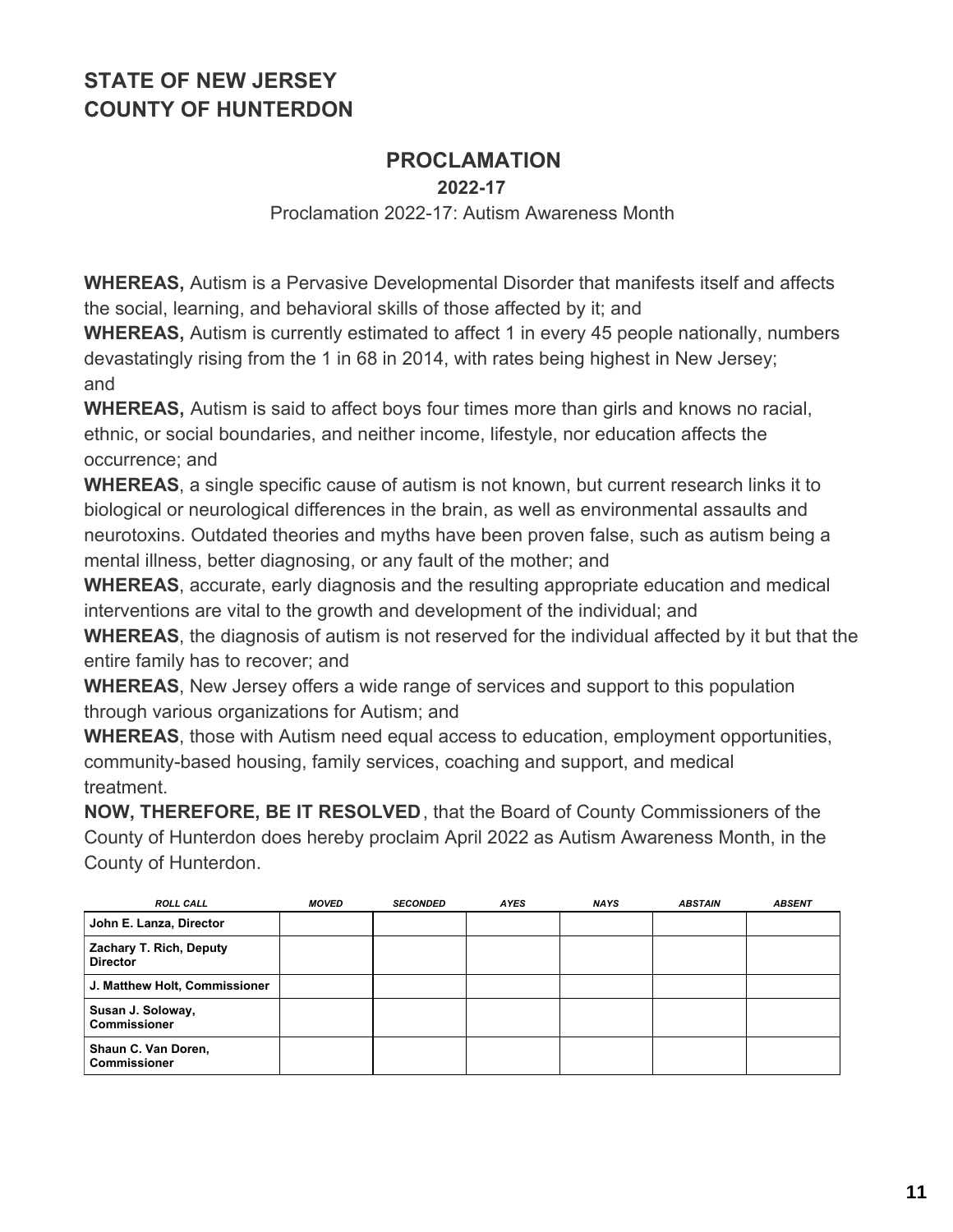## STATE OF NEW JERSEY
## COUNTY OF HUNTERDON

# PROCLAMATION

**2022-17**

Proclamation 2022-17: Autism Awareness Month

**WHEREAS,** Autism is a Pervasive Developmental Disorder that manifests itself and affects the social, learning, and behavioral skills of those affected by it; and

**WHEREAS,** Autism is currently estimated to affect 1 in every 45 people nationally, numbers devastatingly rising from the 1 in 68 in 2014, with rates being highest in New Jersey; and

**WHEREAS,** Autism is said to affect boys four times more than girls and knows no racial, ethnic, or social boundaries, and neither income, lifestyle, nor education affects the occurrence; and

**WHEREAS**, a single specific cause of autism is not known, but current research links it to biological or neurological differences in the brain, as well as environmental assaults and neurotoxins. Outdated theories and myths have been proven false, such as autism being a mental illness, better diagnosing, or any fault of the mother; and

**WHEREAS**, accurate, early diagnosis and the resulting appropriate education and medical interventions are vital to the growth and development of the individual; and

**WHEREAS**, the diagnosis of autism is not reserved for the individual affected by it but that the entire family has to recover; and

**WHEREAS**, New Jersey offers a wide range of services and support to this population through various organizations for Autism; and

**WHEREAS**, those with Autism need equal access to education, employment opportunities, community-based housing, family services, coaching and support, and medical treatment.

**NOW, THEREFORE, BE IT RESOLVED**, that the Board of County Commissioners of the County of Hunterdon does hereby proclaim April 2022 as Autism Awareness Month, in the County of Hunterdon.

| *ROLL CALL* | *MOVED* | *SECONDED* | *AYES* | *NAYS* | *ABSTAIN* | *ABSENT* |
|---|---|---|---|---|---|---|
| **John E. Lanza, Director** | | | | | | |
| **Zachary T. Rich, Deputy Director** | | | | | | |
| **J. Matthew Holt, Commissioner** | | | | | | |
| **Susan J. Soloway, Commissioner** | | | | | | |
| **Shaun C. Van Doren, Commissioner** | | | | | | |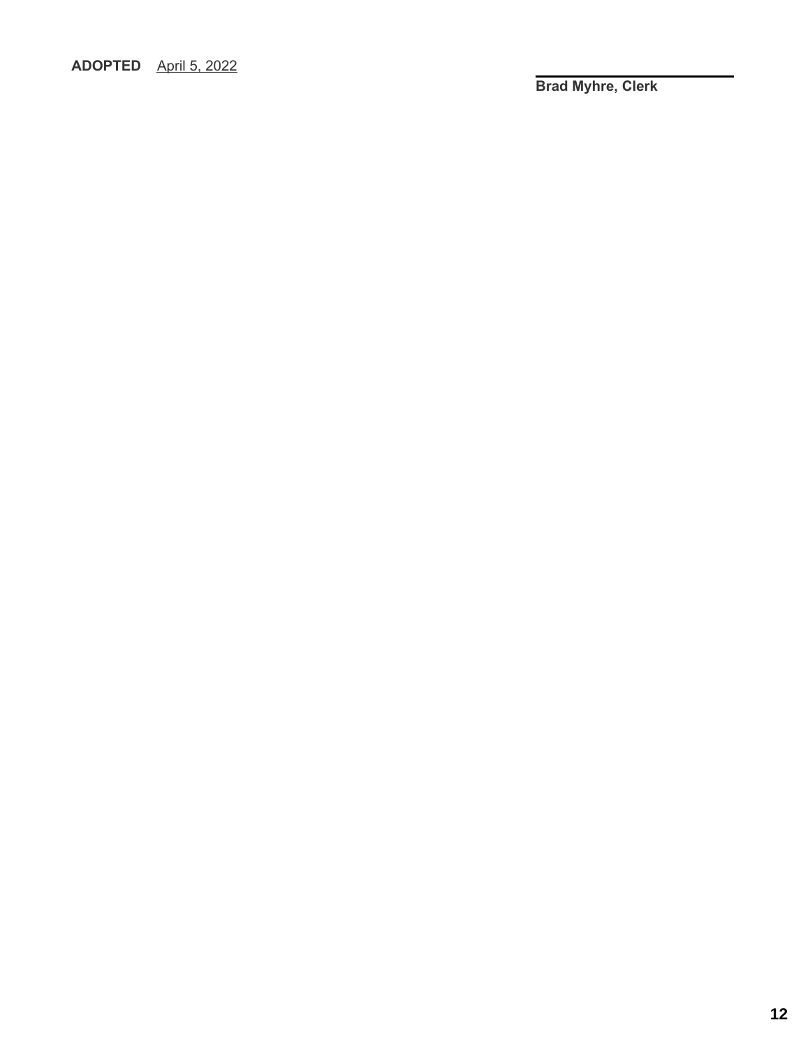**ADOPTED** April 5, 2022

\_\_\_\_\_\_\_\_\_\_\_\_\_\_\_\_\_\_\_\_\_\_\_\_\_\_\_\_

**Brad Myhre, Clerk**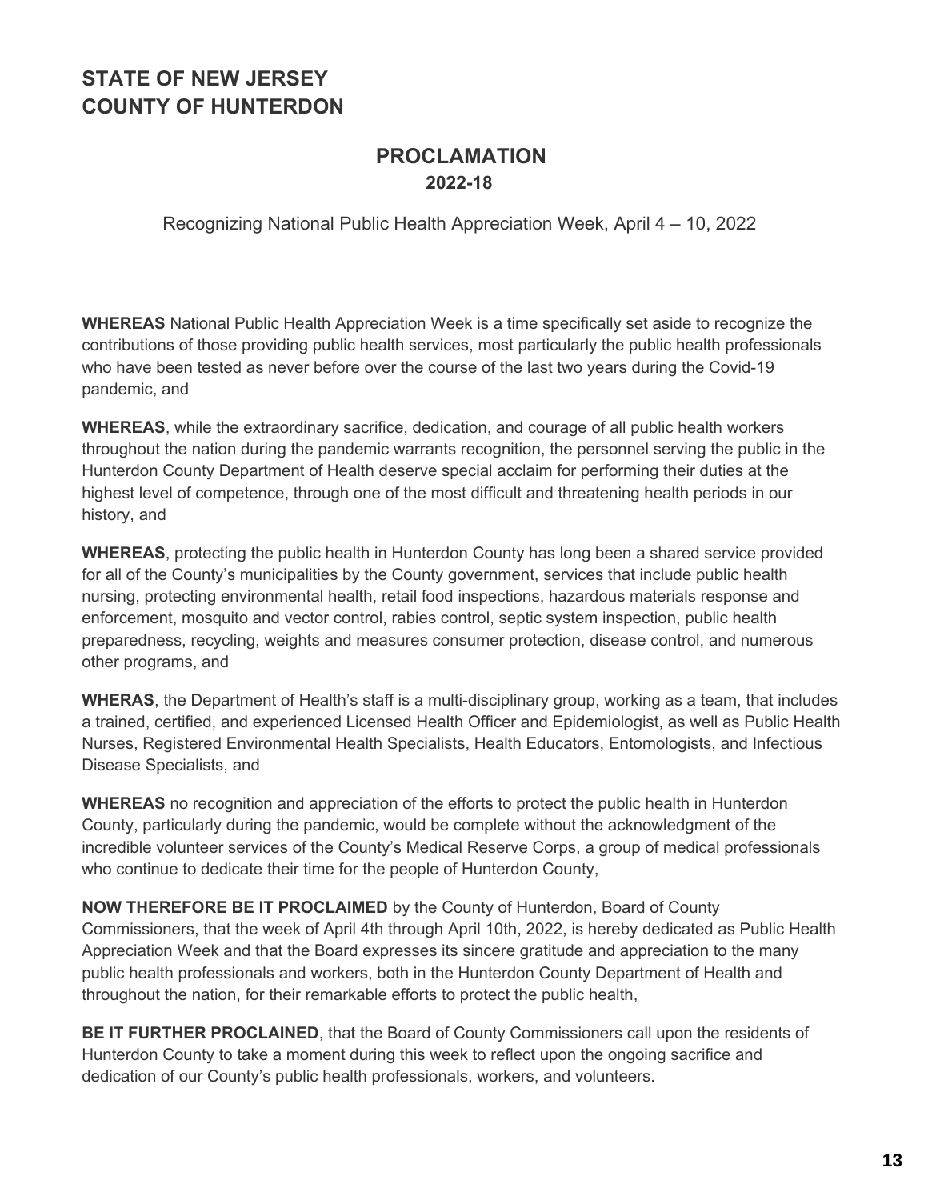# STATE OF NEW JERSEY
# COUNTY OF HUNTERDON

## PROCLAMATION
### 2022-18

Recognizing National Public Health Appreciation Week, April 4 – 10, 2022

**WHEREAS** National Public Health Appreciation Week is a time specifically set aside to recognize the contributions of those providing public health services, most particularly the public health professionals who have been tested as never before over the course of the last two years during the Covid-19 pandemic, and

**WHEREAS**, while the extraordinary sacrifice, dedication, and courage of all public health workers throughout the nation during the pandemic warrants recognition, the personnel serving the public in the Hunterdon County Department of Health deserve special acclaim for performing their duties at the highest level of competence, through one of the most difficult and threatening health periods in our history, and

**WHEREAS**, protecting the public health in Hunterdon County has long been a shared service provided for all of the County's municipalities by the County government, services that include public health nursing, protecting environmental health, retail food inspections, hazardous materials response and enforcement, mosquito and vector control, rabies control, septic system inspection, public health preparedness, recycling, weights and measures consumer protection, disease control, and numerous other programs, and

**WHERAS**, the Department of Health's staff is a multi-disciplinary group, working as a team, that includes a trained, certified, and experienced Licensed Health Officer and Epidemiologist, as well as Public Health Nurses, Registered Environmental Health Specialists, Health Educators, Entomologists, and Infectious Disease Specialists, and

**WHEREAS** no recognition and appreciation of the efforts to protect the public health in Hunterdon County, particularly during the pandemic, would be complete without the acknowledgment of the incredible volunteer services of the County's Medical Reserve Corps, a group of medical professionals who continue to dedicate their time for the people of Hunterdon County,

**NOW THEREFORE BE IT PROCLAIMED** by the County of Hunterdon, Board of County Commissioners, that the week of April 4th through April 10th, 2022, is hereby dedicated as Public Health Appreciation Week and that the Board expresses its sincere gratitude and appreciation to the many public health professionals and workers, both in the Hunterdon County Department of Health and throughout the nation, for their remarkable efforts to protect the public health,

**BE IT FURTHER PROCLAINED**, that the Board of County Commissioners call upon the residents of Hunterdon County to take a moment during this week to reflect upon the ongoing sacrifice and dedication of our County's public health professionals, workers, and volunteers.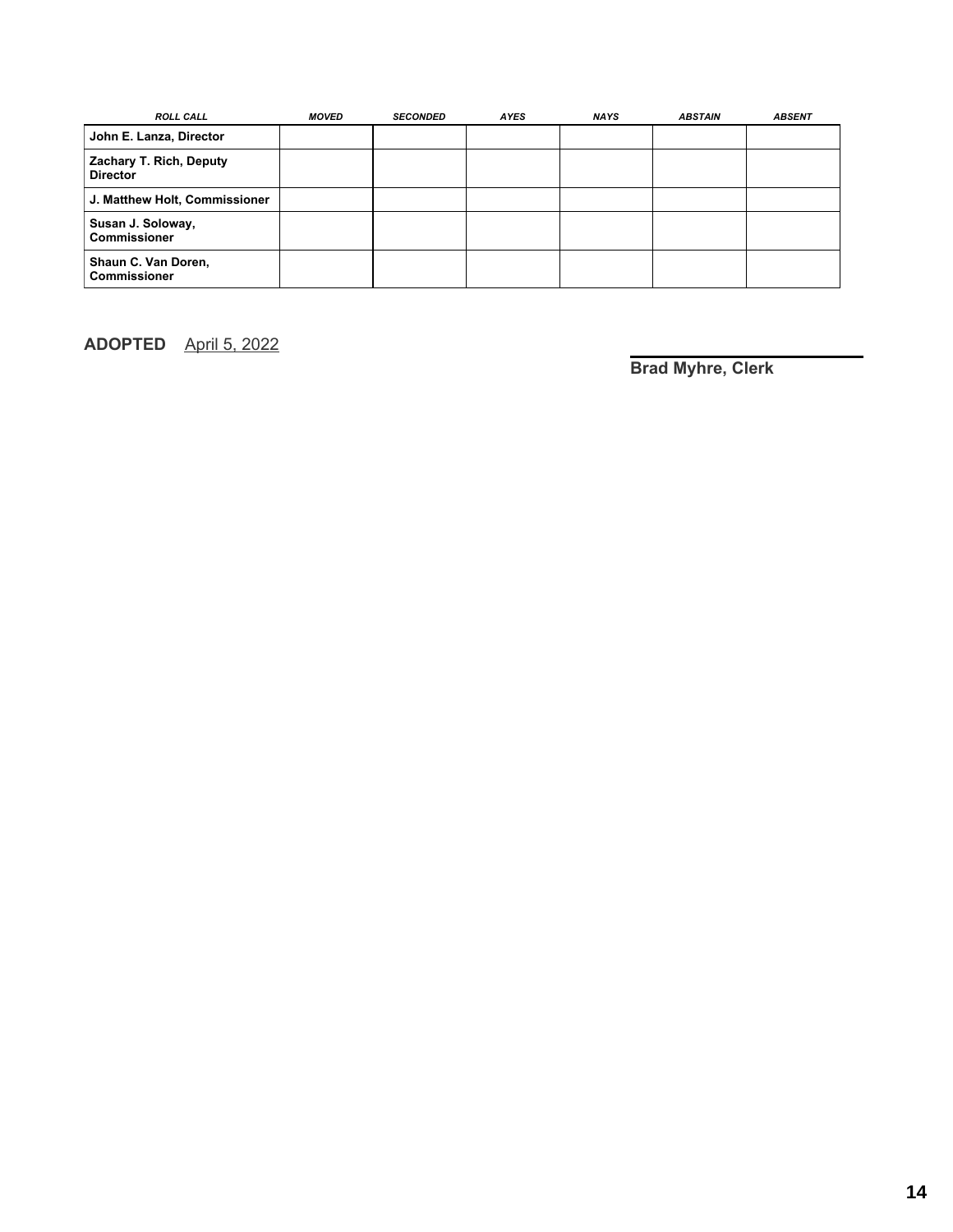| *ROLL CALL* | *MOVED* | *SECONDED* | *AYES* | *NAYS* | *ABSTAIN* | *ABSENT* |
|---|---|---|---|---|---|---|
| **John E. Lanza, Director** | | | | | | |
| **Zachary T. Rich, Deputy Director** | | | | | | |
| **J. Matthew Holt, Commissioner** | | | | | | |
| **Susan J. Soloway, Commissioner** | | | | | | |
| **Shaun C. Van Doren, Commissioner** | | | | | | |

**ADOPTED** April 5, 2022

**Brad Myhre, Clerk**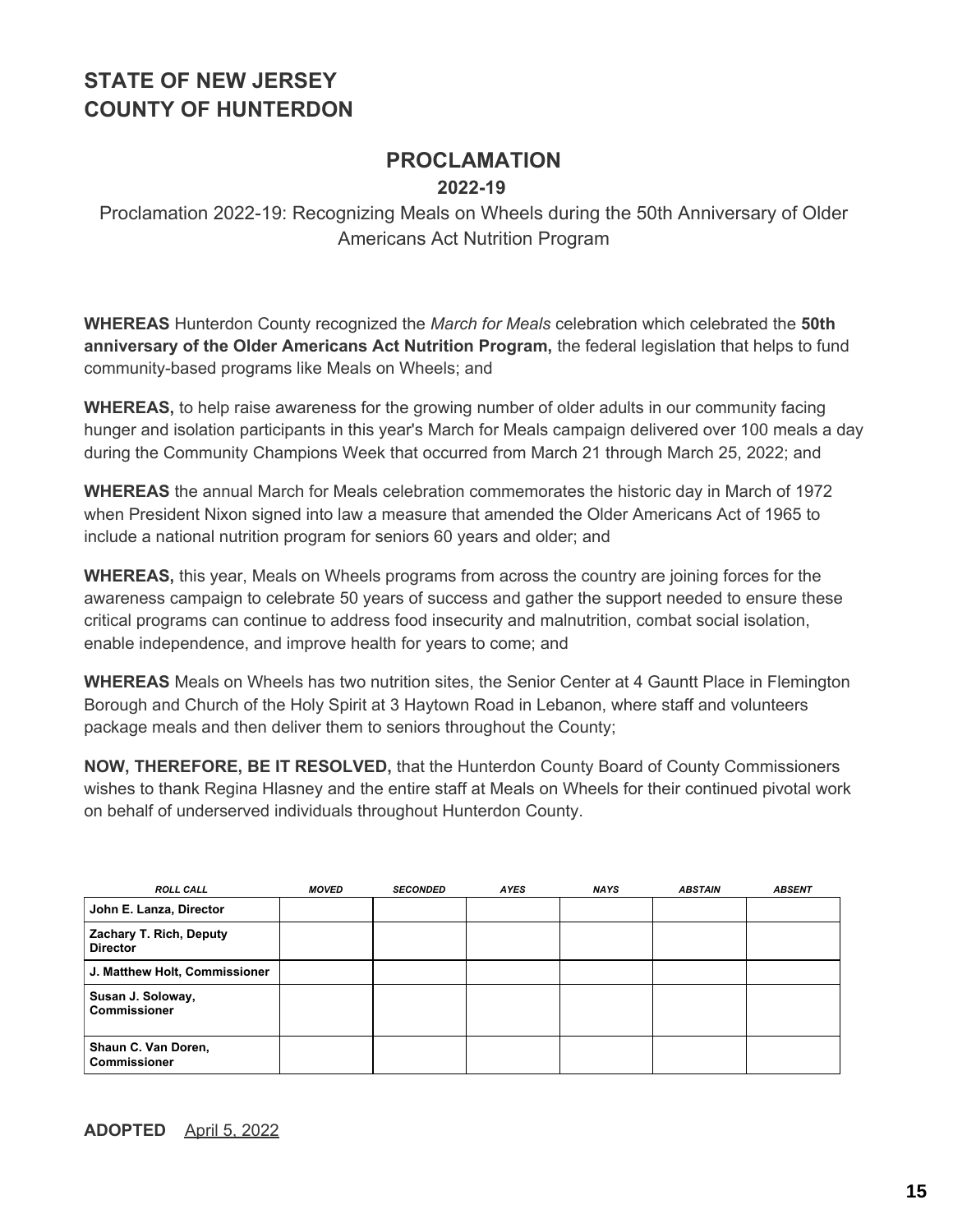# STATE OF NEW JERSEY
# COUNTY OF HUNTERDON

## PROCLAMATION

**2022-19**

Proclamation 2022-19: Recognizing Meals on Wheels during the 50th Anniversary of Older Americans Act Nutrition Program

**WHEREAS** Hunterdon County recognized the *March for Meals* celebration which celebrated the **50th anniversary of the Older Americans Act Nutrition Program,** the federal legislation that helps to fund community-based programs like Meals on Wheels; and

**WHEREAS,** to help raise awareness for the growing number of older adults in our community facing hunger and isolation participants in this year's March for Meals campaign delivered over 100 meals a day during the Community Champions Week that occurred from March 21 through March 25, 2022; and

**WHEREAS** the annual March for Meals celebration commemorates the historic day in March of 1972 when President Nixon signed into law a measure that amended the Older Americans Act of 1965 to include a national nutrition program for seniors 60 years and older; and

**WHEREAS,** this year, Meals on Wheels programs from across the country are joining forces for the awareness campaign to celebrate 50 years of success and gather the support needed to ensure these critical programs can continue to address food insecurity and malnutrition, combat social isolation, enable independence, and improve health for years to come; and

**WHEREAS** Meals on Wheels has two nutrition sites, the Senior Center at 4 Gauntt Place in Flemington Borough and Church of the Holy Spirit at 3 Haytown Road in Lebanon, where staff and volunteers package meals and then deliver them to seniors throughout the County;

**NOW, THEREFORE, BE IT RESOLVED,** that the Hunterdon County Board of County Commissioners wishes to thank Regina Hlasney and the entire staff at Meals on Wheels for their continued pivotal work on behalf of underserved individuals throughout Hunterdon County.

| *ROLL CALL* | *MOVED* | *SECONDED* | *AYES* | *NAYS* | *ABSTAIN* | *ABSENT* |
|---|---|---|---|---|---|---|
| **John E. Lanza, Director** | | | | | | |
| **Zachary T. Rich, Deputy Director** | | | | | | |
| **J. Matthew Holt, Commissioner** | | | | | | |
| **Susan J. Soloway, Commissioner** | | | | | | |
| **Shaun C. Van Doren, Commissioner** | | | | | | |

**ADOPTED** April 5, 2022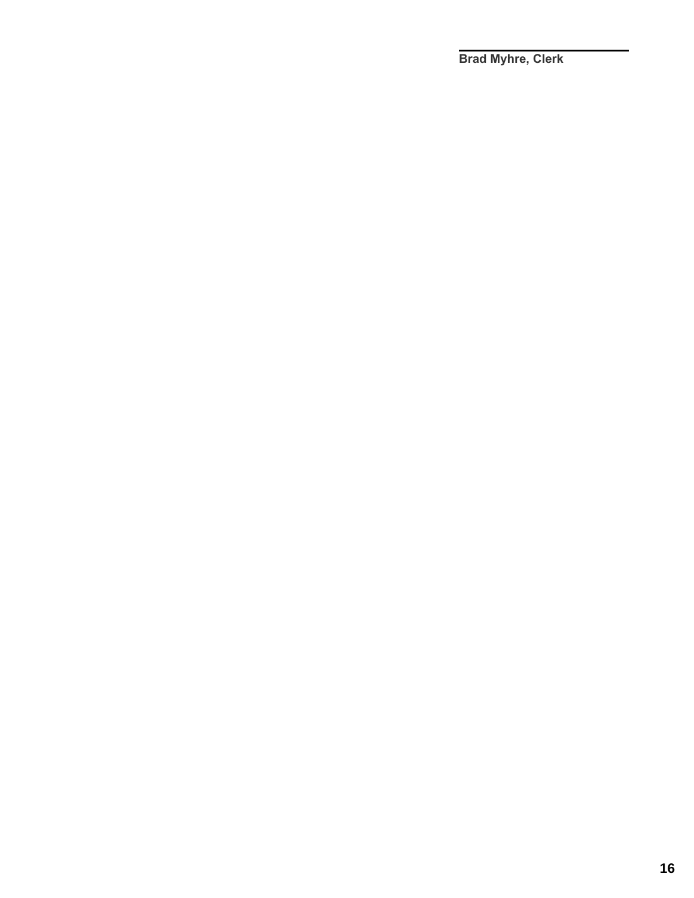\_\_\_\_\_\_\_\_\_\_\_\_\_\_\_\_\_\_\_\_\_\_\_\_\_\_\_\_\_\_\_\_

**Brad Myhre, Clerk**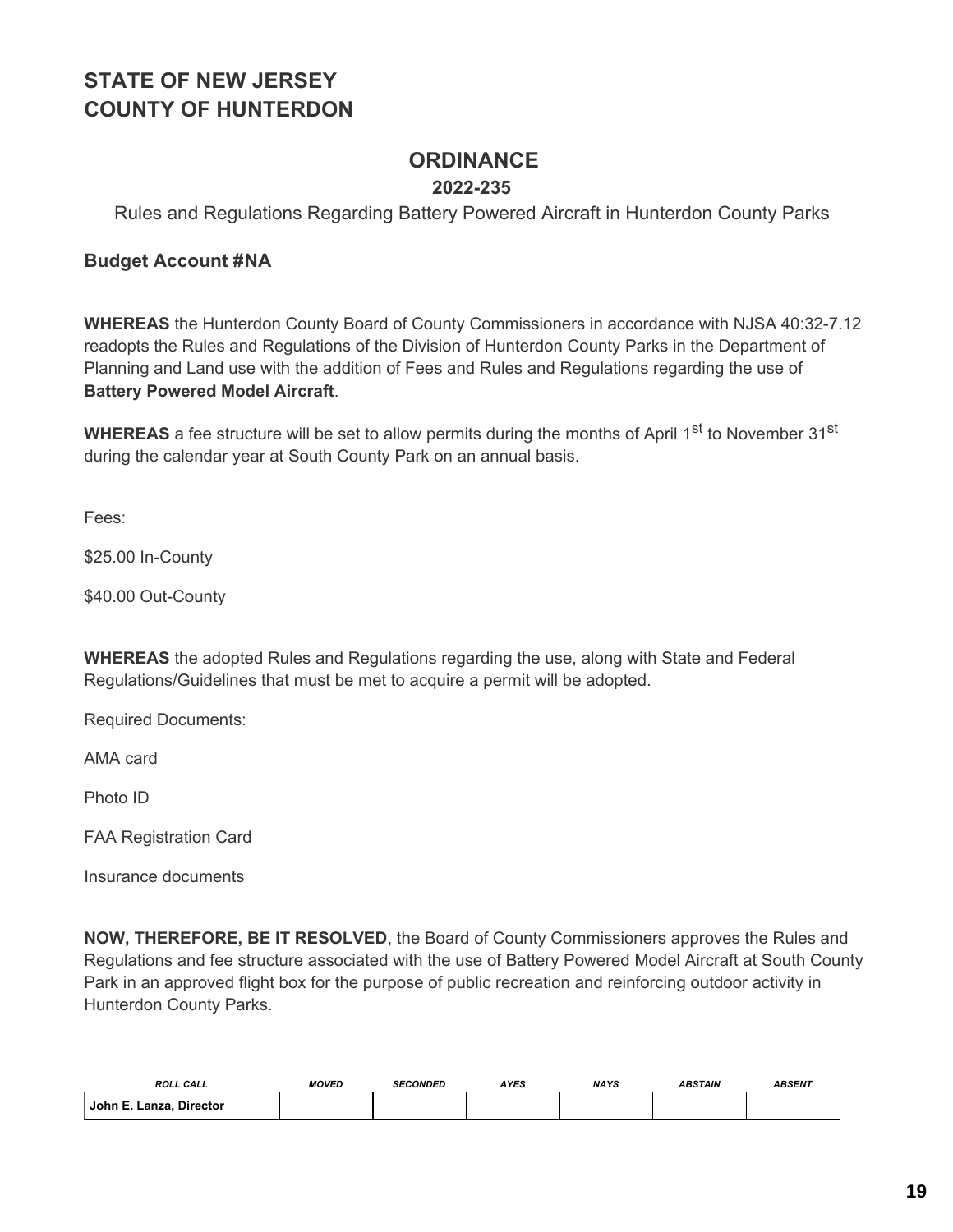# STATE OF NEW JERSEY
# COUNTY OF HUNTERDON

## ORDINANCE

### 2022-235

Rules and Regulations Regarding Battery Powered Aircraft in Hunterdon County Parks

**Budget Account #NA**

**WHEREAS** the Hunterdon County Board of County Commissioners in accordance with NJSA 40:32-7.12 readopts the Rules and Regulations of the Division of Hunterdon County Parks in the Department of Planning and Land use with the addition of Fees and Rules and Regulations regarding the use of **Battery Powered Model Aircraft**.

**WHEREAS** a fee structure will be set to allow permits during the months of April 1st to November 31st during the calendar year at South County Park on an annual basis.

Fees:

$25.00 In-County

$40.00 Out-County

**WHEREAS** the adopted Rules and Regulations regarding the use, along with State and Federal Regulations/Guidelines that must be met to acquire a permit will be adopted.

Required Documents:

AMA card

Photo ID

FAA Registration Card

Insurance documents

**NOW, THEREFORE, BE IT RESOLVED**, the Board of County Commissioners approves the Rules and Regulations and fee structure associated with the use of Battery Powered Model Aircraft at South County Park in an approved flight box for the purpose of public recreation and reinforcing outdoor activity in Hunterdon County Parks.

| *ROLL CALL* | *MOVED* | *SECONDED* | *AYES* | *NAYS* | *ABSTAIN* | *ABSENT* |
|---|---|---|---|---|---|---|
| **John E. Lanza, Director** | | | | | | |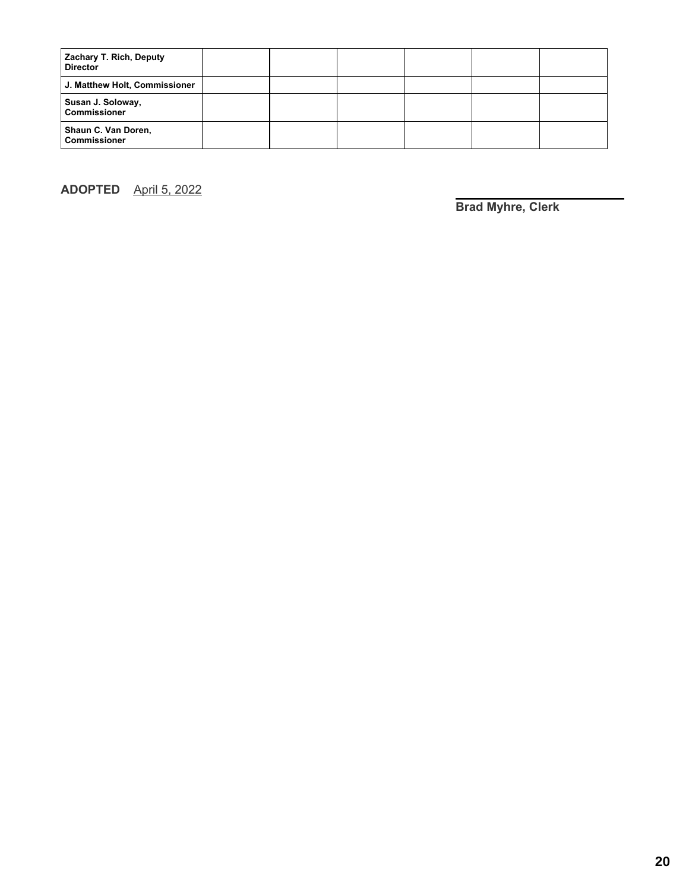| | | | | | | |
|---|---|---|---|---|---|---|
| **Zachary T. Rich, Deputy Director** | | | | | | |
| **J. Matthew Holt, Commissioner** | | | | | | |
| **Susan J. Soloway, Commissioner** | | | | | | |
| **Shaun C. Van Doren, Commissioner** | | | | | | |

**ADOPTED** April 5, 2022

**Brad Myhre, Clerk**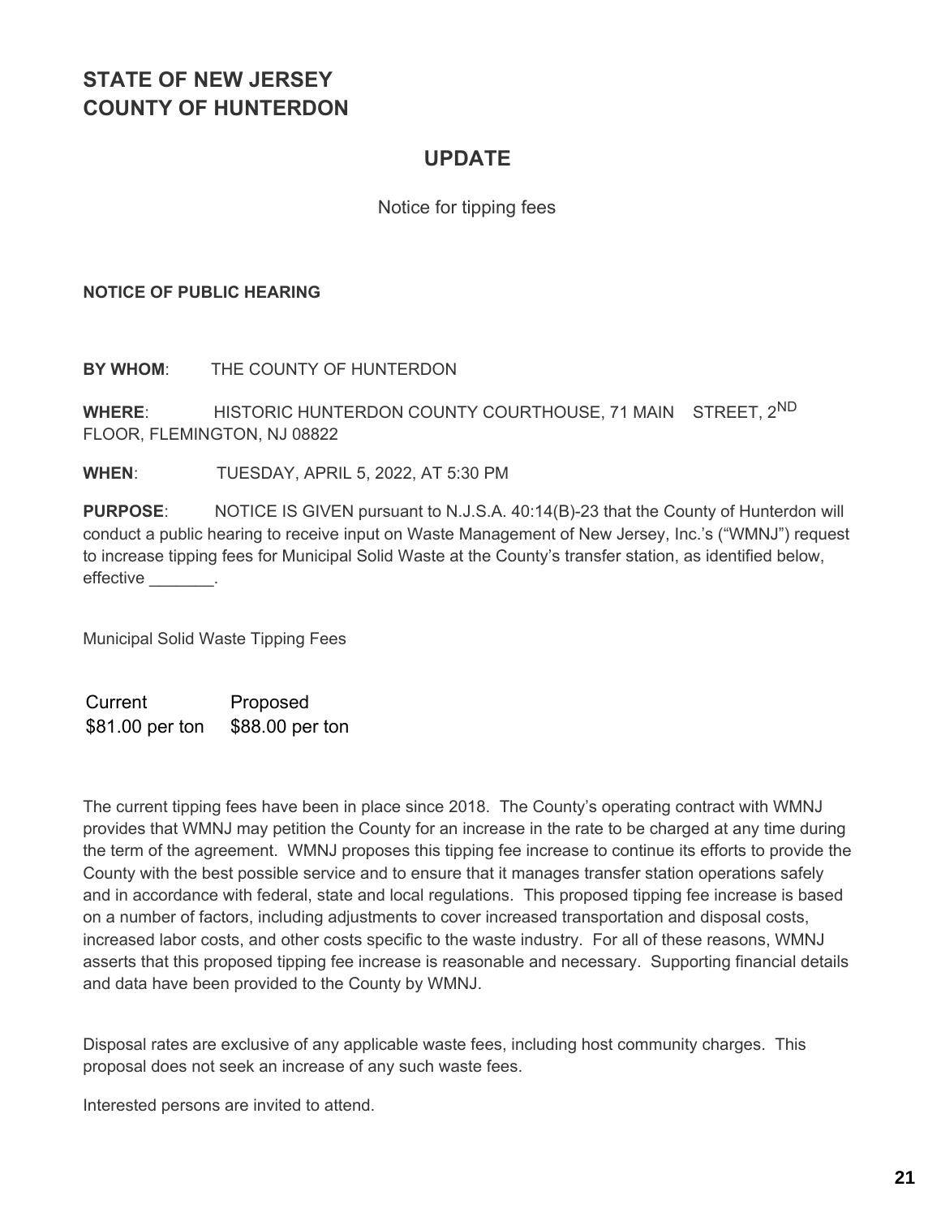# STATE OF NEW JERSEY
# COUNTY OF HUNTERDON

## UPDATE

Notice for tipping fees

**NOTICE OF PUBLIC HEARING**

**BY WHOM**: THE COUNTY OF HUNTERDON

**WHERE**: HISTORIC HUNTERDON COUNTY COURTHOUSE, 71 MAIN STREET, 2ND FLOOR, FLEMINGTON, NJ 08822

**WHEN**: TUESDAY, APRIL 5, 2022, AT 5:30 PM

**PURPOSE**: NOTICE IS GIVEN pursuant to N.J.S.A. 40:14(B)-23 that the County of Hunterdon will conduct a public hearing to receive input on Waste Management of New Jersey, Inc.'s ("WMNJ") request to increase tipping fees for Municipal Solid Waste at the County's transfer station, as identified below, effective _______.

Municipal Solid Waste Tipping Fees

| Current | Proposed |
|---|---|
| $81.00 per ton | $88.00 per ton |

The current tipping fees have been in place since 2018. The County's operating contract with WMNJ provides that WMNJ may petition the County for an increase in the rate to be charged at any time during the term of the agreement. WMNJ proposes this tipping fee increase to continue its efforts to provide the County with the best possible service and to ensure that it manages transfer station operations safely and in accordance with federal, state and local regulations. This proposed tipping fee increase is based on a number of factors, including adjustments to cover increased transportation and disposal costs, increased labor costs, and other costs specific to the waste industry. For all of these reasons, WMNJ asserts that this proposed tipping fee increase is reasonable and necessary. Supporting financial details and data have been provided to the County by WMNJ.

Disposal rates are exclusive of any applicable waste fees, including host community charges. This proposal does not seek an increase of any such waste fees.

Interested persons are invited to attend.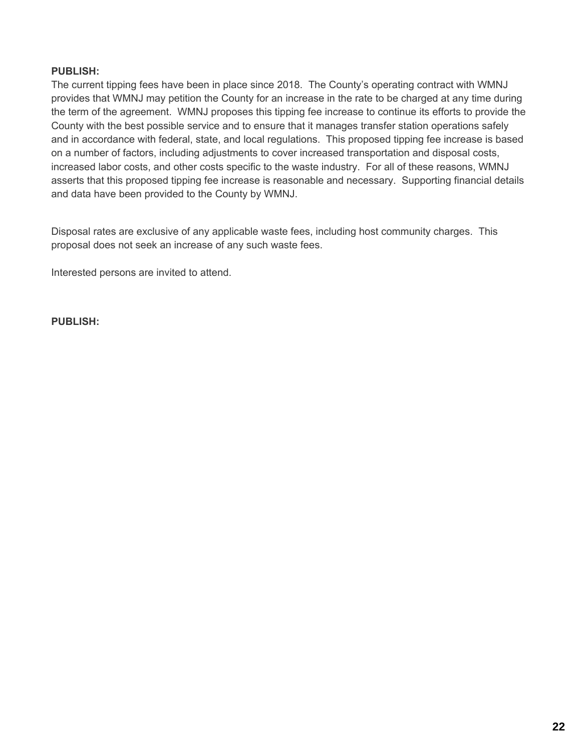**PUBLISH:**

The current tipping fees have been in place since 2018. The County's operating contract with WMNJ provides that WMNJ may petition the County for an increase in the rate to be charged at any time during the term of the agreement. WMNJ proposes this tipping fee increase to continue its efforts to provide the County with the best possible service and to ensure that it manages transfer station operations safely and in accordance with federal, state, and local regulations. This proposed tipping fee increase is based on a number of factors, including adjustments to cover increased transportation and disposal costs, increased labor costs, and other costs specific to the waste industry. For all of these reasons, WMNJ asserts that this proposed tipping fee increase is reasonable and necessary. Supporting financial details and data have been provided to the County by WMNJ.

Disposal rates are exclusive of any applicable waste fees, including host community charges. This proposal does not seek an increase of any such waste fees.

Interested persons are invited to attend.

**PUBLISH:**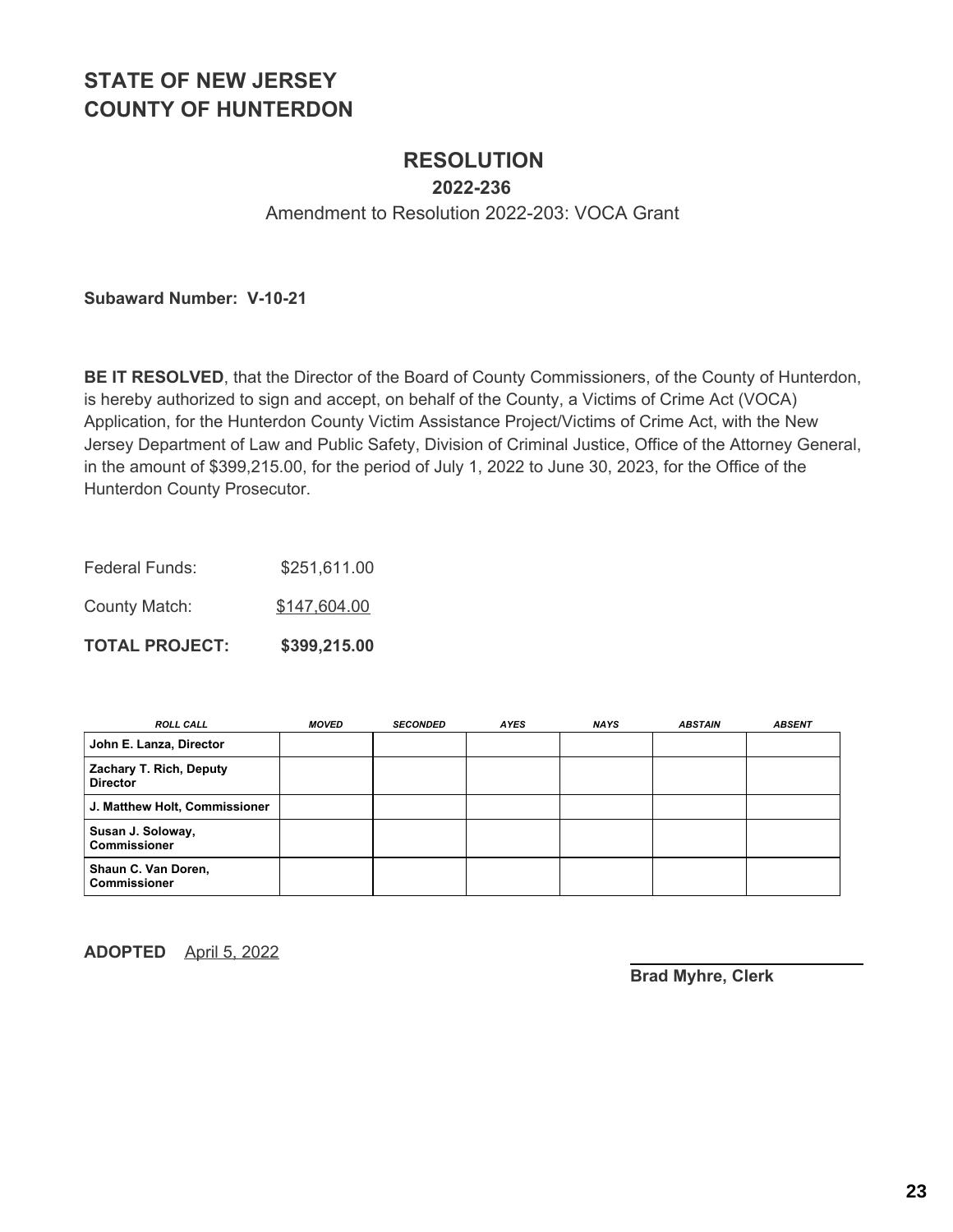# STATE OF NEW JERSEY
# COUNTY OF HUNTERDON

## RESOLUTION

### 2022-236

Amendment to Resolution 2022-203: VOCA Grant

**Subaward Number: V-10-21**

**BE IT RESOLVED**, that the Director of the Board of County Commissioners, of the County of Hunterdon, is hereby authorized to sign and accept, on behalf of the County, a Victims of Crime Act (VOCA) Application, for the Hunterdon County Victim Assistance Project/Victims of Crime Act, with the New Jersey Department of Law and Public Safety, Division of Criminal Justice, Office of the Attorney General, in the amount of $399,215.00, for the period of July 1, 2022 to June 30, 2023, for the Office of the Hunterdon County Prosecutor.

Federal Funds: $251,611.00

County Match: $147,604.00

**TOTAL PROJECT: $399,215.00**

| ROLL CALL | MOVED | SECONDED | AYES | NAYS | ABSTAIN | ABSENT |
|---|---|---|---|---|---|---|
| **John E. Lanza, Director** | | | | | | |
| **Zachary T. Rich, Deputy Director** | | | | | | |
| **J. Matthew Holt, Commissioner** | | | | | | |
| **Susan J. Soloway, Commissioner** | | | | | | |
| **Shaun C. Van Doren, Commissioner** | | | | | | |

**ADOPTED** April 5, 2022

**Brad Myhre, Clerk**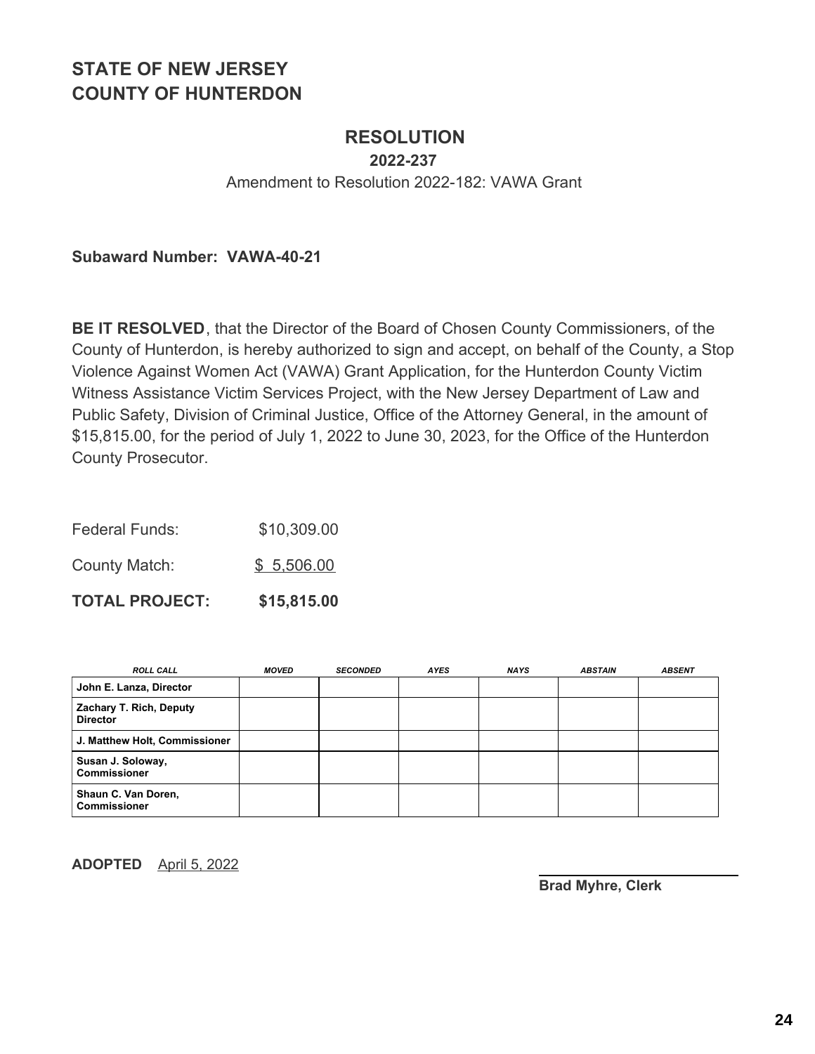# STATE OF NEW JERSEY
# COUNTY OF HUNTERDON

## RESOLUTION

**2022-237**

Amendment to Resolution 2022-182: VAWA Grant

**Subaward Number: VAWA-40-21**

**BE IT RESOLVED**, that the Director of the Board of Chosen County Commissioners, of the County of Hunterdon, is hereby authorized to sign and accept, on behalf of the County, a Stop Violence Against Women Act (VAWA) Grant Application, for the Hunterdon County Victim Witness Assistance Victim Services Project, with the New Jersey Department of Law and Public Safety, Division of Criminal Justice, Office of the Attorney General, in the amount of $15,815.00, for the period of July 1, 2022 to June 30, 2023, for the Office of the Hunterdon County Prosecutor.

Federal Funds: $10,309.00

County Match: $ 5,506.00

**TOTAL PROJECT: $15,815.00**

| ROLL CALL | MOVED | SECONDED | AYES | NAYS | ABSTAIN | ABSENT |
|---|---|---|---|---|---|---|
| **John E. Lanza, Director** | | | | | | |
| **Zachary T. Rich, Deputy Director** | | | | | | |
| **J. Matthew Holt, Commissioner** | | | | | | |
| **Susan J. Soloway, Commissioner** | | | | | | |
| **Shaun C. Van Doren, Commissioner** | | | | | | |

**ADOPTED** April 5, 2022

**Brad Myhre, Clerk**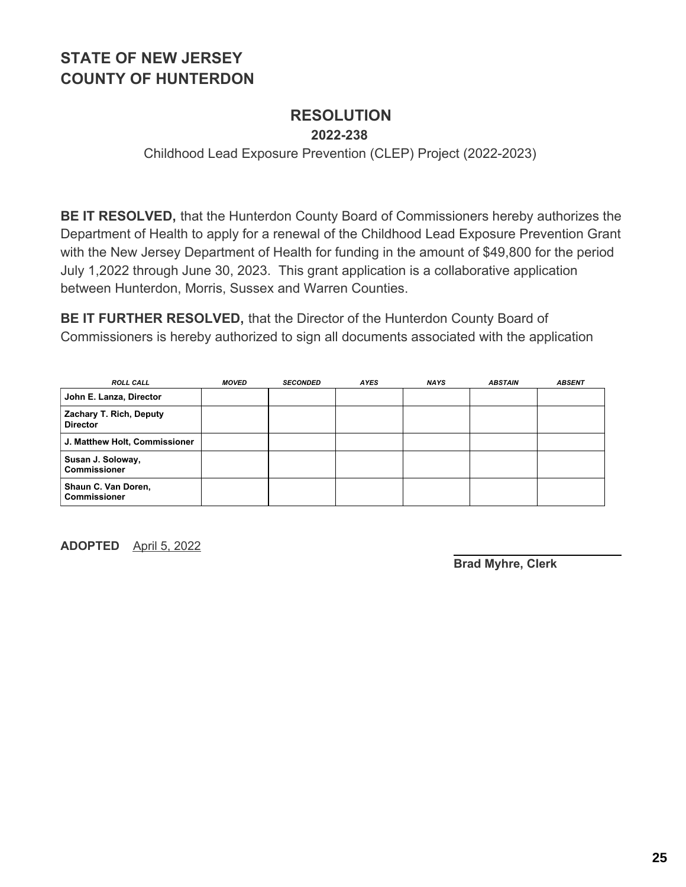# STATE OF NEW JERSEY
# COUNTY OF HUNTERDON

## RESOLUTION

### 2022-238

Childhood Lead Exposure Prevention (CLEP) Project (2022-2023)

**BE IT RESOLVED,** that the Hunterdon County Board of Commissioners hereby authorizes the Department of Health to apply for a renewal of the Childhood Lead Exposure Prevention Grant with the New Jersey Department of Health for funding in the amount of $49,800 for the period July 1,2022 through June 30, 2023. This grant application is a collaborative application between Hunterdon, Morris, Sussex and Warren Counties.

**BE IT FURTHER RESOLVED,** that the Director of the Hunterdon County Board of Commissioners is hereby authorized to sign all documents associated with the application

| ROLL CALL | MOVED | SECONDED | AYES | NAYS | ABSTAIN | ABSENT |
|---|---|---|---|---|---|---|
| **John E. Lanza, Director** | | | | | | |
| **Zachary T. Rich, Deputy Director** | | | | | | |
| **J. Matthew Holt, Commissioner** | | | | | | |
| **Susan J. Soloway, Commissioner** | | | | | | |
| **Shaun C. Van Doren, Commissioner** | | | | | | |

**ADOPTED** April 5, 2022

**Brad Myhre, Clerk**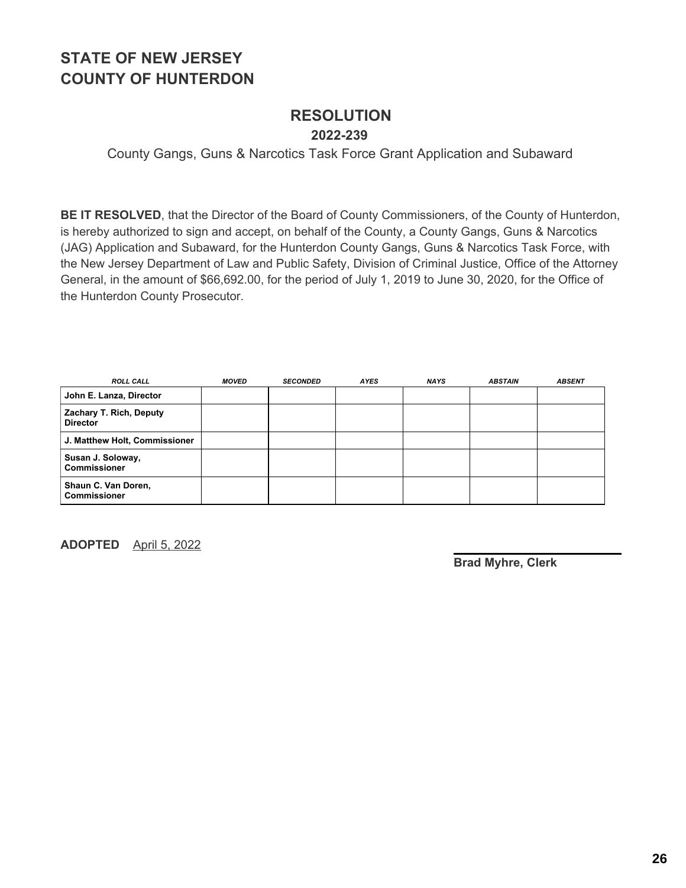# STATE OF NEW JERSEY
# COUNTY OF HUNTERDON

## RESOLUTION

### 2022-239

County Gangs, Guns & Narcotics Task Force Grant Application and Subaward

**BE IT RESOLVED**, that the Director of the Board of County Commissioners, of the County of Hunterdon, is hereby authorized to sign and accept, on behalf of the County, a County Gangs, Guns & Narcotics (JAG) Application and Subaward, for the Hunterdon County Gangs, Guns & Narcotics Task Force, with the New Jersey Department of Law and Public Safety, Division of Criminal Justice, Office of the Attorney General, in the amount of $66,692.00, for the period of July 1, 2019 to June 30, 2020, for the Office of the Hunterdon County Prosecutor.

| *ROLL CALL* | *MOVED* | *SECONDED* | *AYES* | *NAYS* | *ABSTAIN* | *ABSENT* |
|---|---|---|---|---|---|---|
| **John E. Lanza, Director** | | | | | | |
| **Zachary T. Rich, Deputy Director** | | | | | | |
| **J. Matthew Holt, Commissioner** | | | | | | |
| **Susan J. Soloway, Commissioner** | | | | | | |
| **Shaun C. Van Doren, Commissioner** | | | | | | |

**ADOPTED** April 5, 2022

**Brad Myhre, Clerk**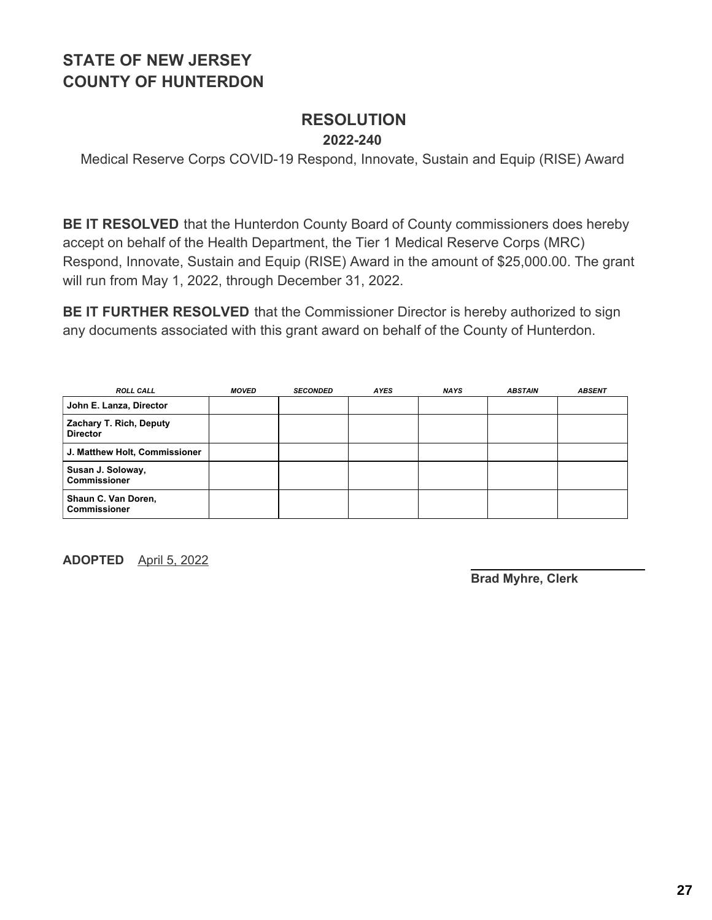# STATE OF NEW JERSEY
# COUNTY OF HUNTERDON

## RESOLUTION

### 2022-240

Medical Reserve Corps COVID-19 Respond, Innovate, Sustain and Equip (RISE) Award

**BE IT RESOLVED** that the Hunterdon County Board of County commissioners does hereby accept on behalf of the Health Department, the Tier 1 Medical Reserve Corps (MRC) Respond, Innovate, Sustain and Equip (RISE) Award in the amount of $25,000.00. The grant will run from May 1, 2022, through December 31, 2022.

**BE IT FURTHER RESOLVED** that the Commissioner Director is hereby authorized to sign any documents associated with this grant award on behalf of the County of Hunterdon.

| *ROLL CALL* | *MOVED* | *SECONDED* | *AYES* | *NAYS* | *ABSTAIN* | *ABSENT* |
|---|---|---|---|---|---|---|
| **John E. Lanza, Director** | | | | | | |
| **Zachary T. Rich, Deputy Director** | | | | | | |
| **J. Matthew Holt, Commissioner** | | | | | | |
| **Susan J. Soloway, Commissioner** | | | | | | |
| **Shaun C. Van Doren, Commissioner** | | | | | | |

**ADOPTED** April 5, 2022

**Brad Myhre, Clerk**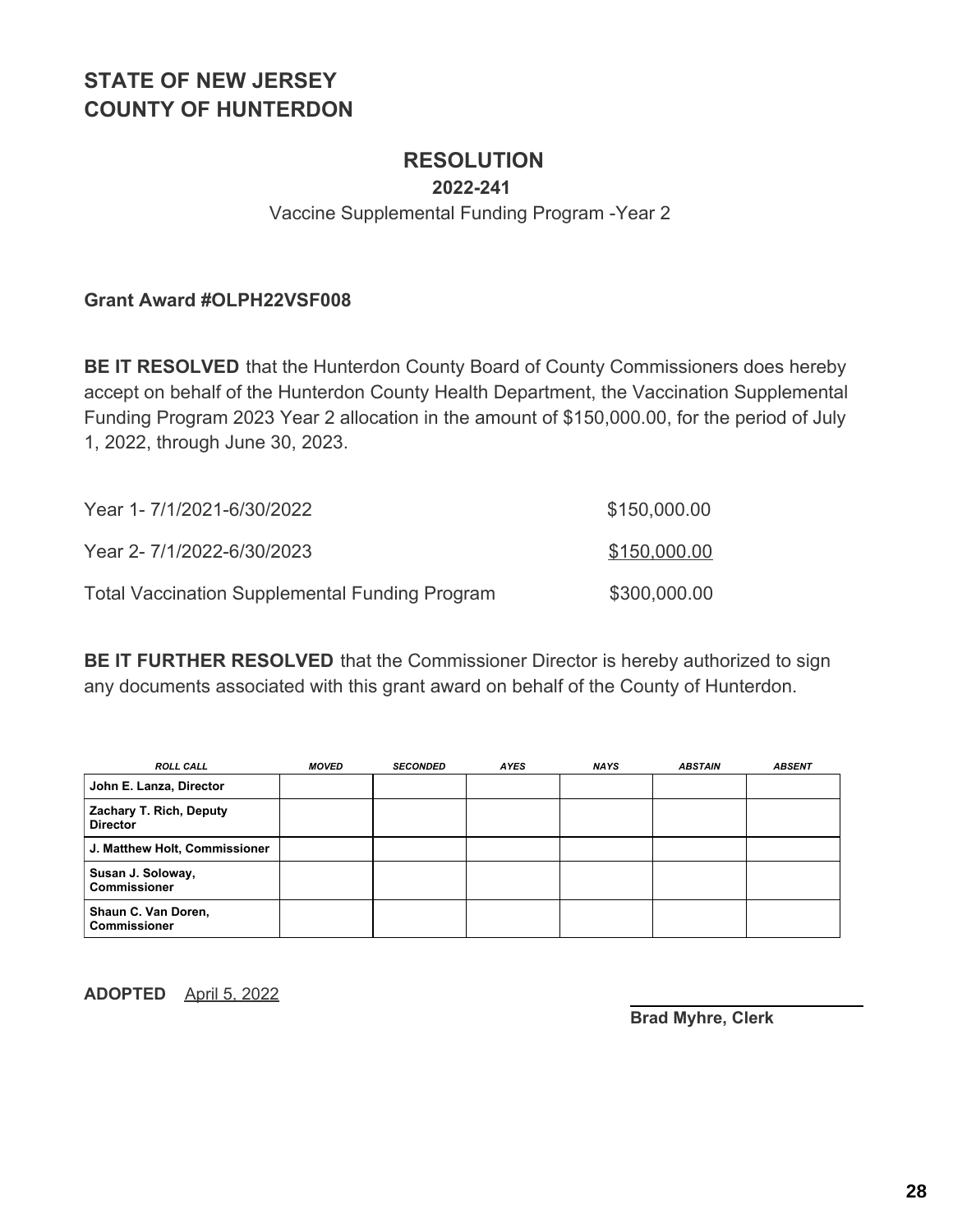# STATE OF NEW JERSEY
# COUNTY OF HUNTERDON

## RESOLUTION

### 2022-241

Vaccine Supplemental Funding Program -Year 2

**Grant Award #OLPH22VSF008**

**BE IT RESOLVED** that the Hunterdon County Board of County Commissioners does hereby accept on behalf of the Hunterdon County Health Department, the Vaccination Supplemental Funding Program 2023 Year 2 allocation in the amount of $150,000.00, for the period of July 1, 2022, through June 30, 2023.

| | |
|---|---|
| Year 1- 7/1/2021-6/30/2022 | $150,000.00 |
| Year 2- 7/1/2022-6/30/2023 | $150,000.00 |
| Total Vaccination Supplemental Funding Program | $300,000.00 |

**BE IT FURTHER RESOLVED** that the Commissioner Director is hereby authorized to sign any documents associated with this grant award on behalf of the County of Hunterdon.

| ROLL CALL | MOVED | SECONDED | AYES | NAYS | ABSTAIN | ABSENT |
|---|---|---|---|---|---|---|
| **John E. Lanza, Director** | | | | | | |
| **Zachary T. Rich, Deputy Director** | | | | | | |
| **J. Matthew Holt, Commissioner** | | | | | | |
| **Susan J. Soloway, Commissioner** | | | | | | |
| **Shaun C. Van Doren, Commissioner** | | | | | | |

**ADOPTED** April 5, 2022

**Brad Myhre, Clerk**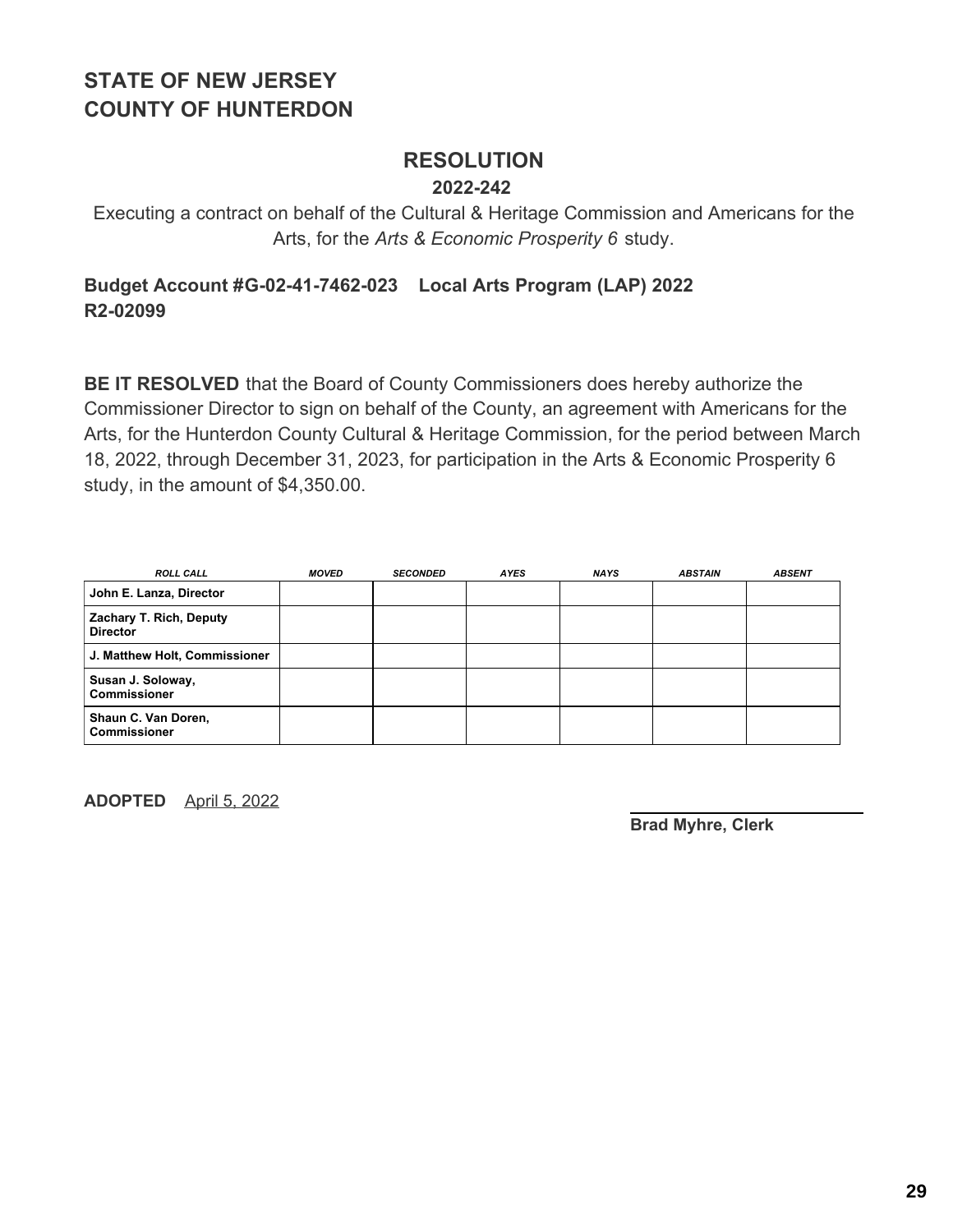**STATE OF NEW JERSEY**
**COUNTY OF HUNTERDON**

## RESOLUTION

**2022-242**

Executing a contract on behalf of the Cultural & Heritage Commission and Americans for the Arts, for the *Arts & Economic Prosperity 6* study.

**Budget Account #G-02-41-7462-023 Local Arts Program (LAP) 2022**
**R2-02099**

**BE IT RESOLVED** that the Board of County Commissioners does hereby authorize the Commissioner Director to sign on behalf of the County, an agreement with Americans for the Arts, for the Hunterdon County Cultural & Heritage Commission, for the period between March 18, 2022, through December 31, 2023, for participation in the Arts & Economic Prosperity 6 study, in the amount of $4,350.00.

| *ROLL CALL* | *MOVED* | *SECONDED* | *AYES* | *NAYS* | *ABSTAIN* | *ABSENT* |
|---|---|---|---|---|---|---|
| **John E. Lanza, Director** | | | | | | |
| **Zachary T. Rich, Deputy Director** | | | | | | |
| **J. Matthew Holt, Commissioner** | | | | | | |
| **Susan J. Soloway, Commissioner** | | | | | | |
| **Shaun C. Van Doren, Commissioner** | | | | | | |

**ADOPTED** April 5, 2022

**Brad Myhre, Clerk**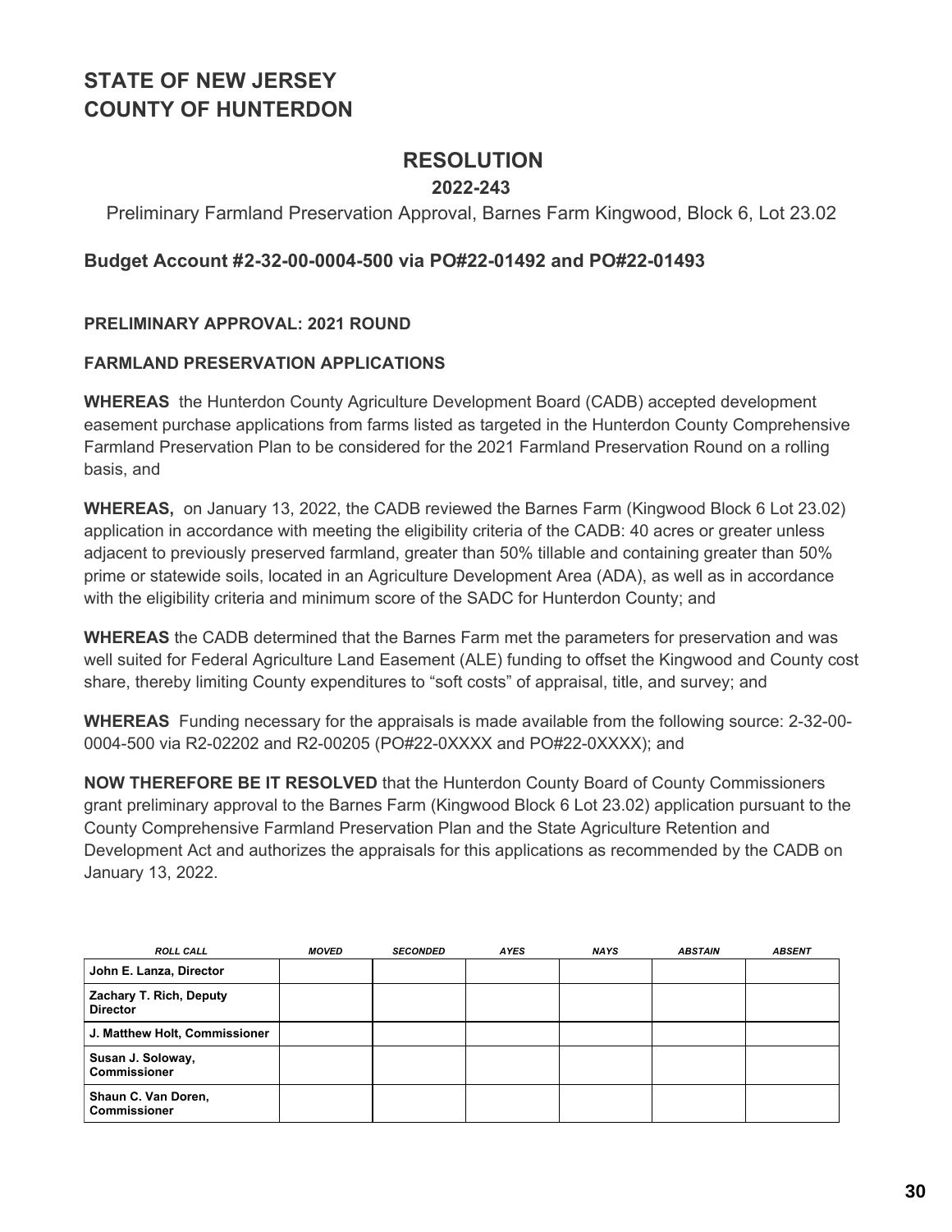# STATE OF NEW JERSEY
# COUNTY OF HUNTERDON

## RESOLUTION

### 2022-243

Preliminary Farmland Preservation Approval, Barnes Farm Kingwood, Block 6, Lot 23.02

**Budget Account #2-32-00-0004-500 via PO#22-01492 and PO#22-01493**

**PRELIMINARY APPROVAL: 2021 ROUND**

**FARMLAND PRESERVATION APPLICATIONS**

**WHEREAS** the Hunterdon County Agriculture Development Board (CADB) accepted development easement purchase applications from farms listed as targeted in the Hunterdon County Comprehensive Farmland Preservation Plan to be considered for the 2021 Farmland Preservation Round on a rolling basis, and

**WHEREAS,** on January 13, 2022, the CADB reviewed the Barnes Farm (Kingwood Block 6 Lot 23.02) application in accordance with meeting the eligibility criteria of the CADB: 40 acres or greater unless adjacent to previously preserved farmland, greater than 50% tillable and containing greater than 50% prime or statewide soils, located in an Agriculture Development Area (ADA), as well as in accordance with the eligibility criteria and minimum score of the SADC for Hunterdon County; and

**WHEREAS** the CADB determined that the Barnes Farm met the parameters for preservation and was well suited for Federal Agriculture Land Easement (ALE) funding to offset the Kingwood and County cost share, thereby limiting County expenditures to "soft costs" of appraisal, title, and survey; and

**WHEREAS** Funding necessary for the appraisals is made available from the following source: 2-32-00-0004-500 via R2-02202 and R2-00205 (PO#22-0XXXX and PO#22-0XXXX); and

**NOW THEREFORE BE IT RESOLVED** that the Hunterdon County Board of County Commissioners grant preliminary approval to the Barnes Farm (Kingwood Block 6 Lot 23.02) application pursuant to the County Comprehensive Farmland Preservation Plan and the State Agriculture Retention and Development Act and authorizes the appraisals for this applications as recommended by the CADB on January 13, 2022.

| *ROLL CALL* | *MOVED* | *SECONDED* | *AYES* | *NAYS* | *ABSTAIN* | *ABSENT* |
|---|---|---|---|---|---|---|
| **John E. Lanza, Director** | | | | | | |
| **Zachary T. Rich, Deputy Director** | | | | | | |
| **J. Matthew Holt, Commissioner** | | | | | | |
| **Susan J. Soloway, Commissioner** | | | | | | |
| **Shaun C. Van Doren, Commissioner** | | | | | | |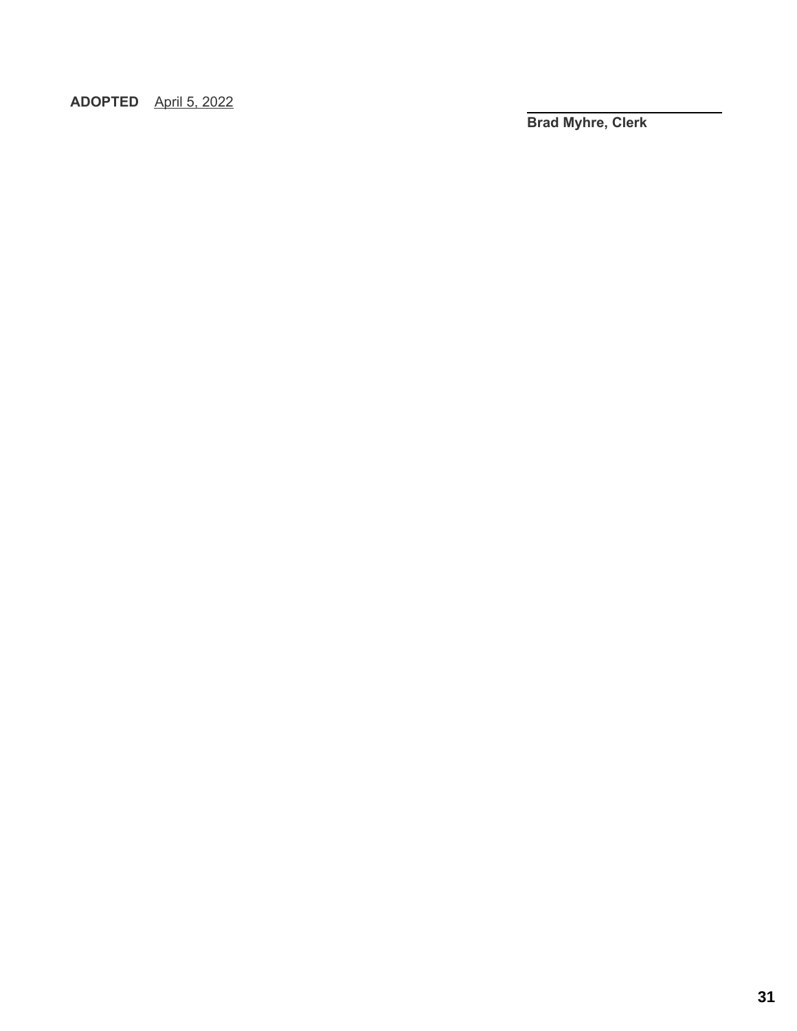**ADOPTED** April 5, 2022

\_\_\_\_\_\_\_\_\_\_\_\_\_\_\_\_\_\_\_\_\_\_\_\_\_\_\_\_

**Brad Myhre, Clerk**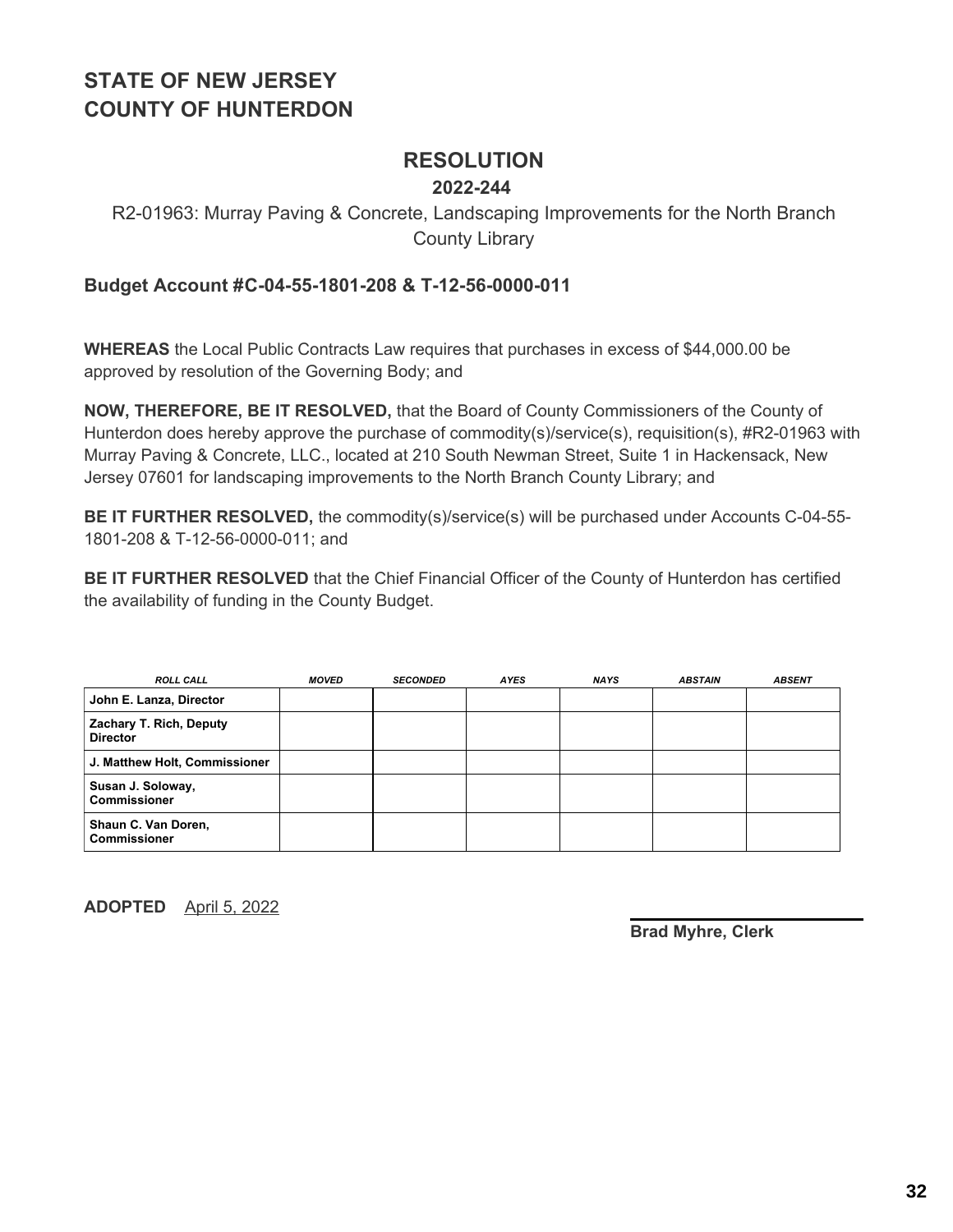# STATE OF NEW JERSEY
# COUNTY OF HUNTERDON

## RESOLUTION

**2022-244**

R2-01963: Murray Paving & Concrete, Landscaping Improvements for the North Branch County Library

### Budget Account #C-04-55-1801-208 & T-12-56-0000-011

**WHEREAS** the Local Public Contracts Law requires that purchases in excess of $44,000.00 be approved by resolution of the Governing Body; and

**NOW, THEREFORE, BE IT RESOLVED,** that the Board of County Commissioners of the County of Hunterdon does hereby approve the purchase of commodity(s)/service(s), requisition(s), #R2-01963 with Murray Paving & Concrete, LLC., located at 210 South Newman Street, Suite 1 in Hackensack, New Jersey 07601 for landscaping improvements to the North Branch County Library; and

**BE IT FURTHER RESOLVED,** the commodity(s)/service(s) will be purchased under Accounts C-04-55-1801-208 & T-12-56-0000-011; and

**BE IT FURTHER RESOLVED** that the Chief Financial Officer of the County of Hunterdon has certified the availability of funding in the County Budget.

| ROLL CALL | MOVED | SECONDED | AYES | NAYS | ABSTAIN | ABSENT |
|---|---|---|---|---|---|---|
| **John E. Lanza, Director** | | | | | | |
| **Zachary T. Rich, Deputy Director** | | | | | | |
| **J. Matthew Holt, Commissioner** | | | | | | |
| **Susan J. Soloway, Commissioner** | | | | | | |
| **Shaun C. Van Doren, Commissioner** | | | | | | |

**ADOPTED** April 5, 2022

**Brad Myhre, Clerk**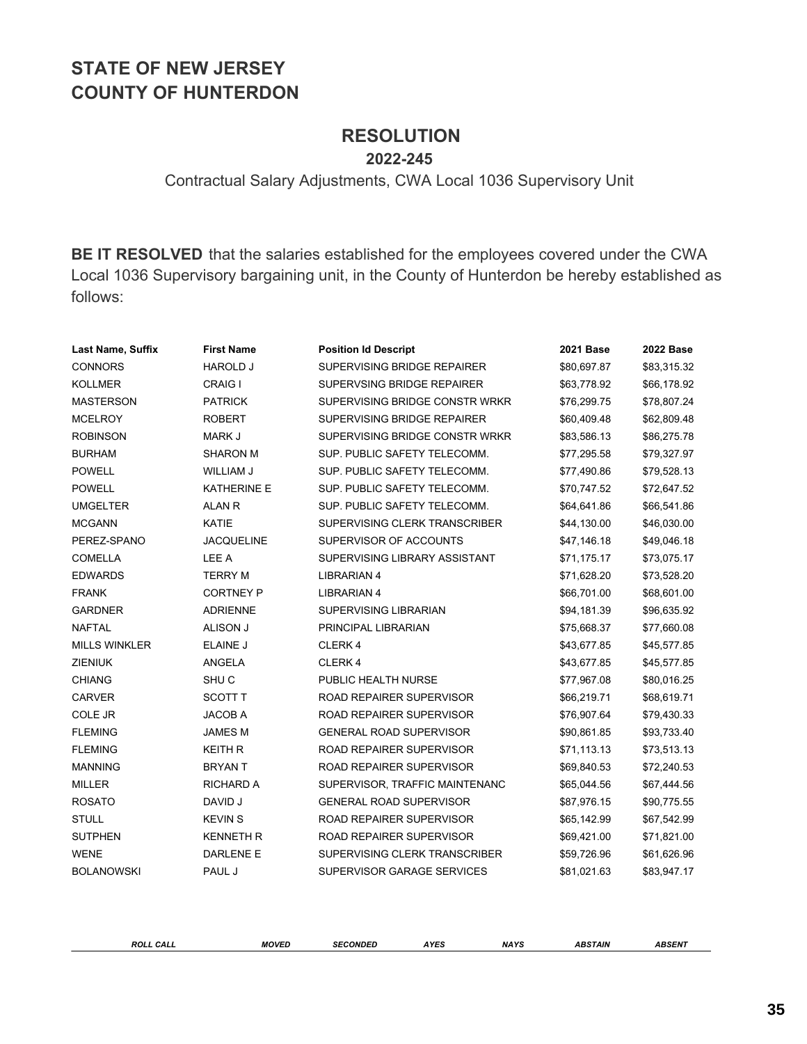# STATE OF NEW JERSEY
# COUNTY OF HUNTERDON

## RESOLUTION

### 2022-245

Contractual Salary Adjustments, CWA Local 1036 Supervisory Unit

**BE IT RESOLVED** that the salaries established for the employees covered under the CWA Local 1036 Supervisory bargaining unit, in the County of Hunterdon be hereby established as follows:

| Last Name, Suffix | First Name | Position Id Descript | 2021 Base | 2022 Base |
|---|---|---|---|---|
| CONNORS | HAROLD J | SUPERVISING BRIDGE REPAIRER | $80,697.87 | $83,315.32 |
| KOLLMER | CRAIG I | SUPERVSING BRIDGE REPAIRER | $63,778.92 | $66,178.92 |
| MASTERSON | PATRICK | SUPERVISING BRIDGE CONSTR WRKR | $76,299.75 | $78,807.24 |
| MCELROY | ROBERT | SUPERVISING BRIDGE REPAIRER | $60,409.48 | $62,809.48 |
| ROBINSON | MARK J | SUPERVISING BRIDGE CONSTR WRKR | $83,586.13 | $86,275.78 |
| BURHAM | SHARON M | SUP. PUBLIC SAFETY TELECOMM. | $77,295.58 | $79,327.97 |
| POWELL | WILLIAM J | SUP. PUBLIC SAFETY TELECOMM. | $77,490.86 | $79,528.13 |
| POWELL | KATHERINE E | SUP. PUBLIC SAFETY TELECOMM. | $70,747.52 | $72,647.52 |
| UMGELTER | ALAN R | SUP. PUBLIC SAFETY TELECOMM. | $64,641.86 | $66,541.86 |
| MCGANN | KATIE | SUPERVISING CLERK TRANSCRIBER | $44,130.00 | $46,030.00 |
| PEREZ-SPANO | JACQUELINE | SUPERVISOR OF ACCOUNTS | $47,146.18 | $49,046.18 |
| COMELLA | LEE A | SUPERVISING LIBRARY ASSISTANT | $71,175.17 | $73,075.17 |
| EDWARDS | TERRY M | LIBRARIAN 4 | $71,628.20 | $73,528.20 |
| FRANK | CORTNEY P | LIBRARIAN 4 | $66,701.00 | $68,601.00 |
| GARDNER | ADRIENNE | SUPERVISING LIBRARIAN | $94,181.39 | $96,635.92 |
| NAFTAL | ALISON J | PRINCIPAL LIBRARIAN | $75,668.37 | $77,660.08 |
| MILLS WINKLER | ELAINE J | CLERK 4 | $43,677.85 | $45,577.85 |
| ZIENIUK | ANGELA | CLERK 4 | $43,677.85 | $45,577.85 |
| CHIANG | SHU C | PUBLIC HEALTH NURSE | $77,967.08 | $80,016.25 |
| CARVER | SCOTT T | ROAD REPAIRER SUPERVISOR | $66,219.71 | $68,619.71 |
| COLE JR | JACOB A | ROAD REPAIRER SUPERVISOR | $76,907.64 | $79,430.33 |
| FLEMING | JAMES M | GENERAL ROAD SUPERVISOR | $90,861.85 | $93,733.40 |
| FLEMING | KEITH R | ROAD REPAIRER SUPERVISOR | $71,113.13 | $73,513.13 |
| MANNING | BRYAN T | ROAD REPAIRER SUPERVISOR | $69,840.53 | $72,240.53 |
| MILLER | RICHARD A | SUPERVISOR, TRAFFIC MAINTENANC | $65,044.56 | $67,444.56 |
| ROSATO | DAVID J | GENERAL ROAD SUPERVISOR | $87,976.15 | $90,775.55 |
| STULL | KEVIN S | ROAD REPAIRER SUPERVISOR | $65,142.99 | $67,542.99 |
| SUTPHEN | KENNETH R | ROAD REPAIRER SUPERVISOR | $69,421.00 | $71,821.00 |
| WENE | DARLENE E | SUPERVISING CLERK TRANSCRIBER | $59,726.96 | $61,626.96 |
| BOLANOWSKI | PAUL J | SUPERVISOR GARAGE SERVICES | $81,021.63 | $83,947.17 |

| *ROLL CALL* | *MOVED* | *SECONDED* | *AYES* | *NAYS* | *ABSTAIN* | *ABSENT* |
|---|---|---|---|---|---|---|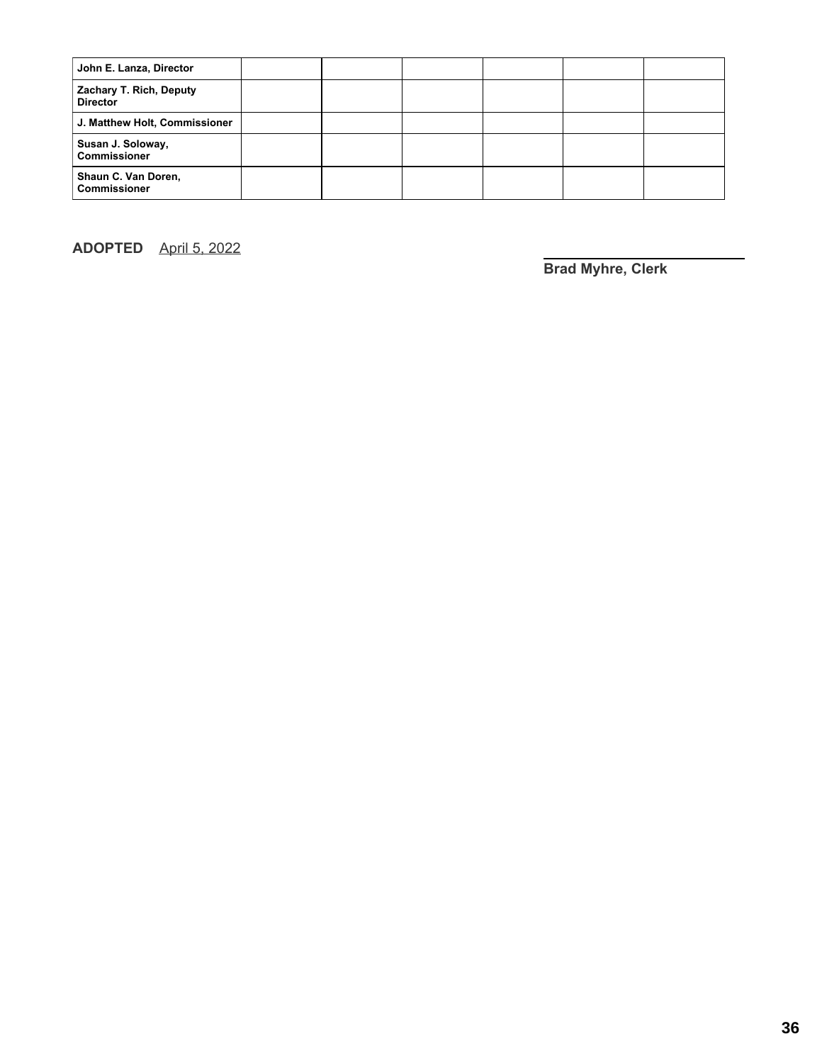| | | | | | | |
|---|---|---|---|---|---|---|
| **John E. Lanza, Director** | | | | | | |
| **Zachary T. Rich, Deputy Director** | | | | | | |
| **J. Matthew Holt, Commissioner** | | | | | | |
| **Susan J. Soloway, Commissioner** | | | | | | |
| **Shaun C. Van Doren, Commissioner** | | | | | | |

**ADOPTED** April 5, 2022

**Brad Myhre, Clerk**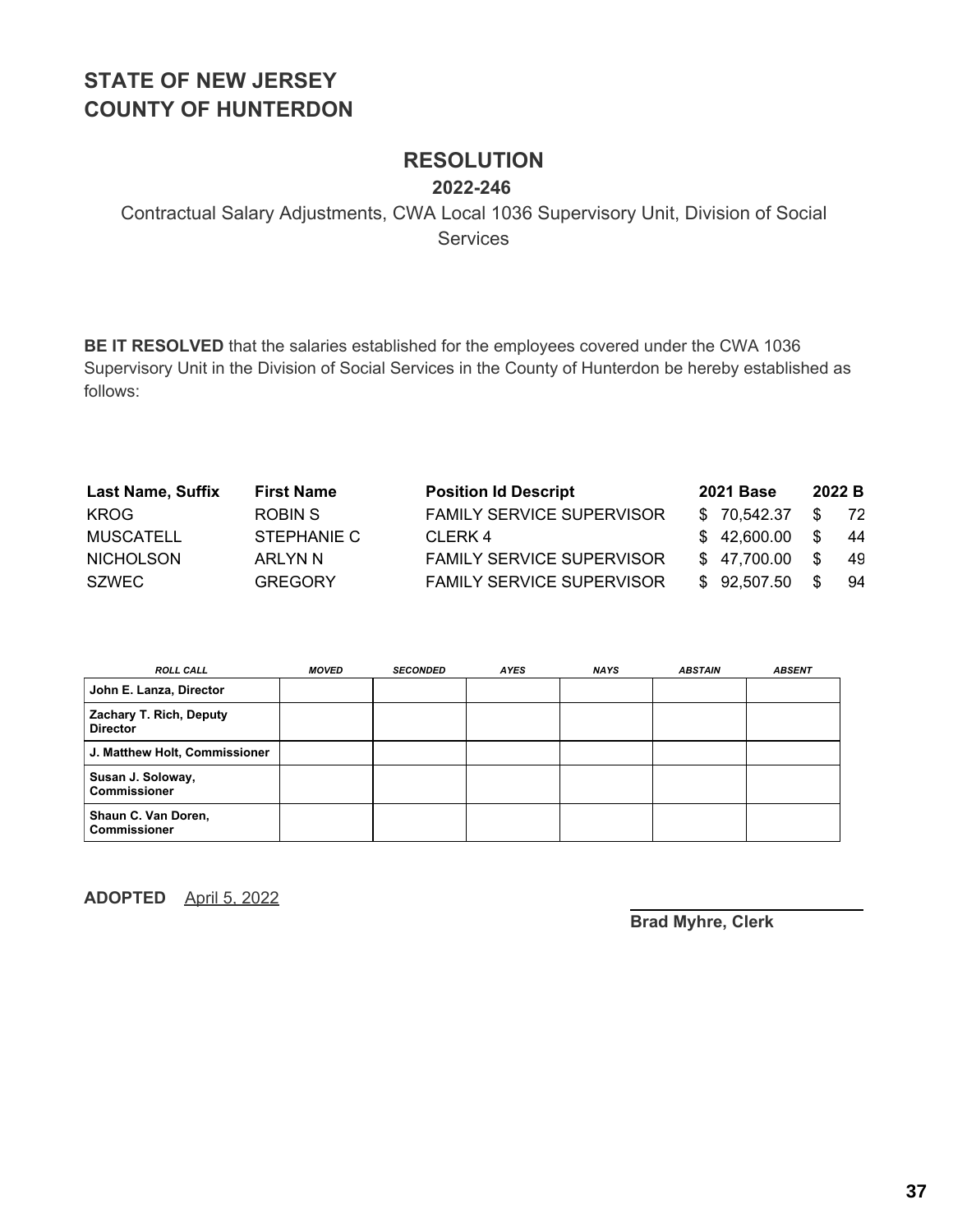# STATE OF NEW JERSEY
# COUNTY OF HUNTERDON

## RESOLUTION

**2022-246**

Contractual Salary Adjustments, CWA Local 1036 Supervisory Unit, Division of Social Services

**BE IT RESOLVED** that the salaries established for the employees covered under the CWA 1036 Supervisory Unit in the Division of Social Services in the County of Hunterdon be hereby established as follows:

| Last Name, Suffix | First Name | Position Id Descript | 2021 Base | 2022 B |
|---|---|---|---|---|
| KROG | ROBIN S | FAMILY SERVICE SUPERVISOR | $ 70,542.37 | $ 72 |
| MUSCATELL | STEPHANIE C | CLERK 4 | $ 42,600.00 | $ 44 |
| NICHOLSON | ARLYN N | FAMILY SERVICE SUPERVISOR | $ 47,700.00 | $ 49 |
| SZWEC | GREGORY | FAMILY SERVICE SUPERVISOR | $ 92,507.50 | $ 94 |

| ROLL CALL | MOVED | SECONDED | AYES | NAYS | ABSTAIN | ABSENT |
|---|---|---|---|---|---|---|
| John E. Lanza, Director | | | | | | |
| Zachary T. Rich, Deputy Director | | | | | | |
| J. Matthew Holt, Commissioner | | | | | | |
| Susan J. Soloway, Commissioner | | | | | | |
| Shaun C. Van Doren, Commissioner | | | | | | |

**ADOPTED** April 5, 2022

**Brad Myhre, Clerk**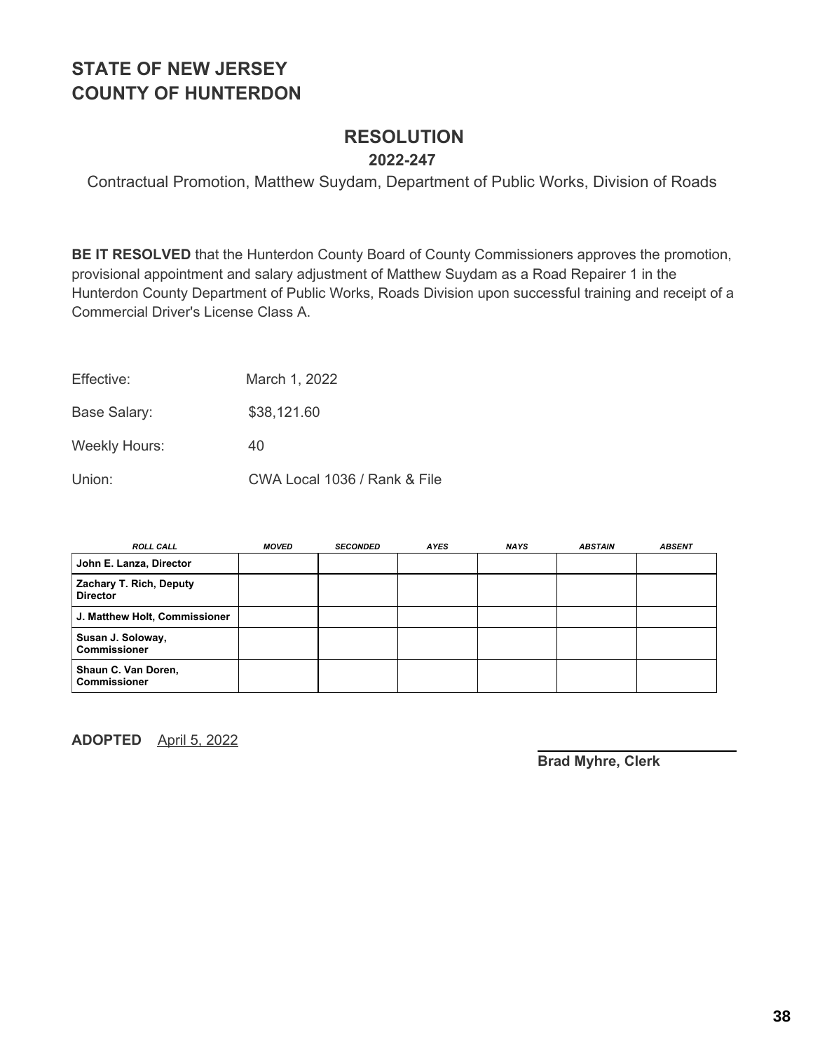# STATE OF NEW JERSEY
# COUNTY OF HUNTERDON

## RESOLUTION

### 2022-247

Contractual Promotion, Matthew Suydam, Department of Public Works, Division of Roads

**BE IT RESOLVED** that the Hunterdon County Board of County Commissioners approves the promotion, provisional appointment and salary adjustment of Matthew Suydam as a Road Repairer 1 in the Hunterdon County Department of Public Works, Roads Division upon successful training and receipt of a Commercial Driver's License Class A.

Effective: March 1, 2022

Base Salary: $38,121.60

Weekly Hours: 40

Union: CWA Local 1036 / Rank & File

| *ROLL CALL* | *MOVED* | *SECONDED* | *AYES* | *NAYS* | *ABSTAIN* | *ABSENT* |
|---|---|---|---|---|---|---|
| **John E. Lanza, Director** | | | | | | |
| **Zachary T. Rich, Deputy Director** | | | | | | |
| **J. Matthew Holt, Commissioner** | | | | | | |
| **Susan J. Soloway, Commissioner** | | | | | | |
| **Shaun C. Van Doren, Commissioner** | | | | | | |

**ADOPTED** April 5, 2022

**Brad Myhre, Clerk**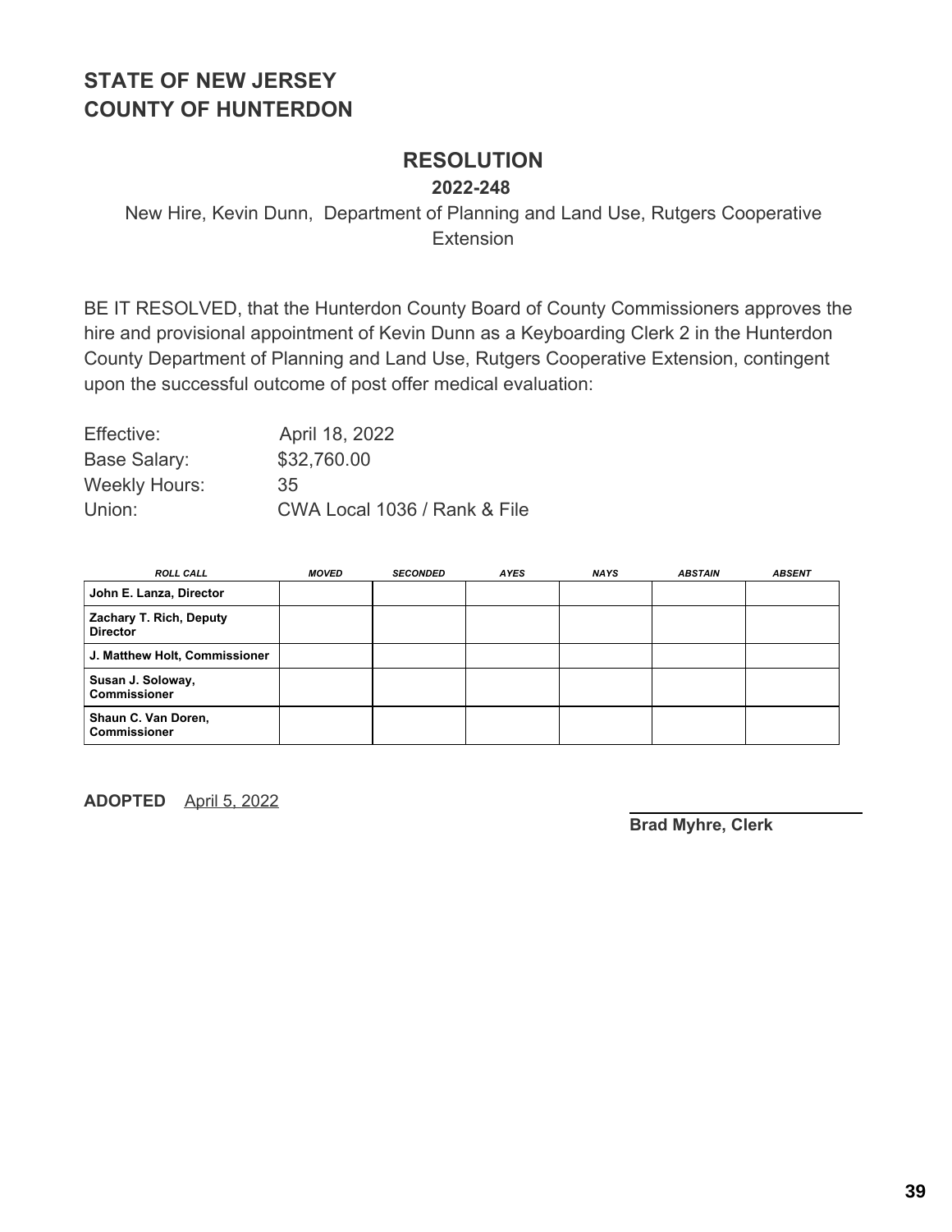# STATE OF NEW JERSEY
# COUNTY OF HUNTERDON

## RESOLUTION

**2022-248**

New Hire, Kevin Dunn, Department of Planning and Land Use, Rutgers Cooperative Extension

BE IT RESOLVED, that the Hunterdon County Board of County Commissioners approves the hire and provisional appointment of Kevin Dunn as a Keyboarding Clerk 2 in the Hunterdon County Department of Planning and Land Use, Rutgers Cooperative Extension, contingent upon the successful outcome of post offer medical evaluation:

| | |
|---|---|
| Effective: | April 18, 2022 |
| Base Salary: | $32,760.00 |
| Weekly Hours: | 35 |
| Union: | CWA Local 1036 / Rank & File |

| ROLL CALL | MOVED | SECONDED | AYES | NAYS | ABSTAIN | ABSENT |
|---|---|---|---|---|---|---|
| John E. Lanza, Director | | | | | | |
| Zachary T. Rich, Deputy Director | | | | | | |
| J. Matthew Holt, Commissioner | | | | | | |
| Susan J. Soloway, Commissioner | | | | | | |
| Shaun C. Van Doren, Commissioner | | | | | | |

**ADOPTED** April 5, 2022

**Brad Myhre, Clerk**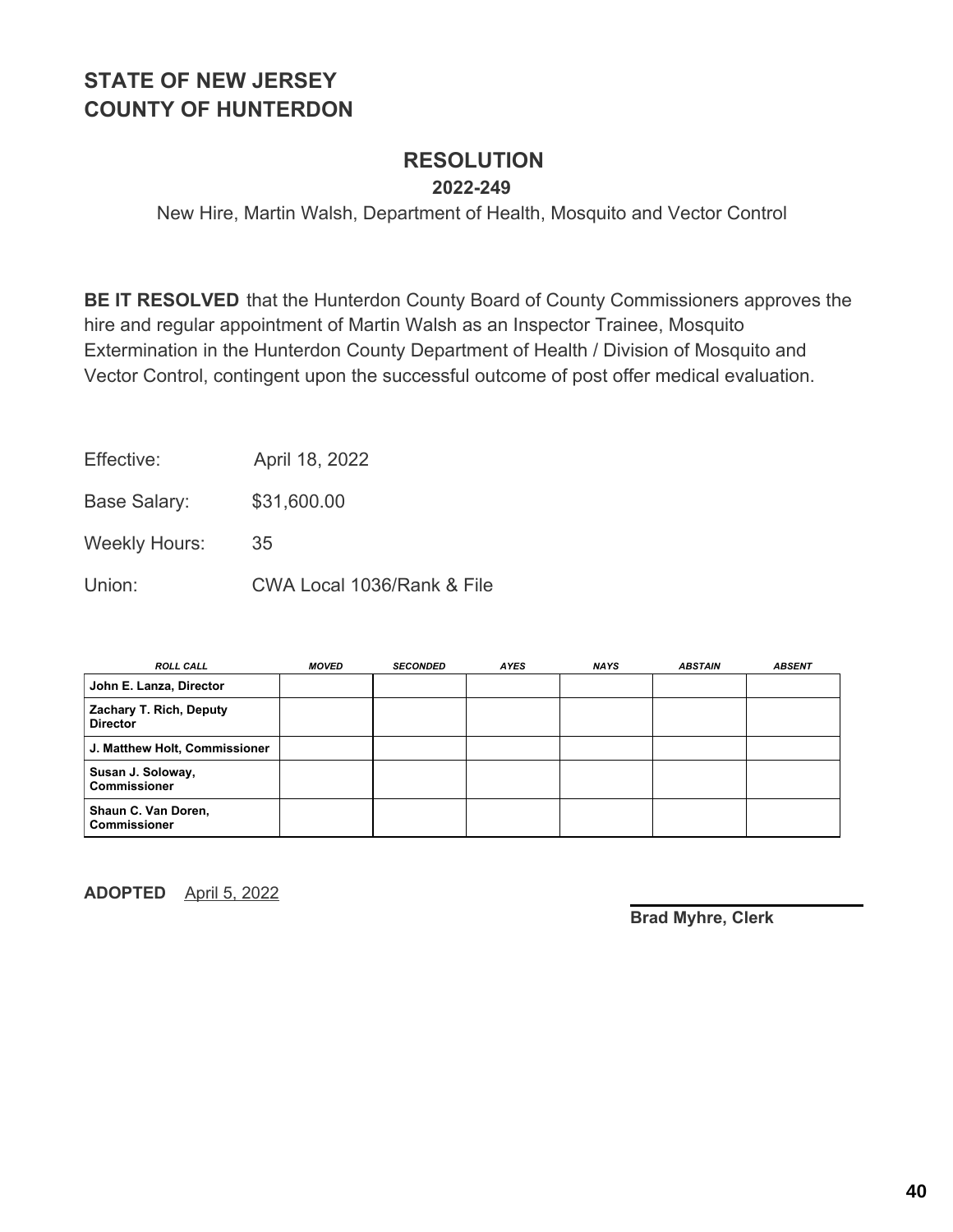# STATE OF NEW JERSEY
# COUNTY OF HUNTERDON

## RESOLUTION

### 2022-249

New Hire, Martin Walsh, Department of Health, Mosquito and Vector Control

**BE IT RESOLVED** that the Hunterdon County Board of County Commissioners approves the hire and regular appointment of Martin Walsh as an Inspector Trainee, Mosquito Extermination in the Hunterdon County Department of Health / Division of Mosquito and Vector Control, contingent upon the successful outcome of post offer medical evaluation.

Effective: April 18, 2022

Base Salary: $31,600.00

Weekly Hours: 35

Union: CWA Local 1036/Rank & File

| *ROLL CALL* | *MOVED* | *SECONDED* | *AYES* | *NAYS* | *ABSTAIN* | *ABSENT* |
|---|---|---|---|---|---|---|
| **John E. Lanza, Director** | | | | | | |
| **Zachary T. Rich, Deputy Director** | | | | | | |
| **J. Matthew Holt, Commissioner** | | | | | | |
| **Susan J. Soloway, Commissioner** | | | | | | |
| **Shaun C. Van Doren, Commissioner** | | | | | | |

**ADOPTED** April 5, 2022

**Brad Myhre, Clerk**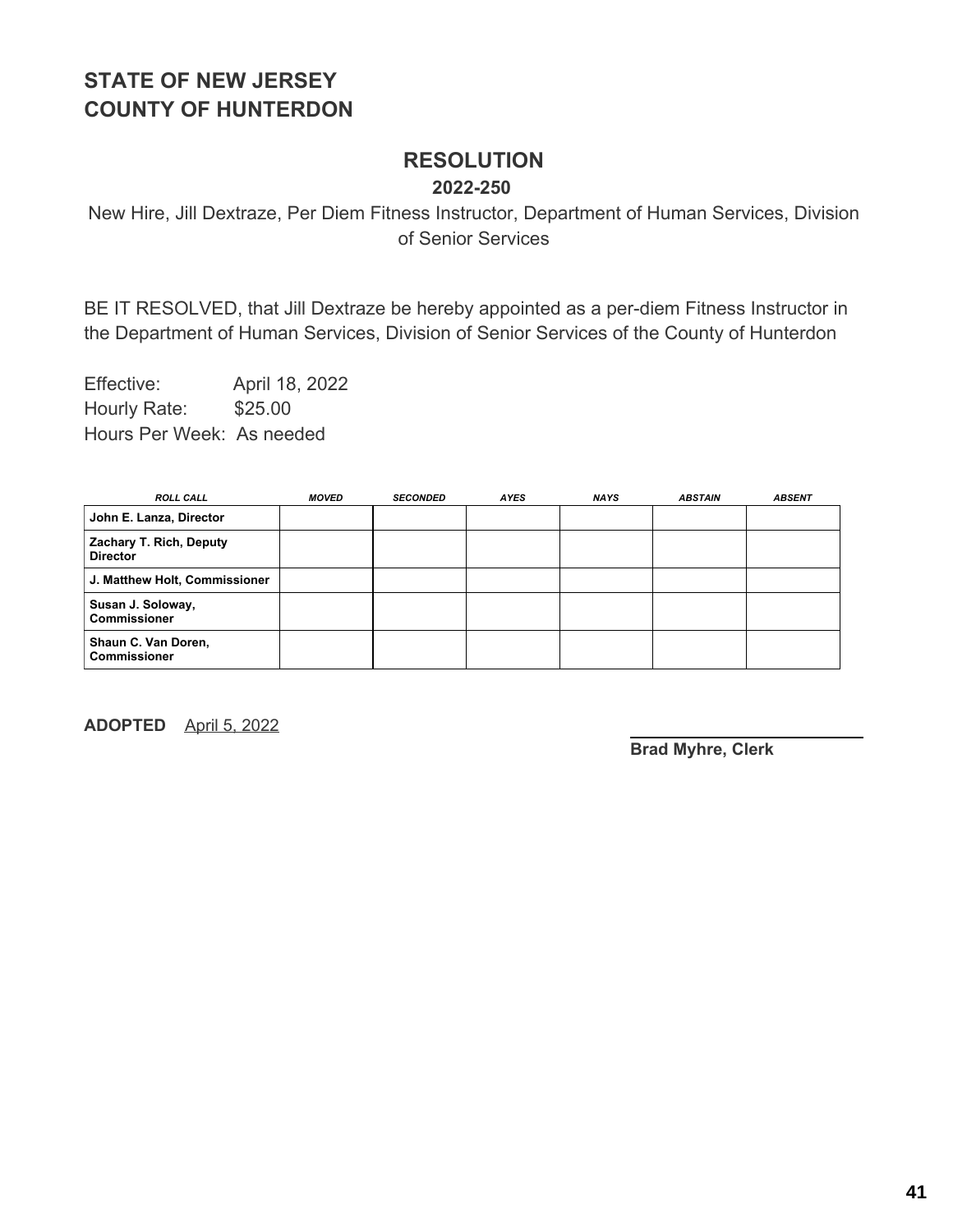# STATE OF NEW JERSEY
# COUNTY OF HUNTERDON

## RESOLUTION

### 2022-250

New Hire, Jill Dextraze, Per Diem Fitness Instructor, Department of Human Services, Division of Senior Services

BE IT RESOLVED, that Jill Dextraze be hereby appointed as a per-diem Fitness Instructor in the Department of Human Services, Division of Senior Services of the County of Hunterdon

Effective: April 18, 2022
Hourly Rate: $25.00
Hours Per Week: As needed

| ROLL CALL | MOVED | SECONDED | AYES | NAYS | ABSTAIN | ABSENT |
|---|---|---|---|---|---|---|
| **John E. Lanza, Director** | | | | | | |
| **Zachary T. Rich, Deputy Director** | | | | | | |
| **J. Matthew Holt, Commissioner** | | | | | | |
| **Susan J. Soloway, Commissioner** | | | | | | |
| **Shaun C. Van Doren, Commissioner** | | | | | | |

**ADOPTED** April 5, 2022

**Brad Myhre, Clerk**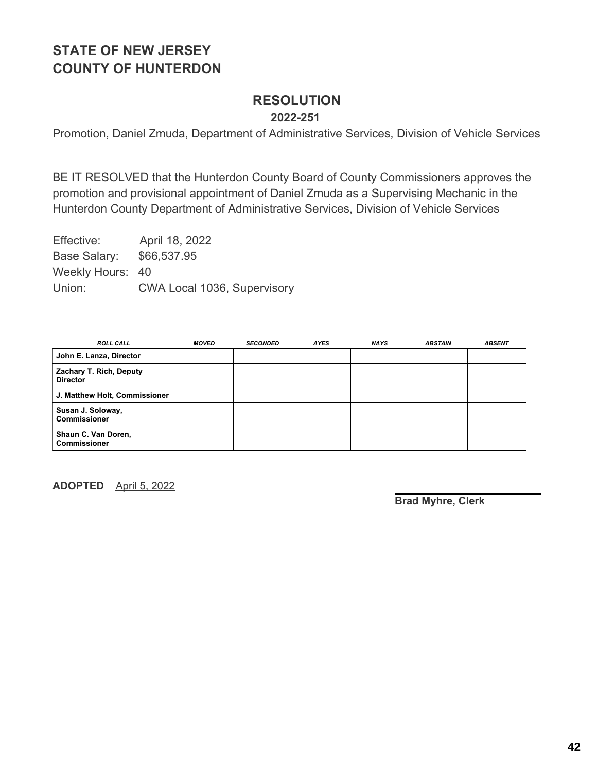## STATE OF NEW JERSEY
## COUNTY OF HUNTERDON

# RESOLUTION

**2022-251**

Promotion, Daniel Zmuda, Department of Administrative Services, Division of Vehicle Services

BE IT RESOLVED that the Hunterdon County Board of County Commissioners approves the promotion and provisional appointment of Daniel Zmuda as a Supervising Mechanic in the Hunterdon County Department of Administrative Services, Division of Vehicle Services

Effective: April 18, 2022
Base Salary: $66,537.95
Weekly Hours: 40
Union: CWA Local 1036, Supervisory

| *ROLL CALL* | *MOVED* | *SECONDED* | *AYES* | *NAYS* | *ABSTAIN* | *ABSENT* |
|---|---|---|---|---|---|---|
| **John E. Lanza, Director** | | | | | | |
| **Zachary T. Rich, Deputy Director** | | | | | | |
| **J. Matthew Holt, Commissioner** | | | | | | |
| **Susan J. Soloway, Commissioner** | | | | | | |
| **Shaun C. Van Doren, Commissioner** | | | | | | |

**ADOPTED** April 5, 2022

**Brad Myhre, Clerk**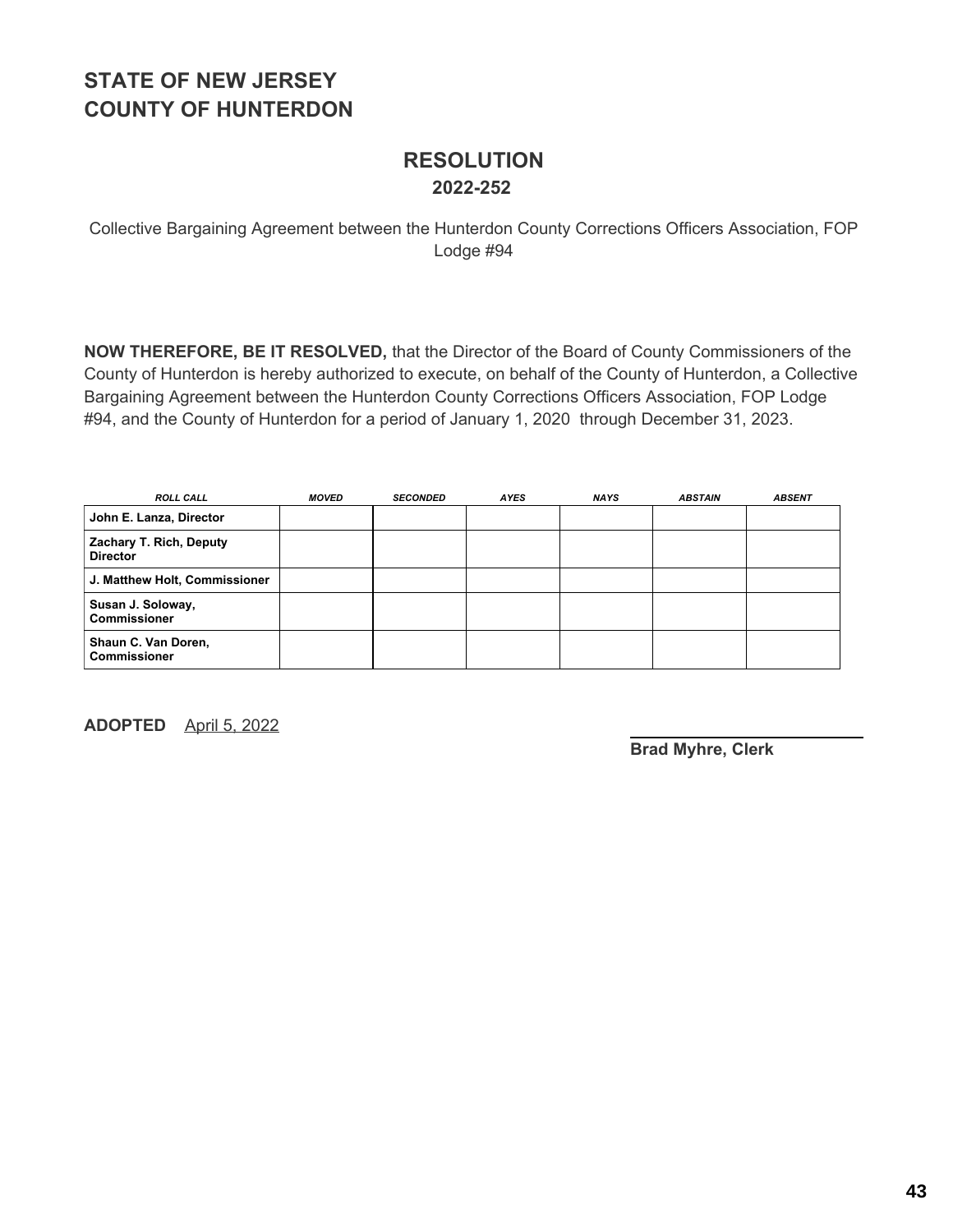# STATE OF NEW JERSEY
# COUNTY OF HUNTERDON

## RESOLUTION
### 2022-252

Collective Bargaining Agreement between the Hunterdon County Corrections Officers Association, FOP Lodge #94

**NOW THEREFORE, BE IT RESOLVED,** that the Director of the Board of County Commissioners of the County of Hunterdon is hereby authorized to execute, on behalf of the County of Hunterdon, a Collective Bargaining Agreement between the Hunterdon County Corrections Officers Association, FOP Lodge #94, and the County of Hunterdon for a period of January 1, 2020 through December 31, 2023.

| *ROLL CALL* | *MOVED* | *SECONDED* | *AYES* | *NAYS* | *ABSTAIN* | *ABSENT* |
|---|---|---|---|---|---|---|
| **John E. Lanza, Director** | | | | | | |
| **Zachary T. Rich, Deputy Director** | | | | | | |
| **J. Matthew Holt, Commissioner** | | | | | | |
| **Susan J. Soloway, Commissioner** | | | | | | |
| **Shaun C. Van Doren, Commissioner** | | | | | | |

**ADOPTED** April 5, 2022

**Brad Myhre, Clerk**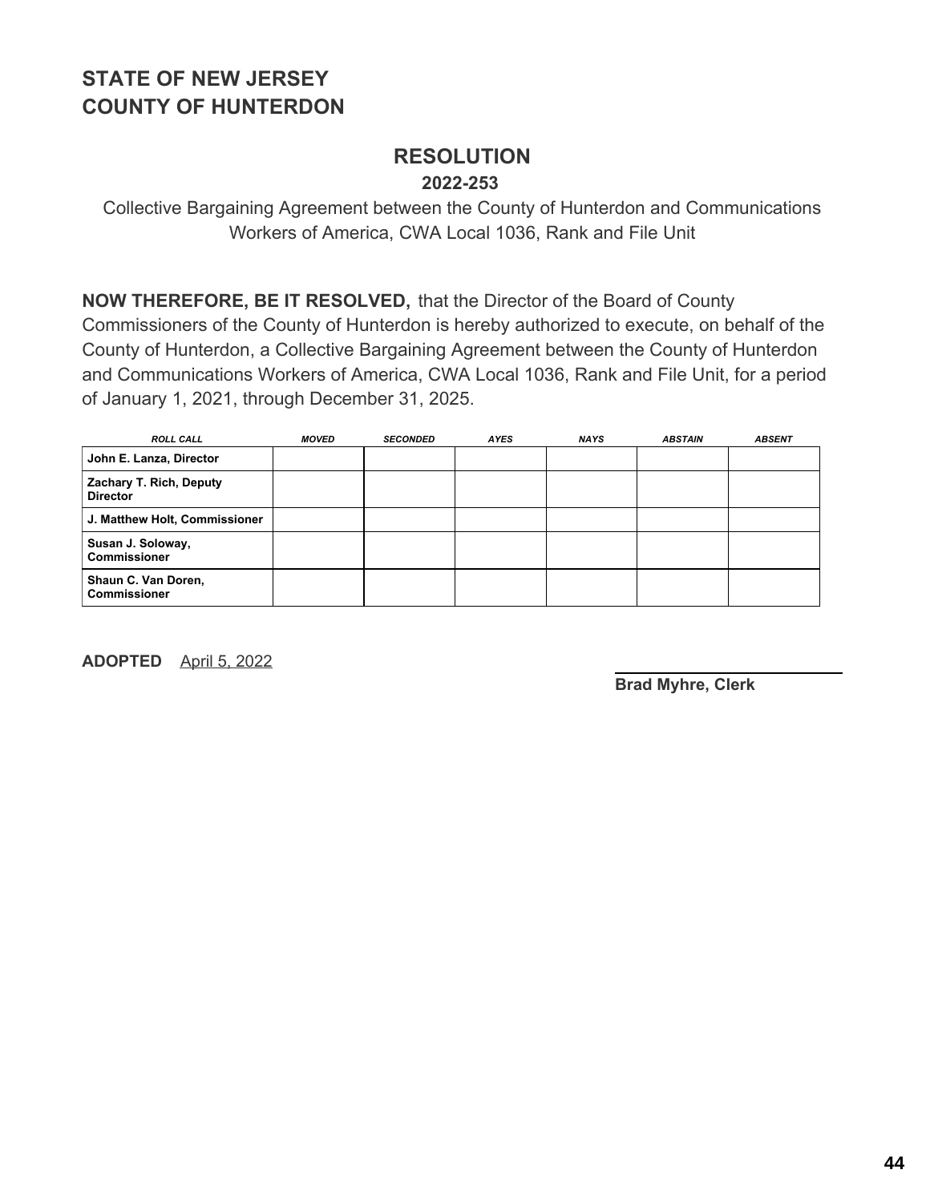**STATE OF NEW JERSEY**
**COUNTY OF HUNTERDON**

# RESOLUTION

**2022-253**

Collective Bargaining Agreement between the County of Hunterdon and Communications Workers of America, CWA Local 1036, Rank and File Unit

**NOW THEREFORE, BE IT RESOLVED,** that the Director of the Board of County Commissioners of the County of Hunterdon is hereby authorized to execute, on behalf of the County of Hunterdon, a Collective Bargaining Agreement between the County of Hunterdon and Communications Workers of America, CWA Local 1036, Rank and File Unit, for a period of January 1, 2021, through December 31, 2025.

| *ROLL CALL* | *MOVED* | *SECONDED* | *AYES* | *NAYS* | *ABSTAIN* | *ABSENT* |
|---|---|---|---|---|---|---|
| **John E. Lanza, Director** | | | | | | |
| **Zachary T. Rich, Deputy Director** | | | | | | |
| **J. Matthew Holt, Commissioner** | | | | | | |
| **Susan J. Soloway, Commissioner** | | | | | | |
| **Shaun C. Van Doren, Commissioner** | | | | | | |

**ADOPTED** April 5, 2022

**Brad Myhre, Clerk**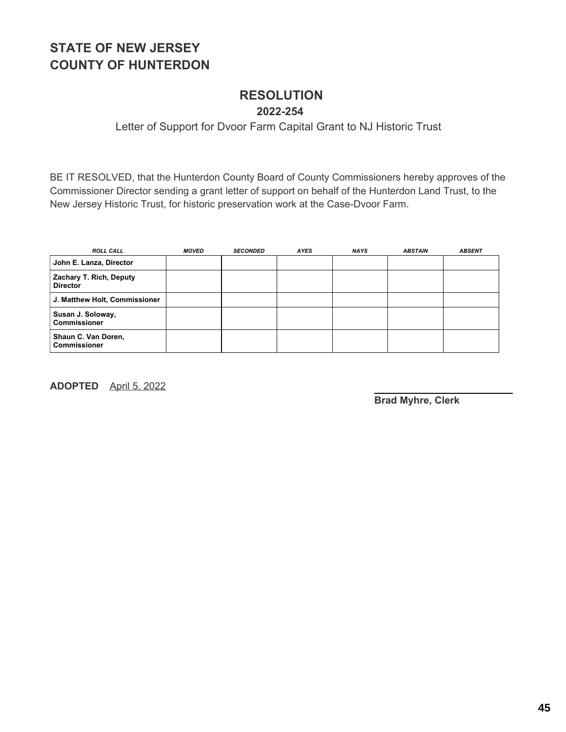## STATE OF NEW JERSEY
## COUNTY OF HUNTERDON

# RESOLUTION

### 2022-254

Letter of Support for Dvoor Farm Capital Grant to NJ Historic Trust

BE IT RESOLVED, that the Hunterdon County Board of County Commissioners hereby approves of the Commissioner Director sending a grant letter of support on behalf of the Hunterdon Land Trust, to the New Jersey Historic Trust, for historic preservation work at the Case-Dvoor Farm.

| *ROLL CALL* | *MOVED* | *SECONDED* | *AYES* | *NAYS* | *ABSTAIN* | *ABSENT* |
|---|---|---|---|---|---|---|
| **John E. Lanza, Director** | | | | | | |
| **Zachary T. Rich, Deputy Director** | | | | | | |
| **J. Matthew Holt, Commissioner** | | | | | | |
| **Susan J. Soloway, Commissioner** | | | | | | |
| **Shaun C. Van Doren, Commissioner** | | | | | | |

**ADOPTED** April 5, 2022

**Brad Myhre, Clerk**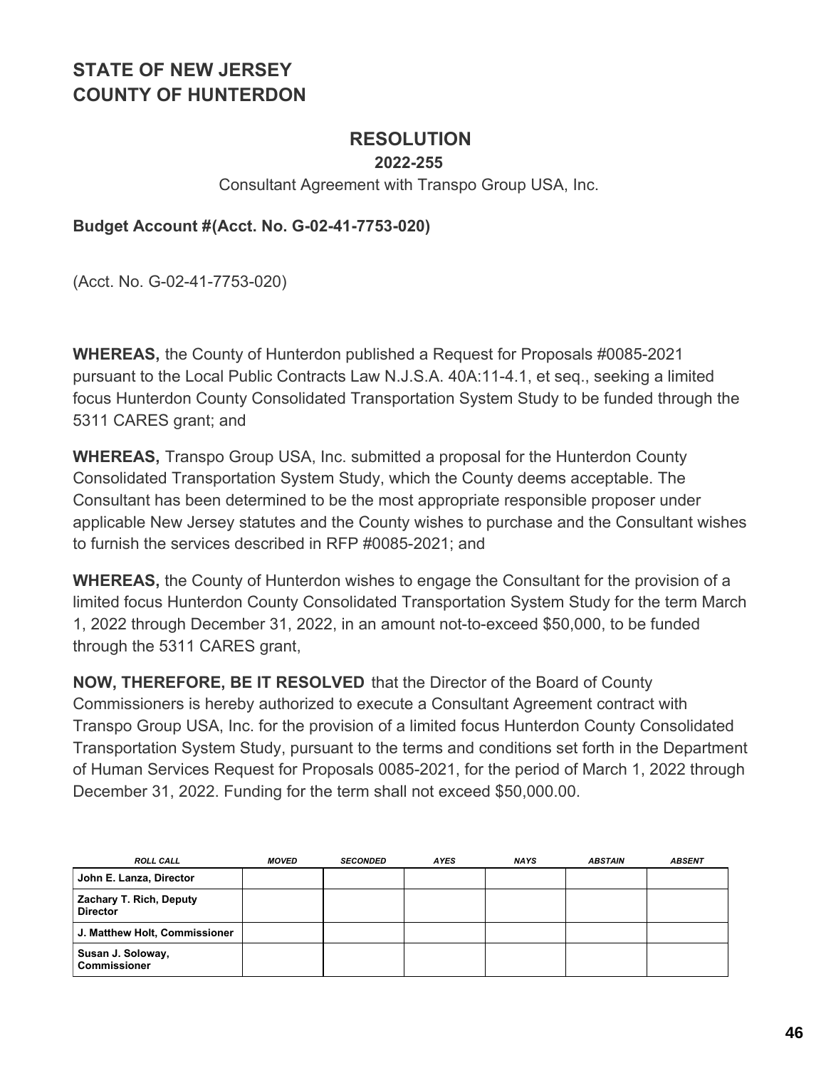# STATE OF NEW JERSEY
# COUNTY OF HUNTERDON

## RESOLUTION

**2022-255**

Consultant Agreement with Transpo Group USA, Inc.

**Budget Account #(Acct. No. G-02-41-7753-020)**

(Acct. No. G-02-41-7753-020)

**WHEREAS,** the County of Hunterdon published a Request for Proposals #0085-2021 pursuant to the Local Public Contracts Law N.J.S.A. 40A:11-4.1, et seq., seeking a limited focus Hunterdon County Consolidated Transportation System Study to be funded through the 5311 CARES grant; and

**WHEREAS,** Transpo Group USA, Inc. submitted a proposal for the Hunterdon County Consolidated Transportation System Study, which the County deems acceptable. The Consultant has been determined to be the most appropriate responsible proposer under applicable New Jersey statutes and the County wishes to purchase and the Consultant wishes to furnish the services described in RFP #0085-2021; and

**WHEREAS,** the County of Hunterdon wishes to engage the Consultant for the provision of a limited focus Hunterdon County Consolidated Transportation System Study for the term March 1, 2022 through December 31, 2022, in an amount not-to-exceed $50,000, to be funded through the 5311 CARES grant,

**NOW, THEREFORE, BE IT RESOLVED** that the Director of the Board of County Commissioners is hereby authorized to execute a Consultant Agreement contract with Transpo Group USA, Inc. for the provision of a limited focus Hunterdon County Consolidated Transportation System Study, pursuant to the terms and conditions set forth in the Department of Human Services Request for Proposals 0085-2021, for the period of March 1, 2022 through December 31, 2022. Funding for the term shall not exceed $50,000.00.

| *ROLL CALL* | *MOVED* | *SECONDED* | *AYES* | *NAYS* | *ABSTAIN* | *ABSENT* |
|---|---|---|---|---|---|---|
| **John E. Lanza, Director** | | | | | | |
| **Zachary T. Rich, Deputy Director** | | | | | | |
| **J. Matthew Holt, Commissioner** | | | | | | |
| **Susan J. Soloway, Commissioner** | | | | | | |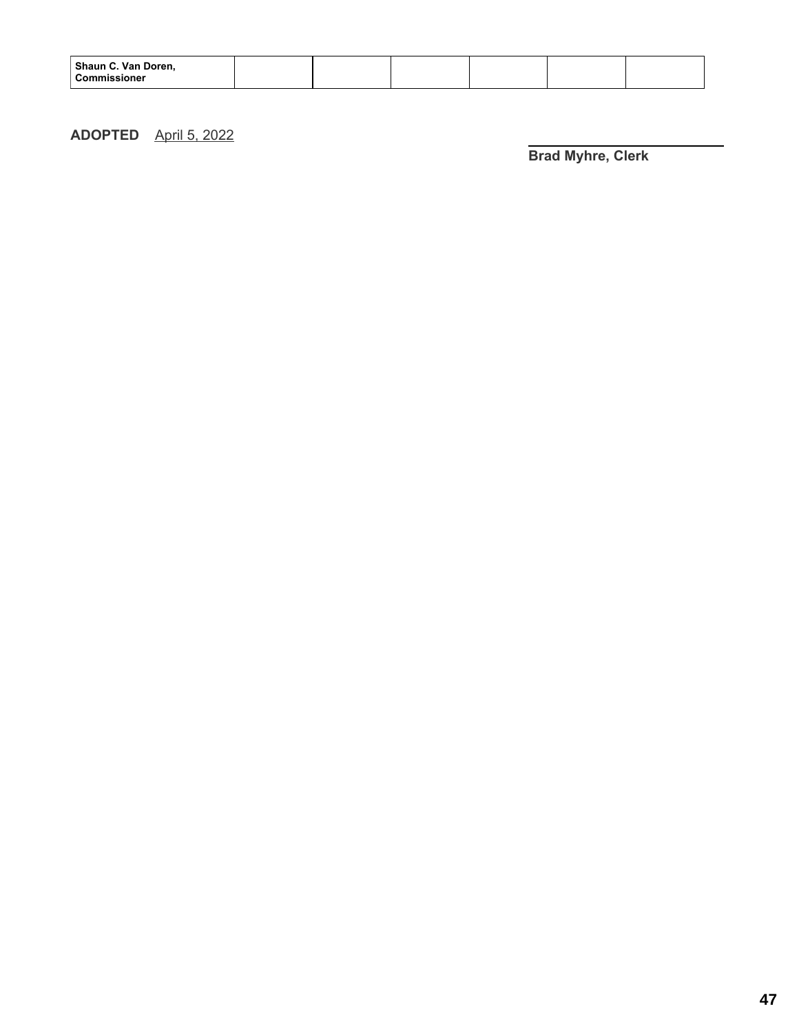| Shaun C. Van Doren, Commissioner | | | | | | |
|---|---|---|---|---|---|---|

**ADOPTED** April 5, 2022

______________________________
**Brad Myhre, Clerk**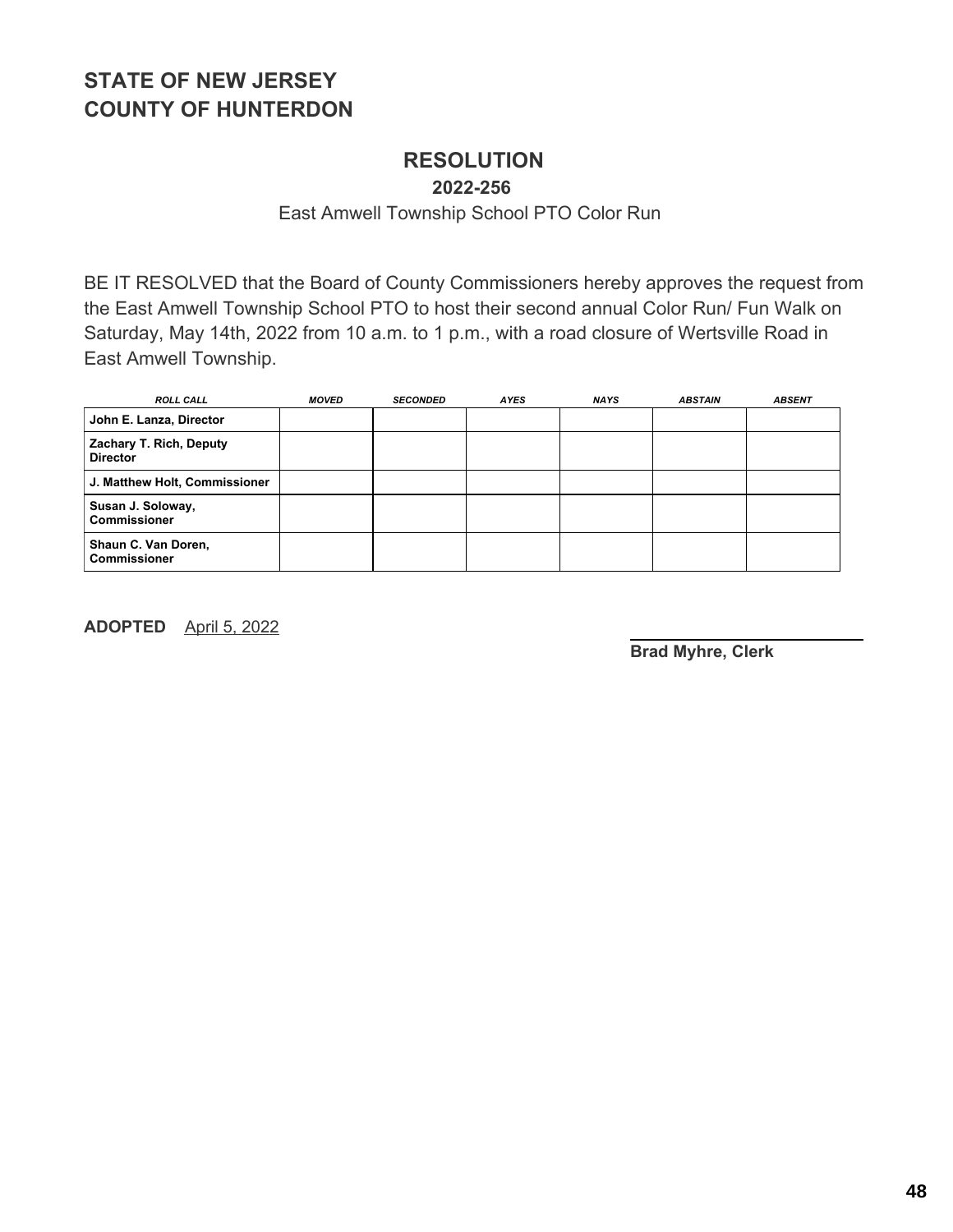## STATE OF NEW JERSEY
## COUNTY OF HUNTERDON

# RESOLUTION

**2022-256**

East Amwell Township School PTO Color Run

BE IT RESOLVED that the Board of County Commissioners hereby approves the request from the East Amwell Township School PTO to host their second annual Color Run/ Fun Walk on Saturday, May 14th, 2022 from 10 a.m. to 1 p.m., with a road closure of Wertsville Road in East Amwell Township.

| *ROLL CALL* | *MOVED* | *SECONDED* | *AYES* | *NAYS* | *ABSTAIN* | *ABSENT* |
|---|---|---|---|---|---|---|
| **John E. Lanza, Director** | | | | | | |
| **Zachary T. Rich, Deputy Director** | | | | | | |
| **J. Matthew Holt, Commissioner** | | | | | | |
| **Susan J. Soloway, Commissioner** | | | | | | |
| **Shaun C. Van Doren, Commissioner** | | | | | | |

**ADOPTED** April 5, 2022

**Brad Myhre, Clerk**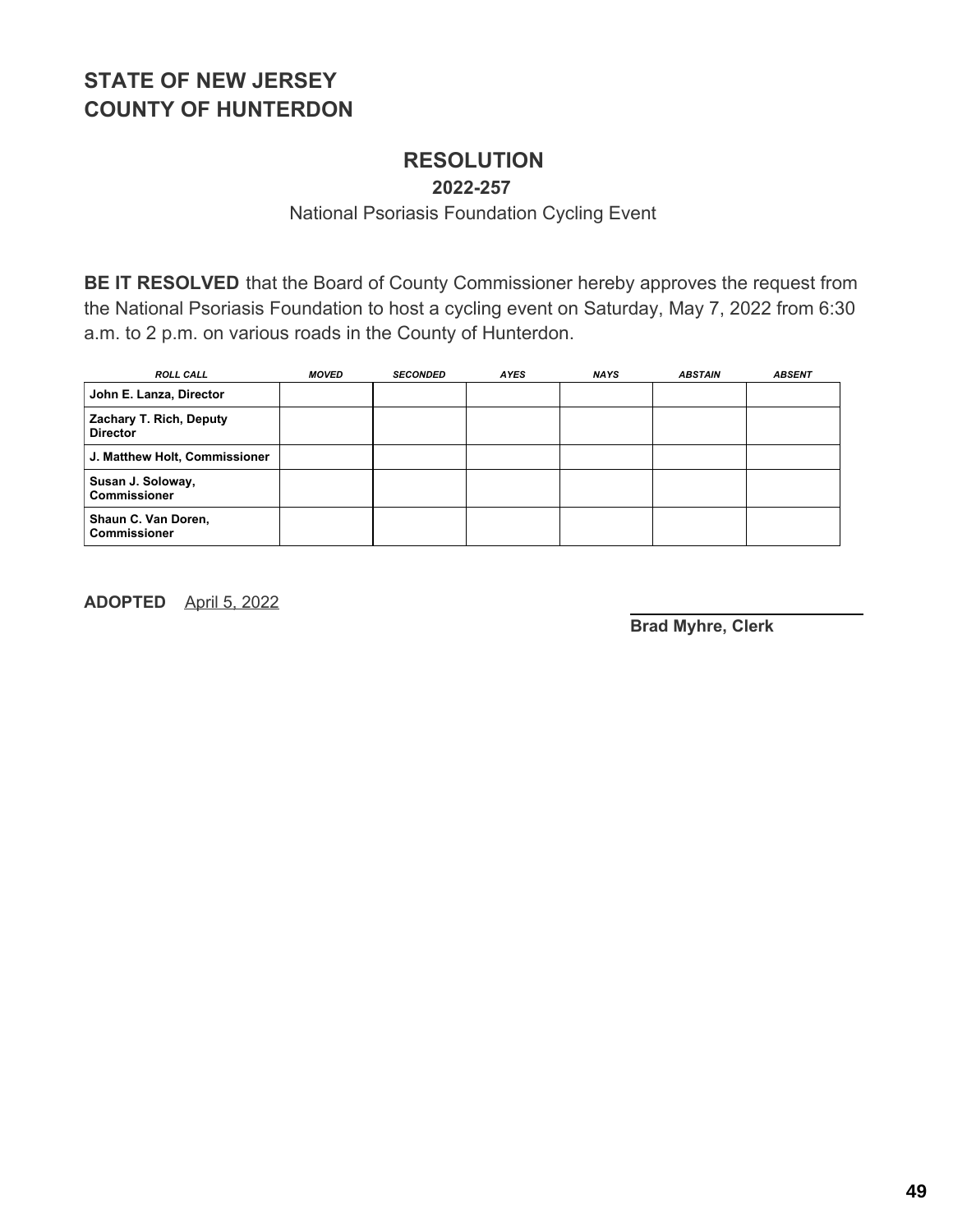## STATE OF NEW JERSEY
## COUNTY OF HUNTERDON

# RESOLUTION

### 2022-257

National Psoriasis Foundation Cycling Event

**BE IT RESOLVED** that the Board of County Commissioner hereby approves the request from the National Psoriasis Foundation to host a cycling event on Saturday, May 7, 2022 from 6:30 a.m. to 2 p.m. on various roads in the County of Hunterdon.

| *ROLL CALL* | *MOVED* | *SECONDED* | *AYES* | *NAYS* | *ABSTAIN* | *ABSENT* |
|---|---|---|---|---|---|---|
| **John E. Lanza, Director** | | | | | | |
| **Zachary T. Rich, Deputy Director** | | | | | | |
| **J. Matthew Holt, Commissioner** | | | | | | |
| **Susan J. Soloway, Commissioner** | | | | | | |
| **Shaun C. Van Doren, Commissioner** | | | | | | |

**ADOPTED** April 5, 2022

**Brad Myhre, Clerk**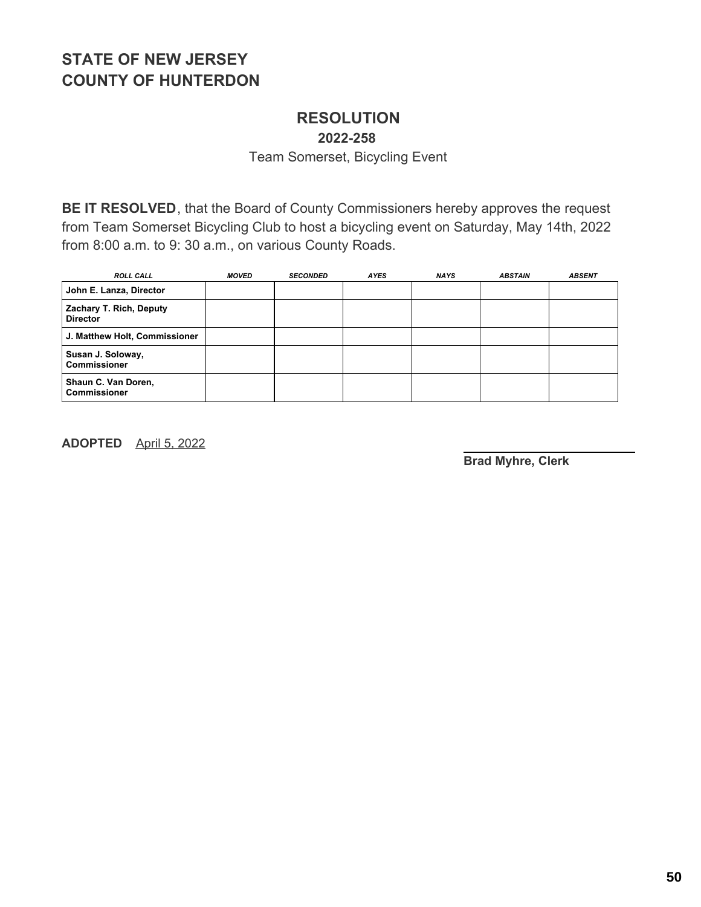## STATE OF NEW JERSEY
## COUNTY OF HUNTERDON

# RESOLUTION

### 2022-258

Team Somerset, Bicycling Event

**BE IT RESOLVED**, that the Board of County Commissioners hereby approves the request from Team Somerset Bicycling Club to host a bicycling event on Saturday, May 14th, 2022 from 8:00 a.m. to 9: 30 a.m., on various County Roads.

| *ROLL CALL* | *MOVED* | *SECONDED* | *AYES* | *NAYS* | *ABSTAIN* | *ABSENT* |
|---|---|---|---|---|---|---|
| **John E. Lanza, Director** | | | | | | |
| **Zachary T. Rich, Deputy Director** | | | | | | |
| **J. Matthew Holt, Commissioner** | | | | | | |
| **Susan J. Soloway, Commissioner** | | | | | | |
| **Shaun C. Van Doren, Commissioner** | | | | | | |

**ADOPTED** April 5, 2022

**Brad Myhre, Clerk**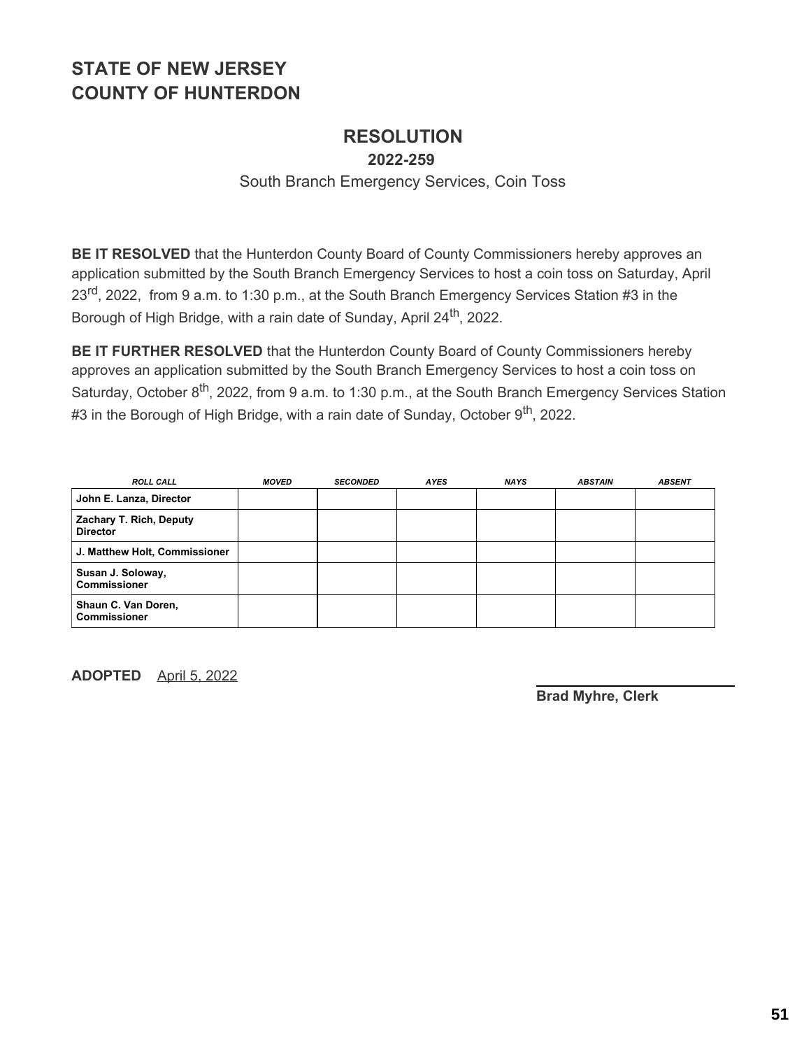# STATE OF NEW JERSEY
# COUNTY OF HUNTERDON

## RESOLUTION

### 2022-259

South Branch Emergency Services, Coin Toss

**BE IT RESOLVED** that the Hunterdon County Board of County Commissioners hereby approves an application submitted by the South Branch Emergency Services to host a coin toss on Saturday, April 23rd, 2022, from 9 a.m. to 1:30 p.m., at the South Branch Emergency Services Station #3 in the Borough of High Bridge, with a rain date of Sunday, April 24th, 2022.

**BE IT FURTHER RESOLVED** that the Hunterdon County Board of County Commissioners hereby approves an application submitted by the South Branch Emergency Services to host a coin toss on Saturday, October 8th, 2022, from 9 a.m. to 1:30 p.m., at the South Branch Emergency Services Station #3 in the Borough of High Bridge, with a rain date of Sunday, October 9th, 2022.

| *ROLL CALL* | *MOVED* | *SECONDED* | *AYES* | *NAYS* | *ABSTAIN* | *ABSENT* |
|---|---|---|---|---|---|---|
| **John E. Lanza, Director** | | | | | | |
| **Zachary T. Rich, Deputy Director** | | | | | | |
| **J. Matthew Holt, Commissioner** | | | | | | |
| **Susan J. Soloway, Commissioner** | | | | | | |
| **Shaun C. Van Doren, Commissioner** | | | | | | |

**ADOPTED** April 5, 2022

**Brad Myhre, Clerk**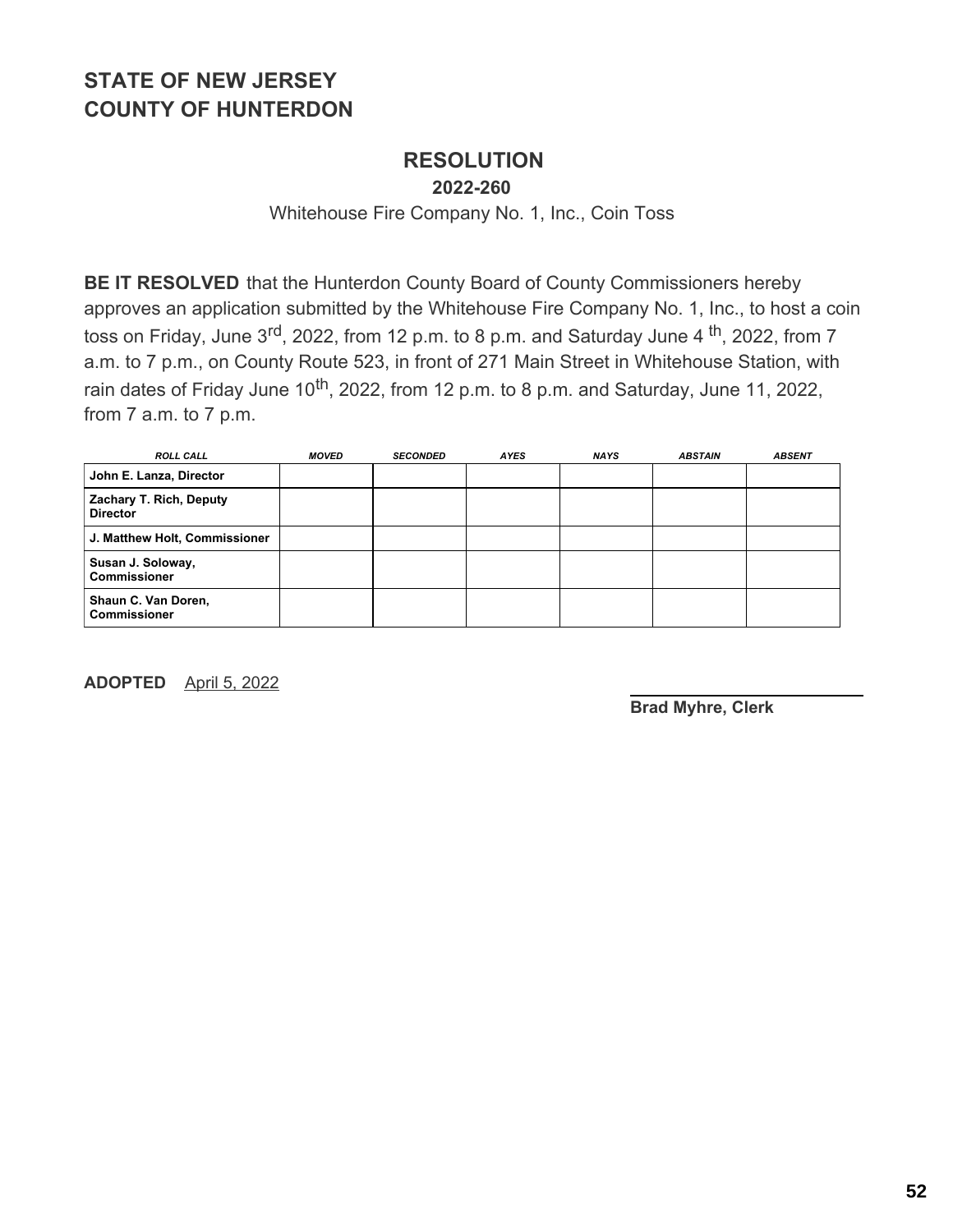# STATE OF NEW JERSEY
# COUNTY OF HUNTERDON

## RESOLUTION

**2022-260**

Whitehouse Fire Company No. 1, Inc., Coin Toss

**BE IT RESOLVED** that the Hunterdon County Board of County Commissioners hereby approves an application submitted by the Whitehouse Fire Company No. 1, Inc., to host a coin toss on Friday, June 3rd, 2022, from 12 p.m. to 8 p.m. and Saturday June 4 th, 2022, from 7 a.m. to 7 p.m., on County Route 523, in front of 271 Main Street in Whitehouse Station, with rain dates of Friday June 10th, 2022, from 12 p.m. to 8 p.m. and Saturday, June 11, 2022, from 7 a.m. to 7 p.m.

| ROLL CALL | MOVED | SECONDED | AYES | NAYS | ABSTAIN | ABSENT |
|---|---|---|---|---|---|---|
| John E. Lanza, Director | | | | | | |
| Zachary T. Rich, Deputy Director | | | | | | |
| J. Matthew Holt, Commissioner | | | | | | |
| Susan J. Soloway, Commissioner | | | | | | |
| Shaun C. Van Doren, Commissioner | | | | | | |

**ADOPTED** April 5, 2022

**Brad Myhre, Clerk**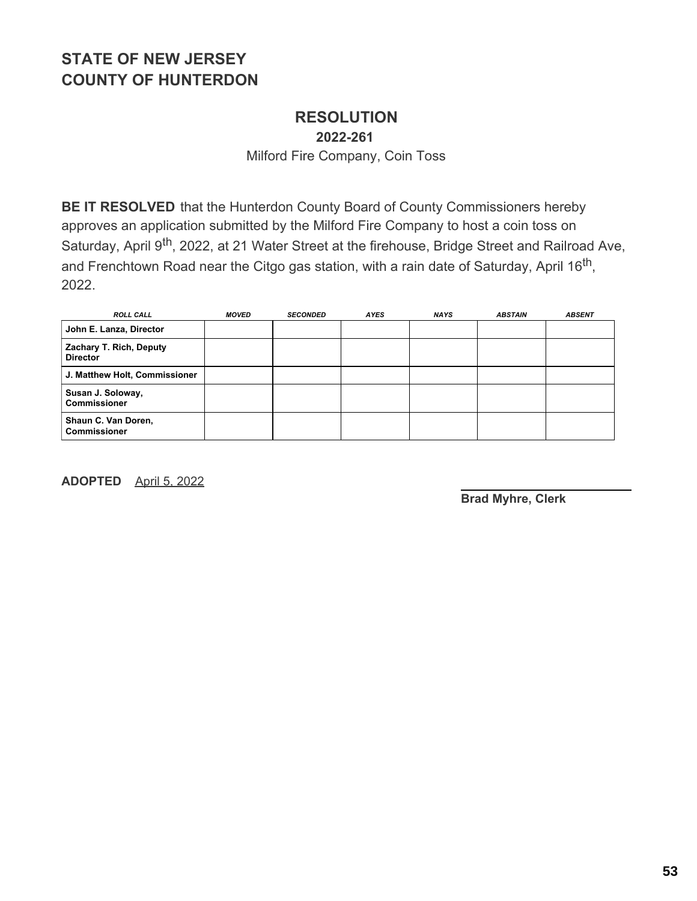# STATE OF NEW JERSEY
# COUNTY OF HUNTERDON

## RESOLUTION

### 2022-261

Milford Fire Company, Coin Toss

**BE IT RESOLVED** that the Hunterdon County Board of County Commissioners hereby approves an application submitted by the Milford Fire Company to host a coin toss on Saturday, April 9th, 2022, at 21 Water Street at the firehouse, Bridge Street and Railroad Ave, and Frenchtown Road near the Citgo gas station, with a rain date of Saturday, April 16th, 2022.

| ROLL CALL | MOVED | SECONDED | AYES | NAYS | ABSTAIN | ABSENT |
|---|---|---|---|---|---|---|
| **John E. Lanza, Director** | | | | | | |
| **Zachary T. Rich, Deputy Director** | | | | | | |
| **J. Matthew Holt, Commissioner** | | | | | | |
| **Susan J. Soloway, Commissioner** | | | | | | |
| **Shaun C. Van Doren, Commissioner** | | | | | | |

**ADOPTED** April 5, 2022

**Brad Myhre, Clerk**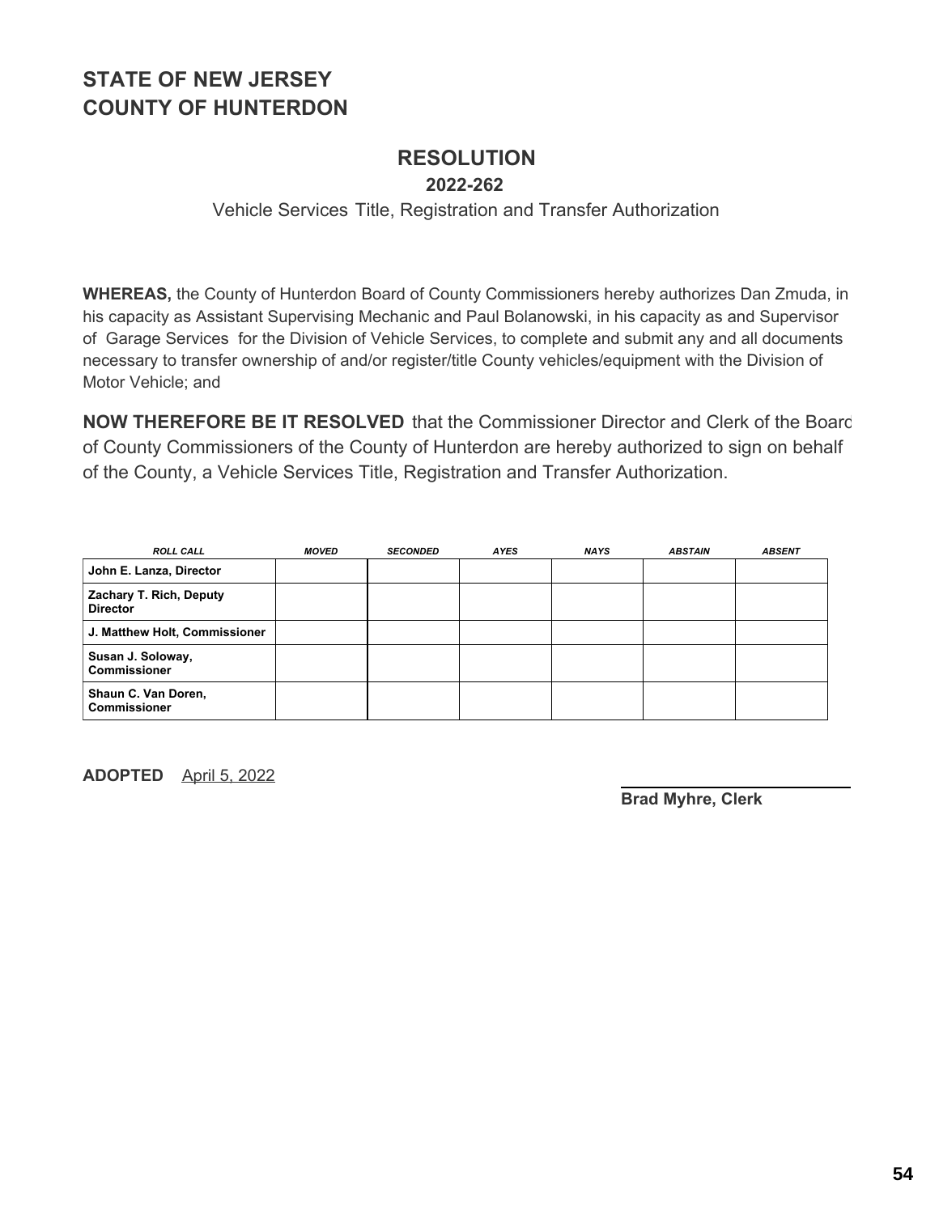# STATE OF NEW JERSEY
# COUNTY OF HUNTERDON

## RESOLUTION

### 2022-262

Vehicle Services Title, Registration and Transfer Authorization

**WHEREAS,** the County of Hunterdon Board of County Commissioners hereby authorizes Dan Zmuda, in his capacity as Assistant Supervising Mechanic and Paul Bolanowski, in his capacity as and Supervisor of Garage Services for the Division of Vehicle Services, to complete and submit any and all documents necessary to transfer ownership of and/or register/title County vehicles/equipment with the Division of Motor Vehicle; and

**NOW THEREFORE BE IT RESOLVED** that the Commissioner Director and Clerk of the Board of County Commissioners of the County of Hunterdon are hereby authorized to sign on behalf of the County, a Vehicle Services Title, Registration and Transfer Authorization.

| ROLL CALL | MOVED | SECONDED | AYES | NAYS | ABSTAIN | ABSENT |
|---|---|---|---|---|---|---|
| **John E. Lanza, Director** | | | | | | |
| **Zachary T. Rich, Deputy Director** | | | | | | |
| **J. Matthew Holt, Commissioner** | | | | | | |
| **Susan J. Soloway, Commissioner** | | | | | | |
| **Shaun C. Van Doren, Commissioner** | | | | | | |

**ADOPTED** April 5, 2022

**Brad Myhre, Clerk**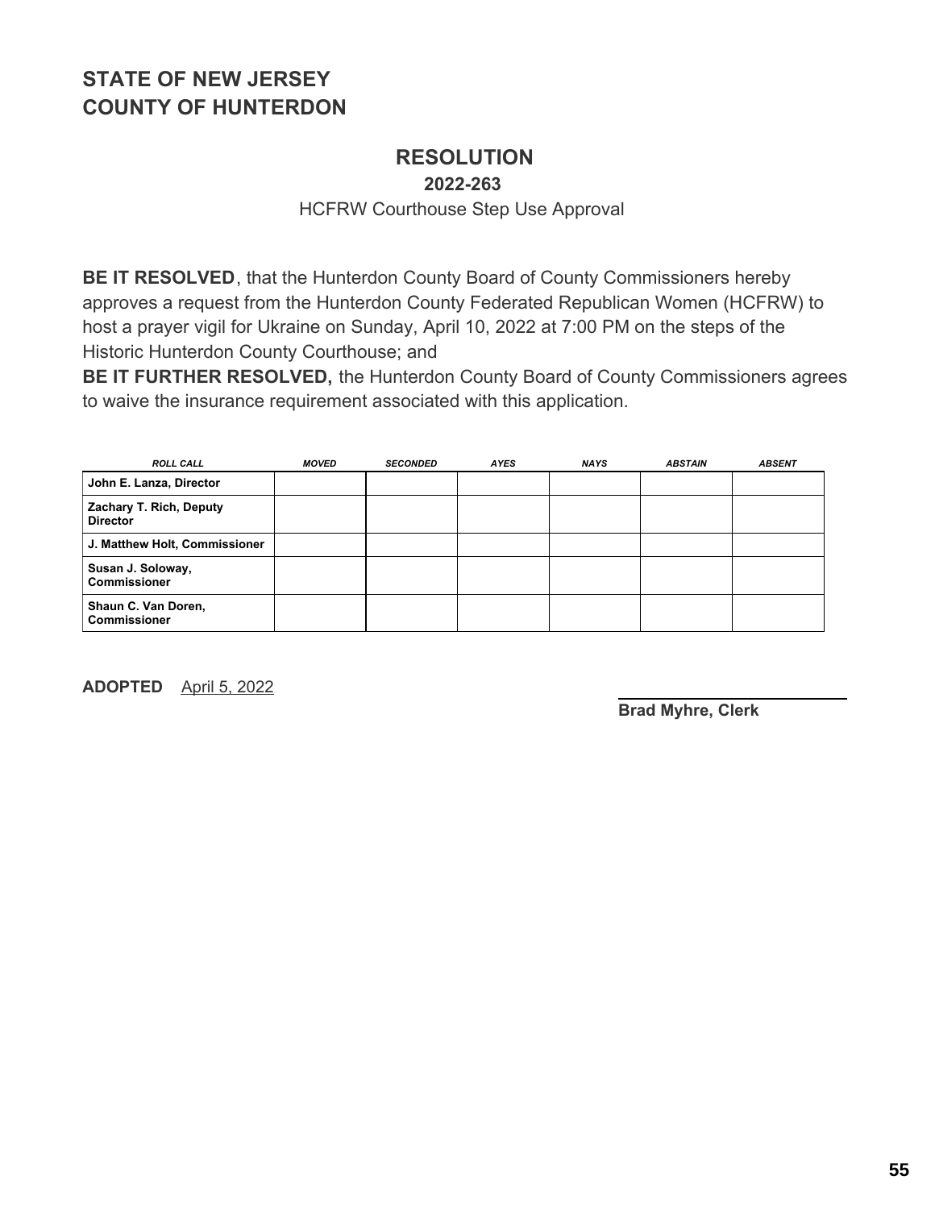# STATE OF NEW JERSEY
# COUNTY OF HUNTERDON

## RESOLUTION

**2022-263**

HCFRW Courthouse Step Use Approval

**BE IT RESOLVED**, that the Hunterdon County Board of County Commissioners hereby approves a request from the Hunterdon County Federated Republican Women (HCFRW) to host a prayer vigil for Ukraine on Sunday, April 10, 2022 at 7:00 PM on the steps of the Historic Hunterdon County Courthouse; and

**BE IT FURTHER RESOLVED,** the Hunterdon County Board of County Commissioners agrees to waive the insurance requirement associated with this application.

| *ROLL CALL* | *MOVED* | *SECONDED* | *AYES* | *NAYS* | *ABSTAIN* | *ABSENT* |
|---|---|---|---|---|---|---|
| **John E. Lanza, Director** | | | | | | |
| **Zachary T. Rich, Deputy Director** | | | | | | |
| **J. Matthew Holt, Commissioner** | | | | | | |
| **Susan J. Soloway, Commissioner** | | | | | | |
| **Shaun C. Van Doren, Commissioner** | | | | | | |

**ADOPTED** April 5, 2022

**Brad Myhre, Clerk**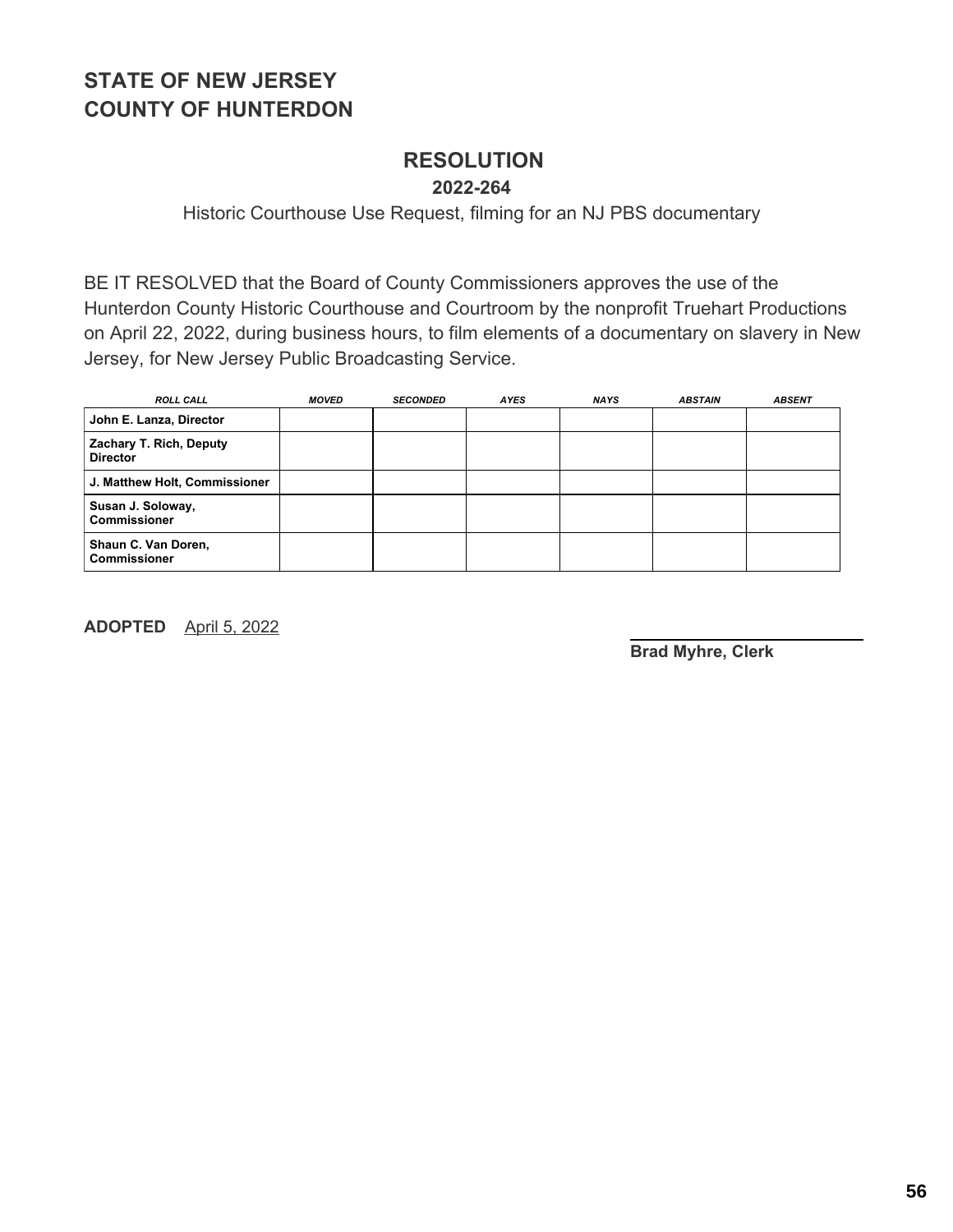# STATE OF NEW JERSEY
# COUNTY OF HUNTERDON

## RESOLUTION

**2022-264**

Historic Courthouse Use Request, filming for an NJ PBS documentary

BE IT RESOLVED that the Board of County Commissioners approves the use of the Hunterdon County Historic Courthouse and Courtroom by the nonprofit Truehart Productions on April 22, 2022, during business hours, to film elements of a documentary on slavery in New Jersey, for New Jersey Public Broadcasting Service.

| *ROLL CALL* | *MOVED* | *SECONDED* | *AYES* | *NAYS* | *ABSTAIN* | *ABSENT* |
|---|---|---|---|---|---|---|
| **John E. Lanza, Director** | | | | | | |
| **Zachary T. Rich, Deputy Director** | | | | | | |
| **J. Matthew Holt, Commissioner** | | | | | | |
| **Susan J. Soloway, Commissioner** | | | | | | |
| **Shaun C. Van Doren, Commissioner** | | | | | | |

**ADOPTED** April 5, 2022

**Brad Myhre, Clerk**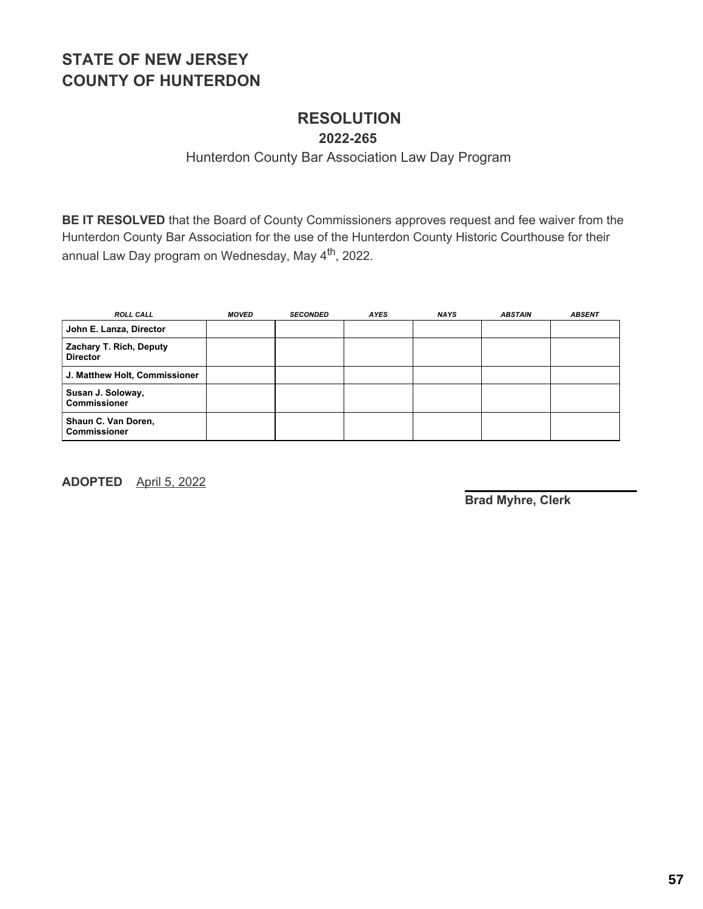**STATE OF NEW JERSEY**
**COUNTY OF HUNTERDON**

# RESOLUTION

## 2022-265

Hunterdon County Bar Association Law Day Program

**BE IT RESOLVED** that the Board of County Commissioners approves request and fee waiver from the Hunterdon County Bar Association for the use of the Hunterdon County Historic Courthouse for their annual Law Day program on Wednesday, May 4th, 2022.

| ROLL CALL | MOVED | SECONDED | AYES | NAYS | ABSTAIN | ABSENT |
|---|---|---|---|---|---|---|
| John E. Lanza, Director | | | | | | |
| Zachary T. Rich, Deputy Director | | | | | | |
| J. Matthew Holt, Commissioner | | | | | | |
| Susan J. Soloway, Commissioner | | | | | | |
| Shaun C. Van Doren, Commissioner | | | | | | |

**ADOPTED** April 5, 2022

**Brad Myhre, Clerk**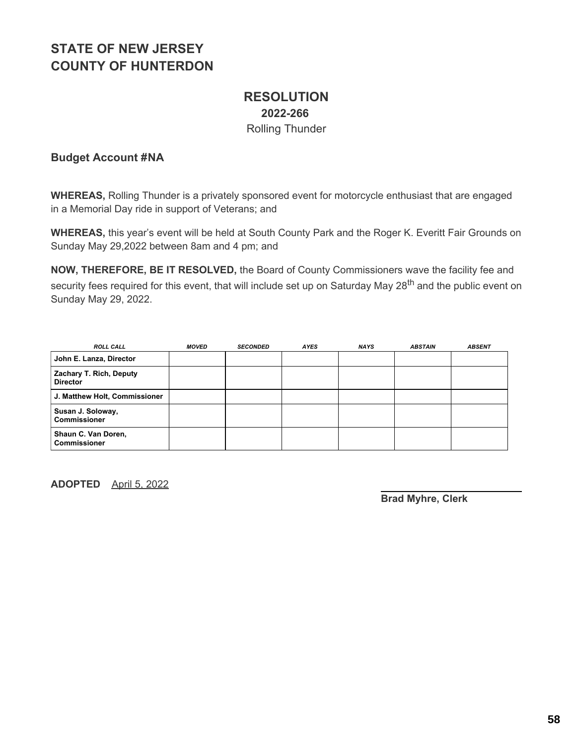# STATE OF NEW JERSEY
# COUNTY OF HUNTERDON

## RESOLUTION
### 2022-266
Rolling Thunder

**Budget Account #NA**

**WHEREAS,** Rolling Thunder is a privately sponsored event for motorcycle enthusiast that are engaged in a Memorial Day ride in support of Veterans; and

**WHEREAS,** this year's event will be held at South County Park and the Roger K. Everitt Fair Grounds on Sunday May 29,2022 between 8am and 4 pm; and

**NOW, THEREFORE, BE IT RESOLVED,** the Board of County Commissioners wave the facility fee and security fees required for this event, that will include set up on Saturday May 28th and the public event on Sunday May 29, 2022.

| *ROLL CALL* | *MOVED* | *SECONDED* | *AYES* | *NAYS* | *ABSTAIN* | *ABSENT* |
|---|---|---|---|---|---|---|
| **John E. Lanza, Director** | | | | | | |
| **Zachary T. Rich, Deputy Director** | | | | | | |
| **J. Matthew Holt, Commissioner** | | | | | | |
| **Susan J. Soloway, Commissioner** | | | | | | |
| **Shaun C. Van Doren, Commissioner** | | | | | | |

**ADOPTED** April 5, 2022

**Brad Myhre, Clerk**